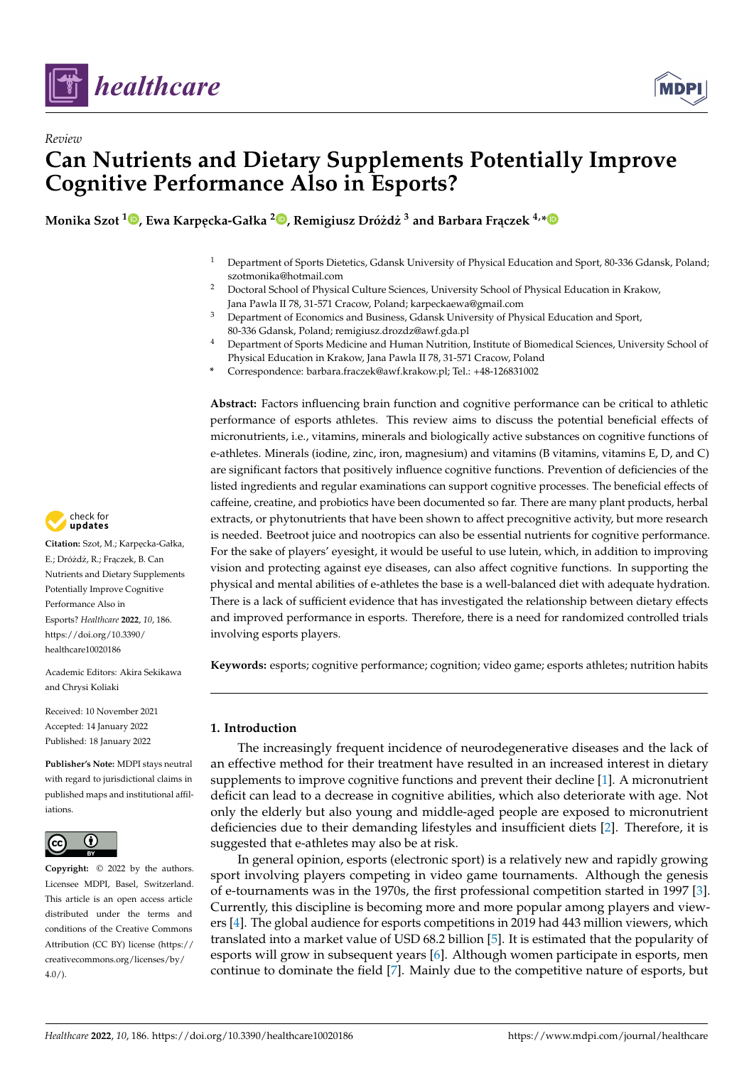*Review*

# Can Nutrients and Dietary Supplements Potentially Improve Cognitive Performance Also in Esports?

**Monika Szot [1], Ewa Karpęcka-Gałka [2], Remigiusz Dróżdż [3] and Barbara Frączek [4,*]**

[1] Department of Sports Dietetics, Gdansk University of Physical Education and Sport, 80-336 Gdansk, Poland; szotmonika@hotmail.com

[2] Doctoral School of Physical Culture Sciences, University School of Physical Education in Krakow, Jana Pawla II 78, 31-571 Cracow, Poland; karpeckaewa@gmail.com

[3] Department of Economics and Business, Gdansk University of Physical Education and Sport, 80-336 Gdansk, Poland; remigiusz.drozdz@awf.gda.pl

[4] Department of Sports Medicine and Human Nutrition, Institute of Biomedical Sciences, University School of Physical Education in Krakow, Jana Pawla II 78, 31-571 Cracow, Poland

\* Correspondence: barbara.fraczek@awf.krakow.pl; Tel.: +48-126831002

**Abstract:** Factors influencing brain function and cognitive performance can be critical to athletic performance of esports athletes. This review aims to discuss the potential beneficial effects of micronutrients, i.e., vitamins, minerals and biologically active substances on cognitive functions of e-athletes. Minerals (iodine, zinc, iron, magnesium) and vitamins (B vitamins, vitamins E, D, and C) are significant factors that positively influence cognitive functions. Prevention of deficiencies of the listed ingredients and regular examinations can support cognitive processes. The beneficial effects of caffeine, creatine, and probiotics have been documented so far. There are many plant products, herbal extracts, or phytonutrients that have been shown to affect precognitive activity, but more research is needed. Beetroot juice and nootropics can also be essential nutrients for cognitive performance. For the sake of players' eyesight, it would be useful to use lutein, which, in addition to improving vision and protecting against eye diseases, can also affect cognitive functions. In supporting the physical and mental abilities of e-athletes the base is a well-balanced diet with adequate hydration. There is a lack of sufficient evidence that has investigated the relationship between dietary effects and improved performance in esports. Therefore, there is a need for randomized controlled trials involving esports players.

**Keywords:** esports; cognitive performance; cognition; video game; esports athletes; nutrition habits

**Citation:** Szot, M.; Karpęcka-Gałka, E.; Dróżdż, R.; Frączek, B. Can Nutrients and Dietary Supplements Potentially Improve Cognitive Performance Also in Esports? *Healthcare* **2022**, *10*, 186. https://doi.org/10.3390/healthcare10020186

Academic Editors: Akira Sekikawa and Chrysi Koliaki

Received: 10 November 2021
Accepted: 14 January 2022
Published: 18 January 2022

**Publisher's Note:** MDPI stays neutral with regard to jurisdictional claims in published maps and institutional affiliations.

**Copyright:** © 2022 by the authors. Licensee MDPI, Basel, Switzerland. This article is an open access article distributed under the terms and conditions of the Creative Commons Attribution (CC BY) license (https://creativecommons.org/licenses/by/4.0/).

## 1. Introduction

The increasingly frequent incidence of neurodegenerative diseases and the lack of an effective method for their treatment have resulted in an increased interest in dietary supplements to improve cognitive functions and prevent their decline [1]. A micronutrient deficit can lead to a decrease in cognitive abilities, which also deteriorate with age. Not only the elderly but also young and middle-aged people are exposed to micronutrient deficiencies due to their demanding lifestyles and insufficient diets [2]. Therefore, it is suggested that e-athletes may also be at risk.

In general opinion, esports (electronic sport) is a relatively new and rapidly growing sport involving players competing in video game tournaments. Although the genesis of e-tournaments was in the 1970s, the first professional competition started in 1997 [3]. Currently, this discipline is becoming more and more popular among players and viewers [4]. The global audience for esports competitions in 2019 had 443 million viewers, which translated into a market value of USD 68.2 billion [5]. It is estimated that the popularity of esports will grow in subsequent years [6]. Although women participate in esports, men continue to dominate the field [7]. Mainly due to the competitive nature of esports, but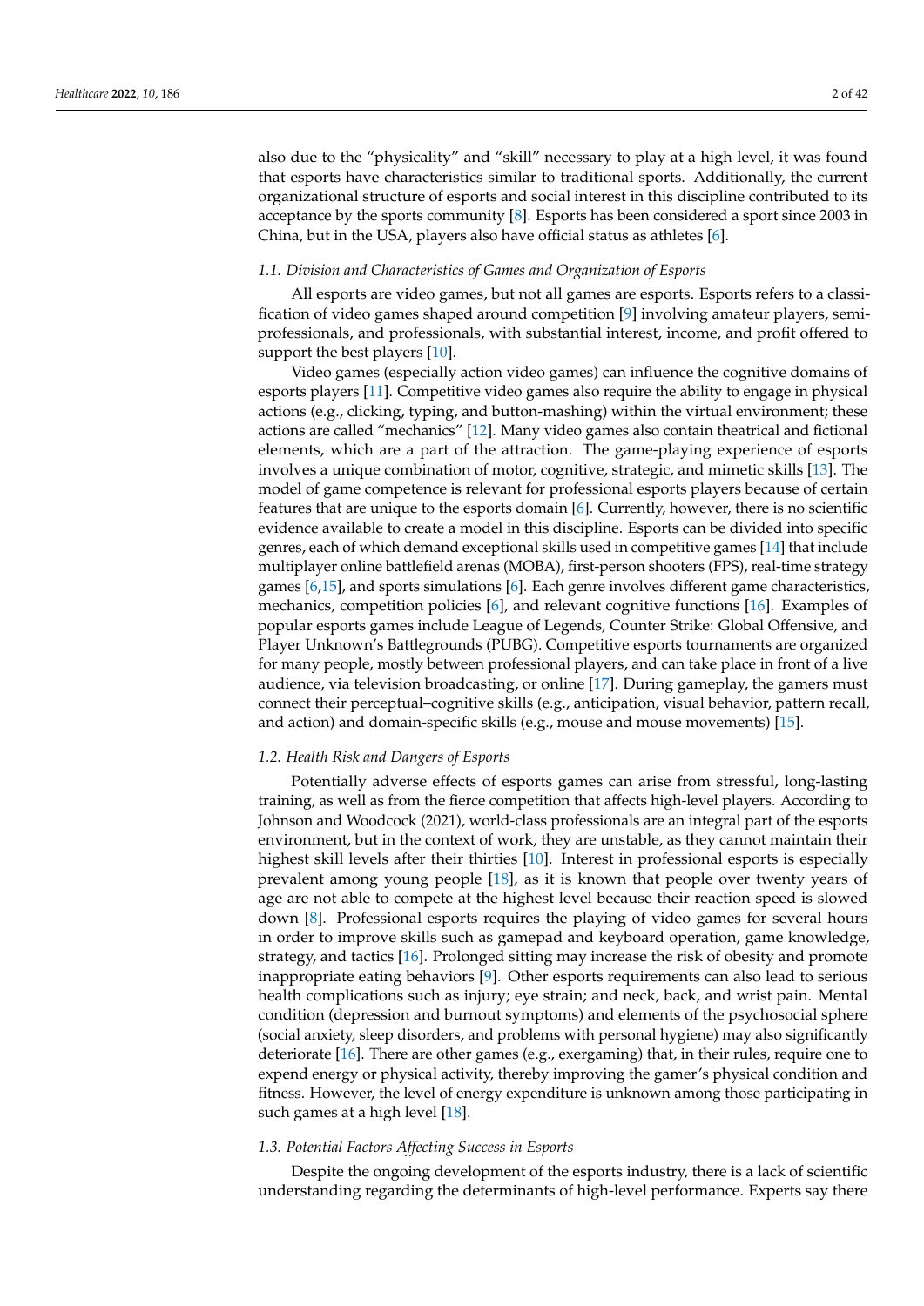also due to the "physicality" and "skill" necessary to play at a high level, it was found that esports have characteristics similar to traditional sports. Additionally, the current organizational structure of esports and social interest in this discipline contributed to its acceptance by the sports community [8]. Esports has been considered a sport since 2003 in China, but in the USA, players also have official status as athletes [6].

### 1.1. Division and Characteristics of Games and Organization of Esports

All esports are video games, but not all games are esports. Esports refers to a classification of video games shaped around competition [9] involving amateur players, semi-professionals, and professionals, with substantial interest, income, and profit offered to support the best players [10].

Video games (especially action video games) can influence the cognitive domains of esports players [11]. Competitive video games also require the ability to engage in physical actions (e.g., clicking, typing, and button-mashing) within the virtual environment; these actions are called "mechanics" [12]. Many video games also contain theatrical and fictional elements, which are a part of the attraction. The game-playing experience of esports involves a unique combination of motor, cognitive, strategic, and mimetic skills [13]. The model of game competence is relevant for professional esports players because of certain features that are unique to the esports domain [6]. Currently, however, there is no scientific evidence available to create a model in this discipline. Esports can be divided into specific genres, each of which demand exceptional skills used in competitive games [14] that include multiplayer online battlefield arenas (MOBA), first-person shooters (FPS), real-time strategy games [6,15], and sports simulations [6]. Each genre involves different game characteristics, mechanics, competition policies [6], and relevant cognitive functions [16]. Examples of popular esports games include League of Legends, Counter Strike: Global Offensive, and Player Unknown's Battlegrounds (PUBG). Competitive esports tournaments are organized for many people, mostly between professional players, and can take place in front of a live audience, via television broadcasting, or online [17]. During gameplay, the gamers must connect their perceptual–cognitive skills (e.g., anticipation, visual behavior, pattern recall, and action) and domain-specific skills (e.g., mouse and mouse movements) [15].

### 1.2. Health Risk and Dangers of Esports

Potentially adverse effects of esports games can arise from stressful, long-lasting training, as well as from the fierce competition that affects high-level players. According to Johnson and Woodcock (2021), world-class professionals are an integral part of the esports environment, but in the context of work, they are unstable, as they cannot maintain their highest skill levels after their thirties [10]. Interest in professional esports is especially prevalent among young people [18], as it is known that people over twenty years of age are not able to compete at the highest level because their reaction speed is slowed down [8]. Professional esports requires the playing of video games for several hours in order to improve skills such as gamepad and keyboard operation, game knowledge, strategy, and tactics [16]. Prolonged sitting may increase the risk of obesity and promote inappropriate eating behaviors [9]. Other esports requirements can also lead to serious health complications such as injury; eye strain; and neck, back, and wrist pain. Mental condition (depression and burnout symptoms) and elements of the psychosocial sphere (social anxiety, sleep disorders, and problems with personal hygiene) may also significantly deteriorate [16]. There are other games (e.g., exergaming) that, in their rules, require one to expend energy or physical activity, thereby improving the gamer's physical condition and fitness. However, the level of energy expenditure is unknown among those participating in such games at a high level [18].

### 1.3. Potential Factors Affecting Success in Esports

Despite the ongoing development of the esports industry, there is a lack of scientific understanding regarding the determinants of high-level performance. Experts say there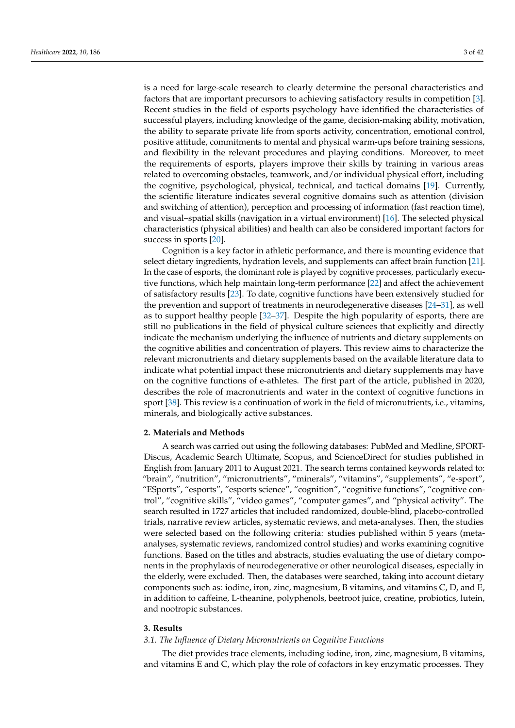is a need for large-scale research to clearly determine the personal characteristics and factors that are important precursors to achieving satisfactory results in competition [3]. Recent studies in the field of esports psychology have identified the characteristics of successful players, including knowledge of the game, decision-making ability, motivation, the ability to separate private life from sports activity, concentration, emotional control, positive attitude, commitments to mental and physical warm-ups before training sessions, and flexibility in the relevant procedures and playing conditions. Moreover, to meet the requirements of esports, players improve their skills by training in various areas related to overcoming obstacles, teamwork, and/or individual physical effort, including the cognitive, psychological, physical, technical, and tactical domains [19]. Currently, the scientific literature indicates several cognitive domains such as attention (division and switching of attention), perception and processing of information (fast reaction time), and visual–spatial skills (navigation in a virtual environment) [16]. The selected physical characteristics (physical abilities) and health can also be considered important factors for success in sports [20].

Cognition is a key factor in athletic performance, and there is mounting evidence that select dietary ingredients, hydration levels, and supplements can affect brain function [21]. In the case of esports, the dominant role is played by cognitive processes, particularly executive functions, which help maintain long-term performance [22] and affect the achievement of satisfactory results [23]. To date, cognitive functions have been extensively studied for the prevention and support of treatments in neurodegenerative diseases [24–31], as well as to support healthy people [32–37]. Despite the high popularity of esports, there are still no publications in the field of physical culture sciences that explicitly and directly indicate the mechanism underlying the influence of nutrients and dietary supplements on the cognitive abilities and concentration of players. This review aims to characterize the relevant micronutrients and dietary supplements based on the available literature data to indicate what potential impact these micronutrients and dietary supplements may have on the cognitive functions of e-athletes. The first part of the article, published in 2020, describes the role of macronutrients and water in the context of cognitive functions in sport [38]. This review is a continuation of work in the field of micronutrients, i.e., vitamins, minerals, and biologically active substances.

## 2. Materials and Methods

A search was carried out using the following databases: PubMed and Medline, SPORTDiscus, Academic Search Ultimate, Scopus, and ScienceDirect for studies published in English from January 2011 to August 2021. The search terms contained keywords related to: "brain", "nutrition", "micronutrients", "minerals", "vitamins", "supplements", "e-sport", "ESports", "esports", "esports science", "cognition", "cognitive functions", "cognitive control", "cognitive skills", "video games", "computer games", and "physical activity". The search resulted in 1727 articles that included randomized, double-blind, placebo-controlled trials, narrative review articles, systematic reviews, and meta-analyses. Then, the studies were selected based on the following criteria: studies published within 5 years (meta-analyses, systematic reviews, randomized control studies) and works examining cognitive functions. Based on the titles and abstracts, studies evaluating the use of dietary components in the prophylaxis of neurodegenerative or other neurological diseases, especially in the elderly, were excluded. Then, the databases were searched, taking into account dietary components such as: iodine, iron, zinc, magnesium, B vitamins, and vitamins C, D, and E, in addition to caffeine, L-theanine, polyphenols, beetroot juice, creatine, probiotics, lutein, and nootropic substances.

## 3. Results

### *3.1. The Influence of Dietary Micronutrients on Cognitive Functions*

The diet provides trace elements, including iodine, iron, zinc, magnesium, B vitamins, and vitamins E and C, which play the role of cofactors in key enzymatic processes. They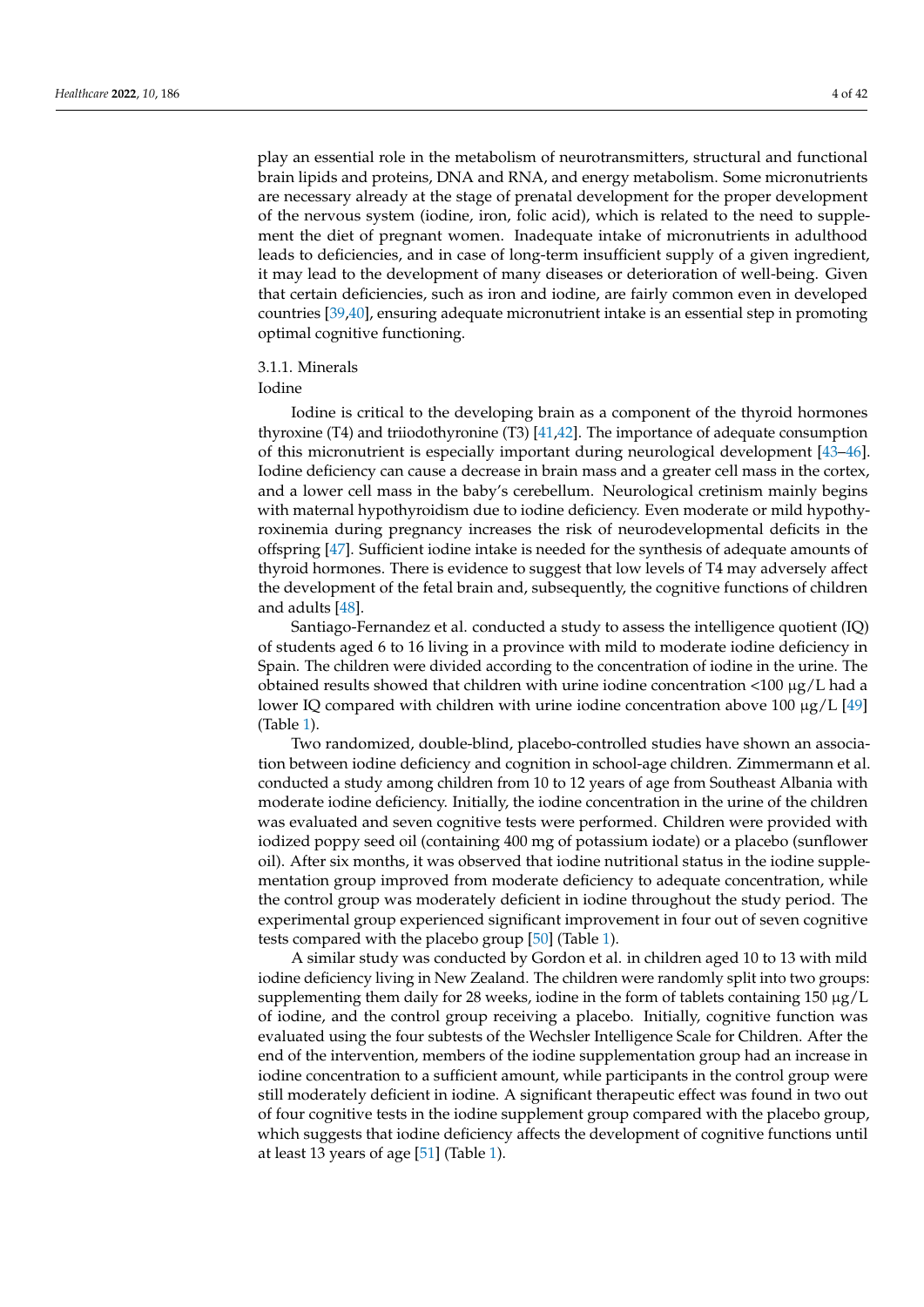play an essential role in the metabolism of neurotransmitters, structural and functional brain lipids and proteins, DNA and RNA, and energy metabolism. Some micronutrients are necessary already at the stage of prenatal development for the proper development of the nervous system (iodine, iron, folic acid), which is related to the need to supplement the diet of pregnant women. Inadequate intake of micronutrients in adulthood leads to deficiencies, and in case of long-term insufficient supply of a given ingredient, it may lead to the development of many diseases or deterioration of well-being. Given that certain deficiencies, such as iron and iodine, are fairly common even in developed countries [39,40], ensuring adequate micronutrient intake is an essential step in promoting optimal cognitive functioning.

#### 3.1.1. Minerals

##### Iodine

Iodine is critical to the developing brain as a component of the thyroid hormones thyroxine (T4) and triiodothyronine (T3) [41,42]. The importance of adequate consumption of this micronutrient is especially important during neurological development [43–46]. Iodine deficiency can cause a decrease in brain mass and a greater cell mass in the cortex, and a lower cell mass in the baby's cerebellum. Neurological cretinism mainly begins with maternal hypothyroidism due to iodine deficiency. Even moderate or mild hypothyroxinemia during pregnancy increases the risk of neurodevelopmental deficits in the offspring [47]. Sufficient iodine intake is needed for the synthesis of adequate amounts of thyroid hormones. There is evidence to suggest that low levels of T4 may adversely affect the development of the fetal brain and, subsequently, the cognitive functions of children and adults [48].

Santiago-Fernandez et al. conducted a study to assess the intelligence quotient (IQ) of students aged 6 to 16 living in a province with mild to moderate iodine deficiency in Spain. The children were divided according to the concentration of iodine in the urine. The obtained results showed that children with urine iodine concentration <100 μg/L had a lower IQ compared with children with urine iodine concentration above 100 μg/L [49] (Table 1).

Two randomized, double-blind, placebo-controlled studies have shown an association between iodine deficiency and cognition in school-age children. Zimmermann et al. conducted a study among children from 10 to 12 years of age from Southeast Albania with moderate iodine deficiency. Initially, the iodine concentration in the urine of the children was evaluated and seven cognitive tests were performed. Children were provided with iodized poppy seed oil (containing 400 mg of potassium iodate) or a placebo (sunflower oil). After six months, it was observed that iodine nutritional status in the iodine supplementation group improved from moderate deficiency to adequate concentration, while the control group was moderately deficient in iodine throughout the study period. The experimental group experienced significant improvement in four out of seven cognitive tests compared with the placebo group [50] (Table 1).

A similar study was conducted by Gordon et al. in children aged 10 to 13 with mild iodine deficiency living in New Zealand. The children were randomly split into two groups: supplementing them daily for 28 weeks, iodine in the form of tablets containing 150 μg/L of iodine, and the control group receiving a placebo. Initially, cognitive function was evaluated using the four subtests of the Wechsler Intelligence Scale for Children. After the end of the intervention, members of the iodine supplementation group had an increase in iodine concentration to a sufficient amount, while participants in the control group were still moderately deficient in iodine. A significant therapeutic effect was found in two out of four cognitive tests in the iodine supplement group compared with the placebo group, which suggests that iodine deficiency affects the development of cognitive functions until at least 13 years of age [51] (Table 1).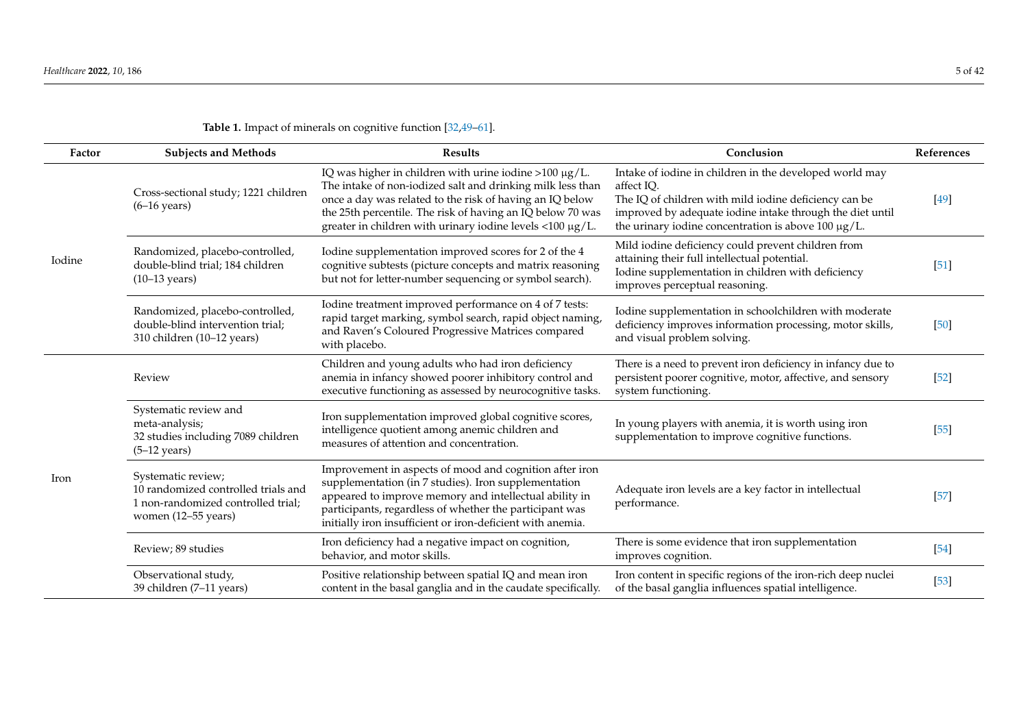**Table 1.** Impact of minerals on cognitive function [32,49–61].

| Factor | Subjects and Methods | Results | Conclusion | References |
| --- | --- | --- | --- | --- |
| Iodine | Cross-sectional study; 1221 children (6–16 years) | IQ was higher in children with urine iodine >100 μg/L. The intake of non-iodized salt and drinking milk less than once a day was related to the risk of having an IQ below the 25th percentile. The risk of having an IQ below 70 was greater in children with urinary iodine levels <100 μg/L. | Intake of iodine in children in the developed world may affect IQ. The IQ of children with mild iodine deficiency can be improved by adequate iodine intake through the diet until the urinary iodine concentration is above 100 μg/L. | [49] |
| | Randomized, placebo-controlled, double-blind trial; 184 children (10–13 years) | Iodine supplementation improved scores for 2 of the 4 cognitive subtests (picture concepts and matrix reasoning but not for letter-number sequencing or symbol search). | Mild iodine deficiency could prevent children from attaining their full intellectual potential. Iodine supplementation in children with deficiency improves perceptual reasoning. | [51] |
| | Randomized, placebo-controlled, double-blind intervention trial; 310 children (10–12 years) | Iodine treatment improved performance on 4 of 7 tests: rapid target marking, symbol search, rapid object naming, and Raven's Coloured Progressive Matrices compared with placebo. | Iodine supplementation in schoolchildren with moderate deficiency improves information processing, motor skills, and visual problem solving. | [50] |
| Iron | Review | Children and young adults who had iron deficiency anemia in infancy showed poorer inhibitory control and executive functioning as assessed by neurocognitive tasks. | There is a need to prevent iron deficiency in infancy due to persistent poorer cognitive, motor, affective, and sensory system functioning. | [52] |
| | Systematic review and meta-analysis; 32 studies including 7089 children (5–12 years) | Iron supplementation improved global cognitive scores, intelligence quotient among anemic children and measures of attention and concentration. | In young players with anemia, it is worth using iron supplementation to improve cognitive functions. | [55] |
| | Systematic review; 10 randomized controlled trials and 1 non-randomized controlled trial; women (12–55 years) | Improvement in aspects of mood and cognition after iron supplementation (in 7 studies). Iron supplementation appeared to improve memory and intellectual ability in participants, regardless of whether the participant was initially iron insufficient or iron-deficient with anemia. | Adequate iron levels are a key factor in intellectual performance. | [57] |
| | Review; 89 studies | Iron deficiency had a negative impact on cognition, behavior, and motor skills. | There is some evidence that iron supplementation improves cognition. | [54] |
| | Observational study, 39 children (7–11 years) | Positive relationship between spatial IQ and mean iron content in the basal ganglia and in the caudate specifically. | Iron content in specific regions of the iron-rich deep nuclei of the basal ganglia influences spatial intelligence. | [53] |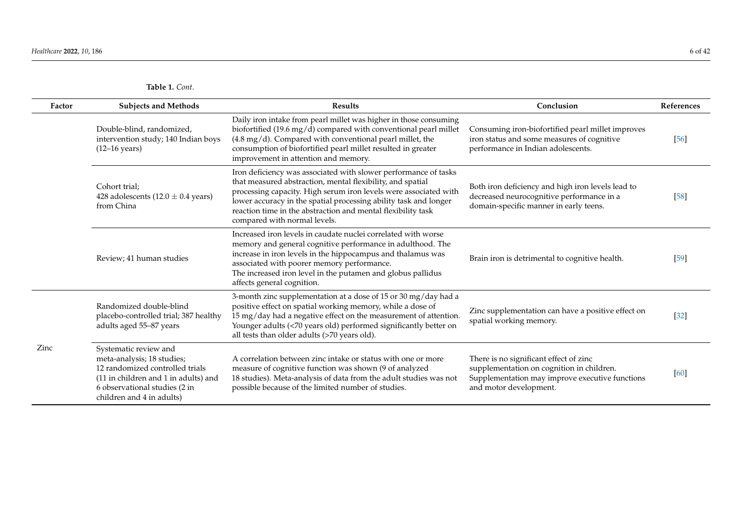**Table 1.** *Cont.*

| Factor | Subjects and Methods | Results | Conclusion | References |
|---|---|---|---|---|
| | Double-blind, randomized, intervention study; 140 Indian boys (12–16 years) | Daily iron intake from pearl millet was higher in those consuming biofortified (19.6 mg/d) compared with conventional pearl millet (4.8 mg/d). Compared with conventional pearl millet, the consumption of biofortified pearl millet resulted in greater improvement in attention and memory. | Consuming iron-biofortified pearl millet improves iron status and some measures of cognitive performance in Indian adolescents. | [56] |
| | Cohort trial; 428 adolescents (12.0 $\pm$ 0.4 years) from China | Iron deficiency was associated with slower performance of tasks that measured abstraction, mental flexibility, and spatial processing capacity. High serum iron levels were associated with lower accuracy in the spatial processing ability task and longer reaction time in the abstraction and mental flexibility task compared with normal levels. | Both iron deficiency and high iron levels lead to decreased neurocognitive performance in a domain-specific manner in early teens. | [58] |
| | Review; 41 human studies | Increased iron levels in caudate nuclei correlated with worse memory and general cognitive performance in adulthood. The increase in iron levels in the hippocampus and thalamus was associated with poorer memory performance. The increased iron level in the putamen and globus pallidus affects general cognition. | Brain iron is detrimental to cognitive health. | [59] |
| Zinc | Randomized double-blind placebo-controlled trial; 387 healthy adults aged 55–87 years | 3-month zinc supplementation at a dose of 15 or 30 mg/day had a positive effect on spatial working memory, while a dose of 15 mg/day had a negative effect on the measurement of attention. Younger adults (<70 years old) performed significantly better on all tests than older adults (>70 years old). | Zinc supplementation can have a positive effect on spatial working memory. | [32] |
| | Systematic review and meta-analysis; 18 studies; 12 randomized controlled trials (11 in children and 1 in adults) and 6 observational studies (2 in children and 4 in adults) | A correlation between zinc intake or status with one or more measure of cognitive function was shown (9 of analyzed 18 studies). Meta-analysis of data from the adult studies was not possible because of the limited number of studies. | There is no significant effect of zinc supplementation on cognition in children. Supplementation may improve executive functions and motor development. | [60] |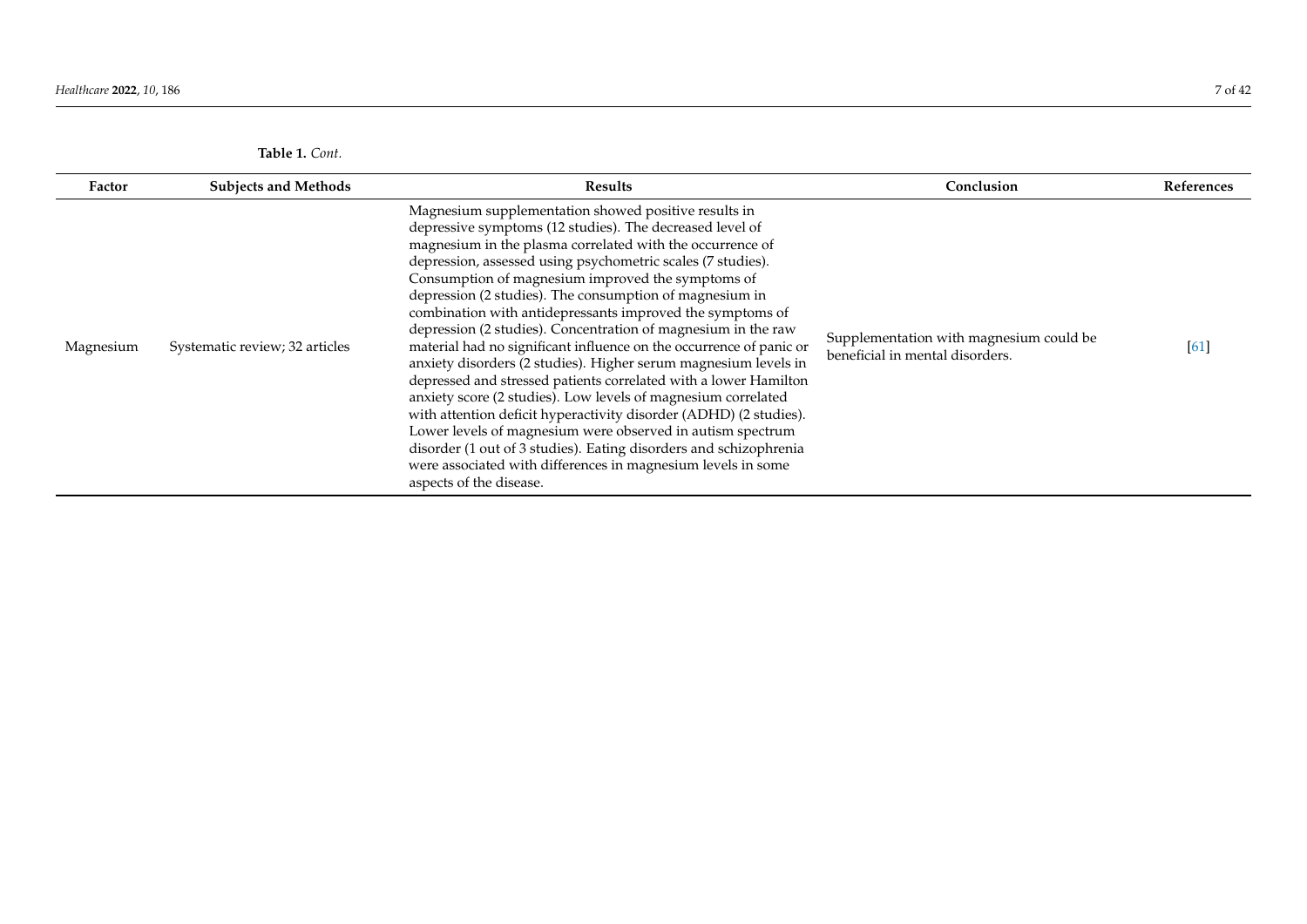**Table 1.** *Cont.*

| Factor | Subjects and Methods | Results | Conclusion | References |
| --- | --- | --- | --- | --- |
| Magnesium | Systematic review; 32 articles | Magnesium supplementation showed positive results in depressive symptoms (12 studies). The decreased level of magnesium in the plasma correlated with the occurrence of depression, assessed using psychometric scales (7 studies). Consumption of magnesium improved the symptoms of depression (2 studies). The consumption of magnesium in combination with antidepressants improved the symptoms of depression (2 studies). Concentration of magnesium in the raw material had no significant influence on the occurrence of panic or anxiety disorders (2 studies). Higher serum magnesium levels in depressed and stressed patients correlated with a lower Hamilton anxiety score (2 studies). Low levels of magnesium correlated with attention deficit hyperactivity disorder (ADHD) (2 studies). Lower levels of magnesium were observed in autism spectrum disorder (1 out of 3 studies). Eating disorders and schizophrenia were associated with differences in magnesium levels in some aspects of the disease. | Supplementation with magnesium could be beneficial in mental disorders. | [61] |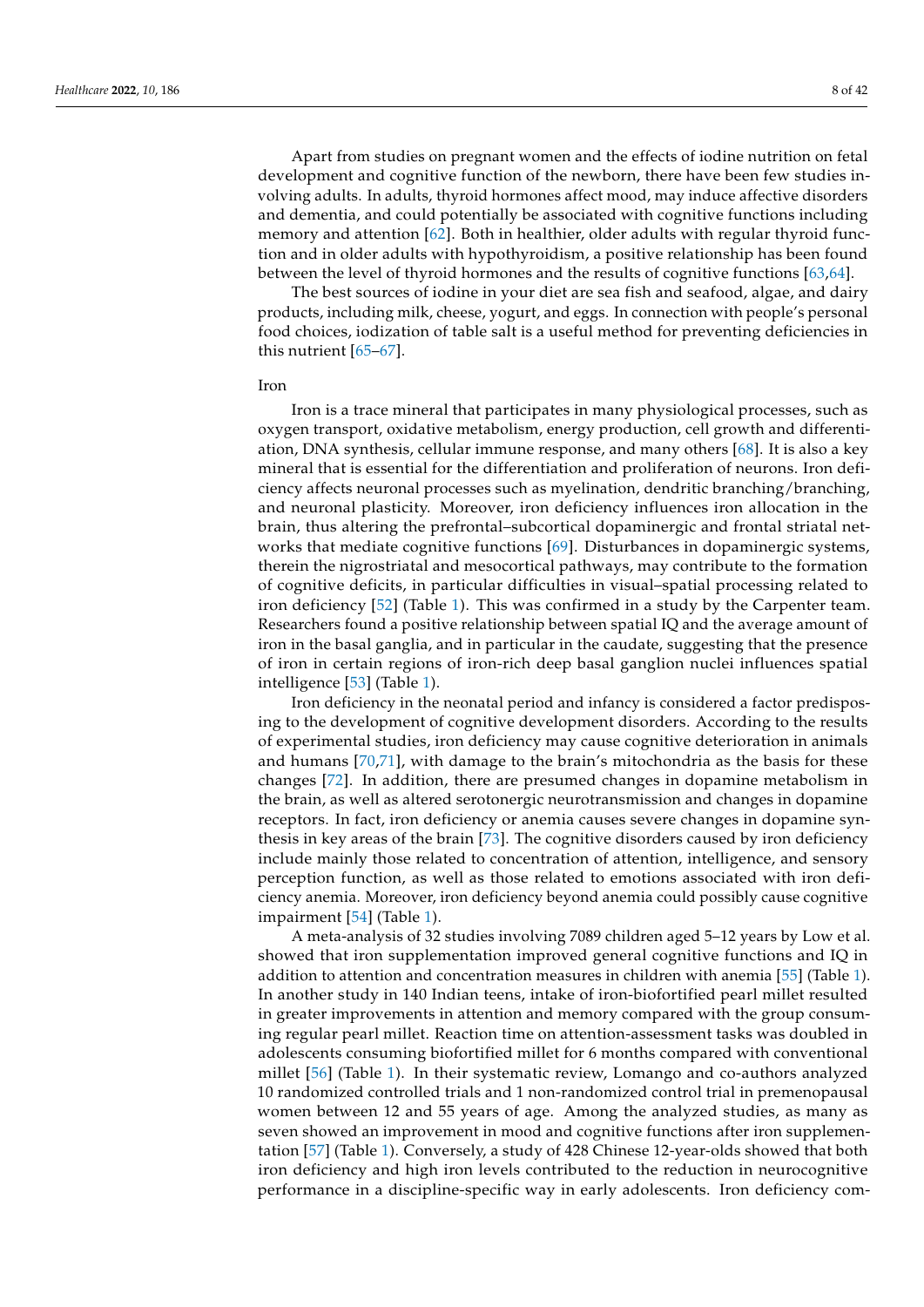Apart from studies on pregnant women and the effects of iodine nutrition on fetal development and cognitive function of the newborn, there have been few studies involving adults. In adults, thyroid hormones affect mood, may induce affective disorders and dementia, and could potentially be associated with cognitive functions including memory and attention [62]. Both in healthier, older adults with regular thyroid function and in older adults with hypothyroidism, a positive relationship has been found between the level of thyroid hormones and the results of cognitive functions [63,64].

The best sources of iodine in your diet are sea fish and seafood, algae, and dairy products, including milk, cheese, yogurt, and eggs. In connection with people's personal food choices, iodization of table salt is a useful method for preventing deficiencies in this nutrient [65–67].

Iron

Iron is a trace mineral that participates in many physiological processes, such as oxygen transport, oxidative metabolism, energy production, cell growth and differentiation, DNA synthesis, cellular immune response, and many others [68]. It is also a key mineral that is essential for the differentiation and proliferation of neurons. Iron deficiency affects neuronal processes such as myelination, dendritic branching/branching, and neuronal plasticity. Moreover, iron deficiency influences iron allocation in the brain, thus altering the prefrontal–subcortical dopaminergic and frontal striatal networks that mediate cognitive functions [69]. Disturbances in dopaminergic systems, therein the nigrostriatal and mesocortical pathways, may contribute to the formation of cognitive deficits, in particular difficulties in visual–spatial processing related to iron deficiency [52] (Table 1). This was confirmed in a study by the Carpenter team. Researchers found a positive relationship between spatial IQ and the average amount of iron in the basal ganglia, and in particular in the caudate, suggesting that the presence of iron in certain regions of iron-rich deep basal ganglion nuclei influences spatial intelligence [53] (Table 1).

Iron deficiency in the neonatal period and infancy is considered a factor predisposing to the development of cognitive development disorders. According to the results of experimental studies, iron deficiency may cause cognitive deterioration in animals and humans [70,71], with damage to the brain's mitochondria as the basis for these changes [72]. In addition, there are presumed changes in dopamine metabolism in the brain, as well as altered serotonergic neurotransmission and changes in dopamine receptors. In fact, iron deficiency or anemia causes severe changes in dopamine synthesis in key areas of the brain [73]. The cognitive disorders caused by iron deficiency include mainly those related to concentration of attention, intelligence, and sensory perception function, as well as those related to emotions associated with iron deficiency anemia. Moreover, iron deficiency beyond anemia could possibly cause cognitive impairment [54] (Table 1).

A meta-analysis of 32 studies involving 7089 children aged 5–12 years by Low et al. showed that iron supplementation improved general cognitive functions and IQ in addition to attention and concentration measures in children with anemia [55] (Table 1). In another study in 140 Indian teens, intake of iron-biofortified pearl millet resulted in greater improvements in attention and memory compared with the group consuming regular pearl millet. Reaction time on attention-assessment tasks was doubled in adolescents consuming biofortified millet for 6 months compared with conventional millet [56] (Table 1). In their systematic review, Lomango and co-authors analyzed 10 randomized controlled trials and 1 non-randomized control trial in premenopausal women between 12 and 55 years of age. Among the analyzed studies, as many as seven showed an improvement in mood and cognitive functions after iron supplementation [57] (Table 1). Conversely, a study of 428 Chinese 12-year-olds showed that both iron deficiency and high iron levels contributed to the reduction in neurocognitive performance in a discipline-specific way in early adolescents. Iron deficiency com-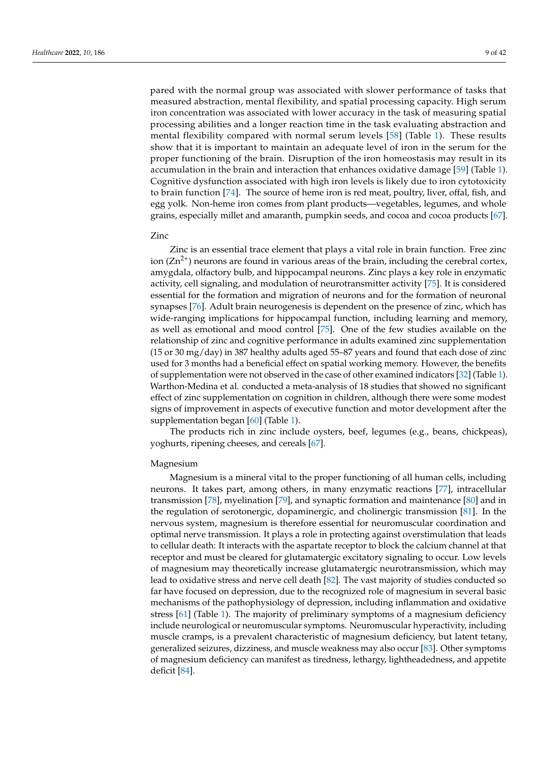pared with the normal group was associated with slower performance of tasks that measured abstraction, mental flexibility, and spatial processing capacity. High serum iron concentration was associated with lower accuracy in the task of measuring spatial processing abilities and a longer reaction time in the task evaluating abstraction and mental flexibility compared with normal serum levels [58] (Table 1). These results show that it is important to maintain an adequate level of iron in the serum for the proper functioning of the brain. Disruption of the iron homeostasis may result in its accumulation in the brain and interaction that enhances oxidative damage [59] (Table 1). Cognitive dysfunction associated with high iron levels is likely due to iron cytotoxicity to brain function [74]. The source of heme iron is red meat, poultry, liver, offal, fish, and egg yolk. Non-heme iron comes from plant products—vegetables, legumes, and whole grains, especially millet and amaranth, pumpkin seeds, and cocoa and cocoa products [67].

Zinc

Zinc is an essential trace element that plays a vital role in brain function. Free zinc ion ($Zn^{2+}$) neurons are found in various areas of the brain, including the cerebral cortex, amygdala, olfactory bulb, and hippocampal neurons. Zinc plays a key role in enzymatic activity, cell signaling, and modulation of neurotransmitter activity [75]. It is considered essential for the formation and migration of neurons and for the formation of neuronal synapses [76]. Adult brain neurogenesis is dependent on the presence of zinc, which has wide-ranging implications for hippocampal function, including learning and memory, as well as emotional and mood control [75]. One of the few studies available on the relationship of zinc and cognitive performance in adults examined zinc supplementation (15 or 30 mg/day) in 387 healthy adults aged 55–87 years and found that each dose of zinc used for 3 months had a beneficial effect on spatial working memory. However, the benefits of supplementation were not observed in the case of other examined indicators [32] (Table 1). Warthon-Medina et al. conducted a meta-analysis of 18 studies that showed no significant effect of zinc supplementation on cognition in children, although there were some modest signs of improvement in aspects of executive function and motor development after the supplementation began [60] (Table 1).

The products rich in zinc include oysters, beef, legumes (e.g., beans, chickpeas), yoghurts, ripening cheeses, and cereals [67].

Magnesium

Magnesium is a mineral vital to the proper functioning of all human cells, including neurons. It takes part, among others, in many enzymatic reactions [77], intracellular transmission [78], myelination [79], and synaptic formation and maintenance [80] and in the regulation of serotonergic, dopaminergic, and cholinergic transmission [81]. In the nervous system, magnesium is therefore essential for neuromuscular coordination and optimal nerve transmission. It plays a role in protecting against overstimulation that leads to cellular death: It interacts with the aspartate receptor to block the calcium channel at that receptor and must be cleared for glutamatergic excitatory signaling to occur. Low levels of magnesium may theoretically increase glutamatergic neurotransmission, which may lead to oxidative stress and nerve cell death [82]. The vast majority of studies conducted so far have focused on depression, due to the recognized role of magnesium in several basic mechanisms of the pathophysiology of depression, including inflammation and oxidative stress [61] (Table 1). The majority of preliminary symptoms of a magnesium deficiency include neurological or neuromuscular symptoms. Neuromuscular hyperactivity, including muscle cramps, is a prevalent characteristic of magnesium deficiency, but latent tetany, generalized seizures, dizziness, and muscle weakness may also occur [83]. Other symptoms of magnesium deficiency can manifest as tiredness, lethargy, lightheadedness, and appetite deficit [84].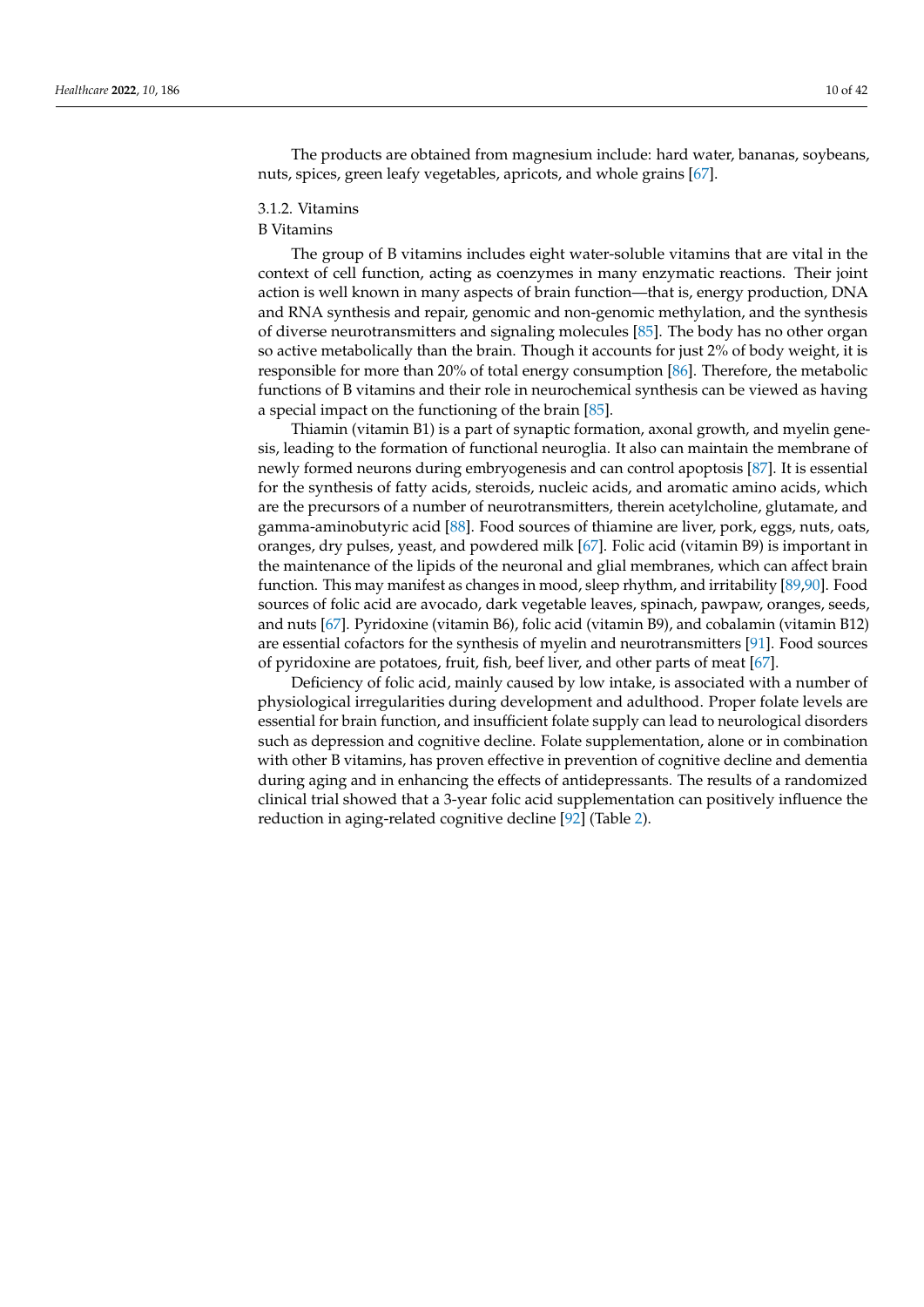The products are obtained from magnesium include: hard water, bananas, soybeans, nuts, spices, green leafy vegetables, apricots, and whole grains [67].

#### 3.1.2. Vitamins

##### B Vitamins

The group of B vitamins includes eight water-soluble vitamins that are vital in the context of cell function, acting as coenzymes in many enzymatic reactions. Their joint action is well known in many aspects of brain function—that is, energy production, DNA and RNA synthesis and repair, genomic and non-genomic methylation, and the synthesis of diverse neurotransmitters and signaling molecules [85]. The body has no other organ so active metabolically than the brain. Though it accounts for just 2% of body weight, it is responsible for more than 20% of total energy consumption [86]. Therefore, the metabolic functions of B vitamins and their role in neurochemical synthesis can be viewed as having a special impact on the functioning of the brain [85].

Thiamin (vitamin B1) is a part of synaptic formation, axonal growth, and myelin genesis, leading to the formation of functional neuroglia. It also can maintain the membrane of newly formed neurons during embryogenesis and can control apoptosis [87]. It is essential for the synthesis of fatty acids, steroids, nucleic acids, and aromatic amino acids, which are the precursors of a number of neurotransmitters, therein acetylcholine, glutamate, and gamma-aminobutyric acid [88]. Food sources of thiamine are liver, pork, eggs, nuts, oats, oranges, dry pulses, yeast, and powdered milk [67]. Folic acid (vitamin B9) is important in the maintenance of the lipids of the neuronal and glial membranes, which can affect brain function. This may manifest as changes in mood, sleep rhythm, and irritability [89,90]. Food sources of folic acid are avocado, dark vegetable leaves, spinach, pawpaw, oranges, seeds, and nuts [67]. Pyridoxine (vitamin B6), folic acid (vitamin B9), and cobalamin (vitamin B12) are essential cofactors for the synthesis of myelin and neurotransmitters [91]. Food sources of pyridoxine are potatoes, fruit, fish, beef liver, and other parts of meat [67].

Deficiency of folic acid, mainly caused by low intake, is associated with a number of physiological irregularities during development and adulthood. Proper folate levels are essential for brain function, and insufficient folate supply can lead to neurological disorders such as depression and cognitive decline. Folate supplementation, alone or in combination with other B vitamins, has proven effective in prevention of cognitive decline and dementia during aging and in enhancing the effects of antidepressants. The results of a randomized clinical trial showed that a 3-year folic acid supplementation can positively influence the reduction in aging-related cognitive decline [92] (Table 2).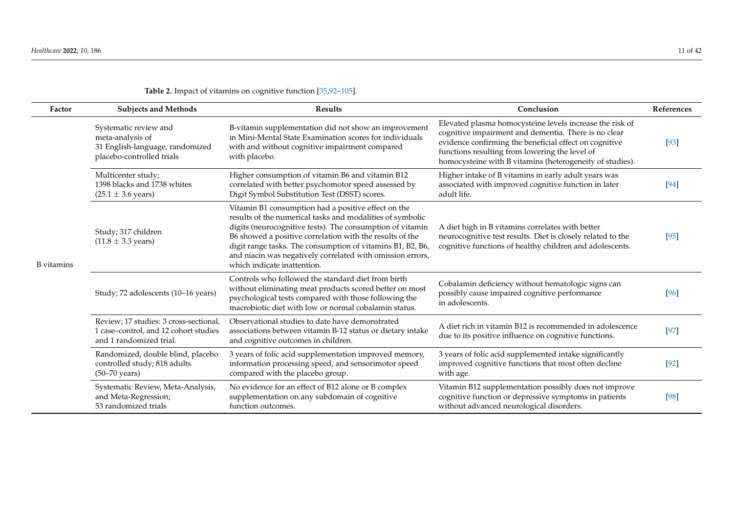**Table 2.** Impact of vitamins on cognitive function [35,92–105].

| Factor | Subjects and Methods | Results | Conclusion | References |
| --- | --- | --- | --- | --- |
| B vitamins | Systematic review and meta-analysis of 31 English-language, randomized placebo-controlled trials | B-vitamin supplementation did not show an improvement in Mini-Mental State Examination scores for individuals with and without cognitive impairment compared with placebo. | Elevated plasma homocysteine levels increase the risk of cognitive impairment and dementia. There is no clear evidence confirming the beneficial effect on cognitive functions resulting from lowering the level of homocysteine with B vitamins (heterogeneity of studies). | [93] |
| | Multicenter study; 1398 blacks and 1738 whites (25.1 ± 3.6 years) | Higher consumption of vitamin B6 and vitamin B12 correlated with better psychomotor speed assessed by Digit Symbol Substitution Test (DSST) scores. | Higher intake of B vitamins in early adult years was associated with improved cognitive function in later adult life. | [94] |
| | Study; 317 children (11.8 ± 3.3 years) | Vitamin B1 consumption had a positive effect on the results of the numerical tasks and modalities of symbolic digits (neurocognitive tests). The consumption of vitamin B6 showed a positive correlation with the results of the digit range tasks. The consumption of vitamins B1, B2, B6, and niacin was negatively correlated with omission errors, which indicate inattention. | A diet high in B vitamins correlates with better neurocognitive test results. Diet is closely related to the cognitive functions of healthy children and adolescents. | [95] |
| | Study; 72 adolescents (10–16 years) | Controls who followed the standard diet from birth without eliminating meat products scored better on most psychological tests compared with those following the macrobiotic diet with low or normal cobalamin status. | Cobalamin deficiency without hematologic signs can possibly cause impaired cognitive performance in adolescents. | [96] |
| | Review; 17 studies: 3 cross-sectional, 1 case–control, and 12 cohort studies and 1 randomized trial. | Observational studies to date have demonstrated associations between vitamin B-12 status or dietary intake and cognitive outcomes in children. | A diet rich in vitamin B12 is recommended in adolescence due to its positive influence on cognitive functions. | [97] |
| | Randomized, double blind, placebo controlled study; 818 adults (50–70 years) | 3 years of folic acid supplementation improved memory, information processing speed, and sensorimotor speed compared with the placebo group. | 3 years of folic acid supplemented intake significantly improved cognitive functions that most often decline with age. | [92] |
| | Systematic Review, Meta-Analysis, and Meta-Regression; 53 randomized trials | No evidence for an effect of B12 alone or B complex supplementation on any subdomain of cognitive function outcomes. | Vitamin B12 supplementation possibly does not improve cognitive function or depressive symptoms in patients without advanced neurological disorders. | [98] |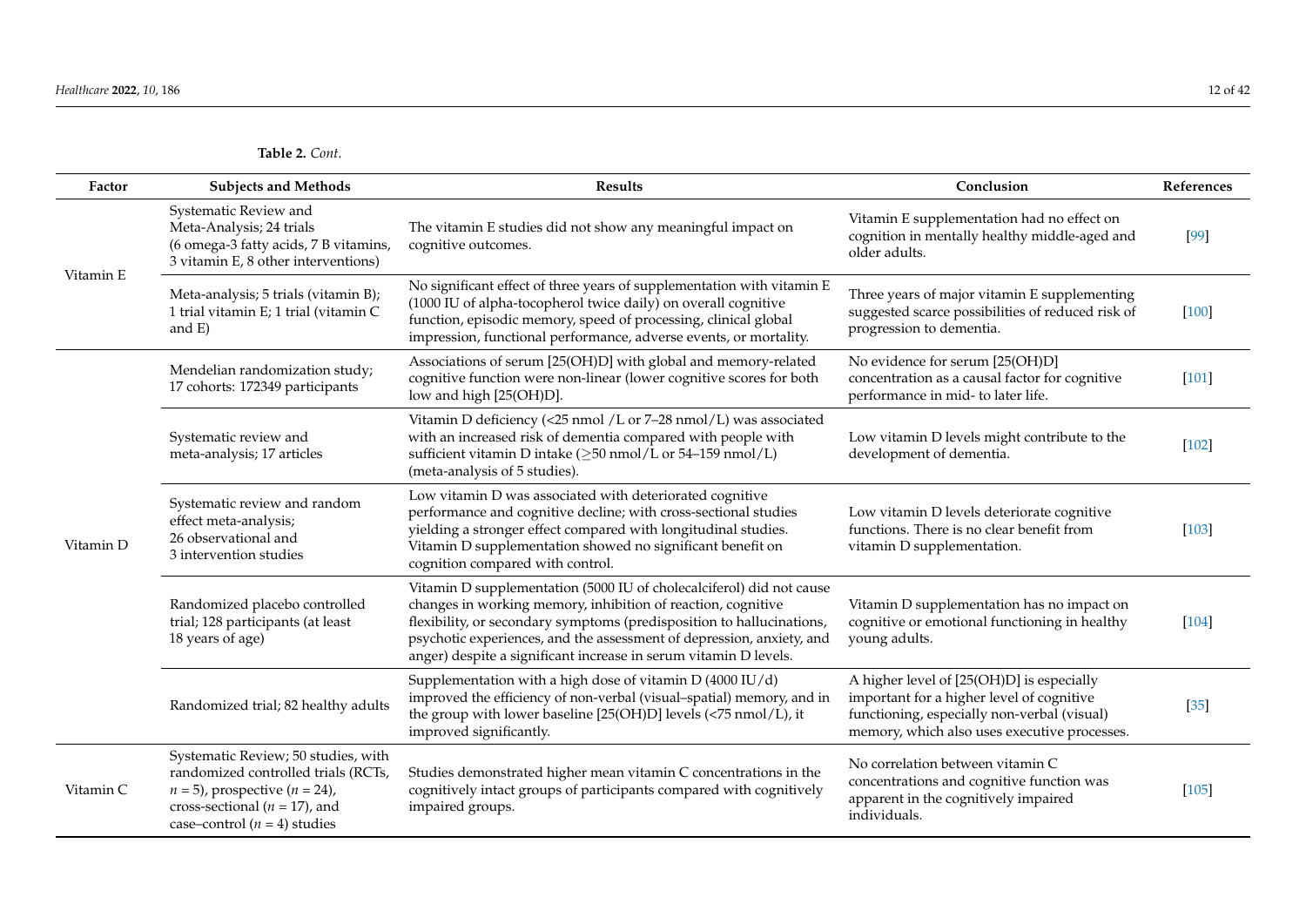**Table 2.** *Cont.*

| Factor | Subjects and Methods | Results | Conclusion | References |
|---|---|---|---|---|
| Vitamin E | Systematic Review and Meta-Analysis; 24 trials (6 omega-3 fatty acids, 7 B vitamins, 3 vitamin E, 8 other interventions) | The vitamin E studies did not show any meaningful impact on cognitive outcomes. | Vitamin E supplementation had no effect on cognition in mentally healthy middle-aged and older adults. | [99] |
| | Meta-analysis; 5 trials (vitamin B); 1 trial vitamin E; 1 trial (vitamin C and E) | No significant effect of three years of supplementation with vitamin E (1000 IU of alpha-tocopherol twice daily) on overall cognitive function, episodic memory, speed of processing, clinical global impression, functional performance, adverse events, or mortality. | Three years of major vitamin E supplementing suggested scarce possibilities of reduced risk of progression to dementia. | [100] |
| Vitamin D | Mendelian randomization study; 17 cohorts: 172349 participants | Associations of serum [25(OH)D] with global and memory-related cognitive function were non-linear (lower cognitive scores for both low and high [25(OH)D]. | No evidence for serum [25(OH)D] concentration as a causal factor for cognitive performance in mid- to later life. | [101] |
| | Systematic review and meta-analysis; 17 articles | Vitamin D deficiency (<25 nmol /L or 7–28 nmol/L) was associated with an increased risk of dementia compared with people with sufficient vitamin D intake (≥50 nmol/L or 54–159 nmol/L) (meta-analysis of 5 studies). | Low vitamin D levels might contribute to the development of dementia. | [102] |
| | Systematic review and random effect meta-analysis; 26 observational and 3 intervention studies | Low vitamin D was associated with deteriorated cognitive performance and cognitive decline; with cross-sectional studies yielding a stronger effect compared with longitudinal studies. Vitamin D supplementation showed no significant benefit on cognition compared with control. | Low vitamin D levels deteriorate cognitive functions. There is no clear benefit from vitamin D supplementation. | [103] |
| | Randomized placebo controlled trial; 128 participants (at least 18 years of age) | Vitamin D supplementation (5000 IU of cholecalciferol) did not cause changes in working memory, inhibition of reaction, cognitive flexibility, or secondary symptoms (predisposition to hallucinations, psychotic experiences, and the assessment of depression, anxiety, and anger) despite a significant increase in serum vitamin D levels. | Vitamin D supplementation has no impact on cognitive or emotional functioning in healthy young adults. | [104] |
| | Randomized trial; 82 healthy adults | Supplementation with a high dose of vitamin D (4000 IU/d) improved the efficiency of non-verbal (visual–spatial) memory, and in the group with lower baseline [25(OH)D] levels (<75 nmol/L), it improved significantly. | A higher level of [25(OH)D] is especially important for a higher level of cognitive functioning, especially non-verbal (visual) memory, which also uses executive processes. | [35] |
| Vitamin C | Systematic Review; 50 studies, with randomized controlled trials (RCTs, *n* = 5), prospective (*n* = 24), cross-sectional (*n* = 17), and case–control (*n* = 4) studies | Studies demonstrated higher mean vitamin C concentrations in the cognitively intact groups of participants compared with cognitively impaired groups. | No correlation between vitamin C concentrations and cognitive function was apparent in the cognitively impaired individuals. | [105] |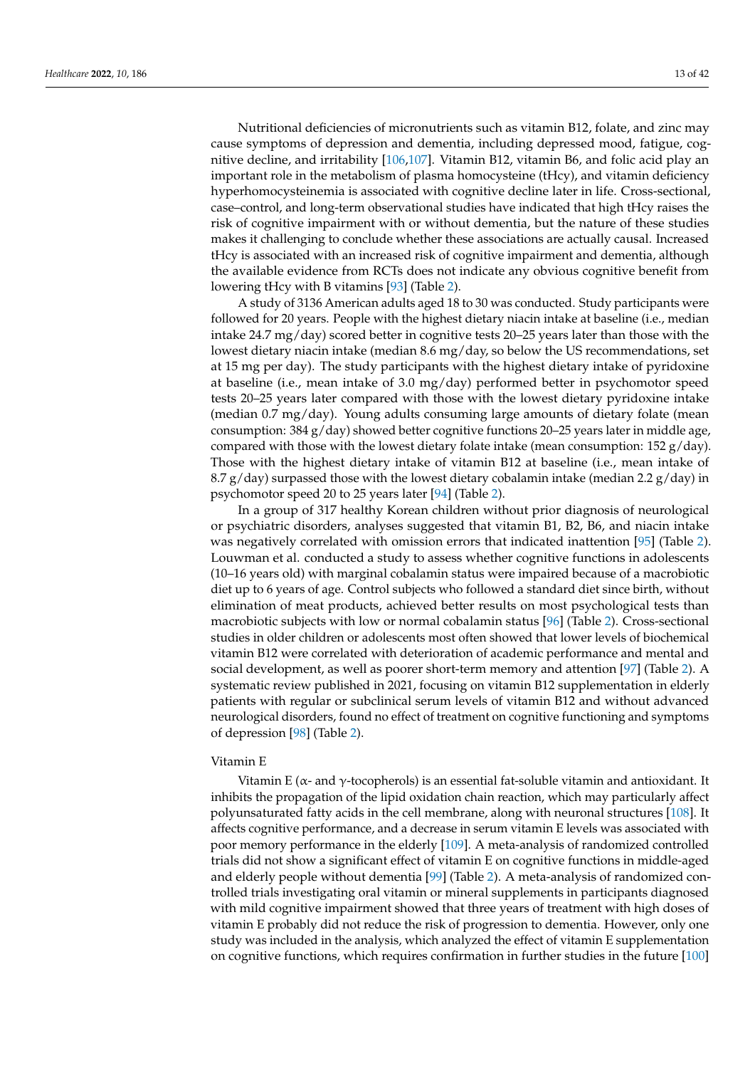Nutritional deficiencies of micronutrients such as vitamin B12, folate, and zinc may cause symptoms of depression and dementia, including depressed mood, fatigue, cognitive decline, and irritability [106,107]. Vitamin B12, vitamin B6, and folic acid play an important role in the metabolism of plasma homocysteine (tHcy), and vitamin deficiency hyperhomocysteinemia is associated with cognitive decline later in life. Cross-sectional, case–control, and long-term observational studies have indicated that high tHcy raises the risk of cognitive impairment with or without dementia, but the nature of these studies makes it challenging to conclude whether these associations are actually causal. Increased tHcy is associated with an increased risk of cognitive impairment and dementia, although the available evidence from RCTs does not indicate any obvious cognitive benefit from lowering tHcy with B vitamins [93] (Table 2).

A study of 3136 American adults aged 18 to 30 was conducted. Study participants were followed for 20 years. People with the highest dietary niacin intake at baseline (i.e., median intake 24.7 mg/day) scored better in cognitive tests 20–25 years later than those with the lowest dietary niacin intake (median 8.6 mg/day, so below the US recommendations, set at 15 mg per day). The study participants with the highest dietary intake of pyridoxine at baseline (i.e., mean intake of 3.0 mg/day) performed better in psychomotor speed tests 20–25 years later compared with those with the lowest dietary pyridoxine intake (median 0.7 mg/day). Young adults consuming large amounts of dietary folate (mean consumption: 384 g/day) showed better cognitive functions 20–25 years later in middle age, compared with those with the lowest dietary folate intake (mean consumption: 152 g/day). Those with the highest dietary intake of vitamin B12 at baseline (i.e., mean intake of 8.7 g/day) surpassed those with the lowest dietary cobalamin intake (median 2.2 g/day) in psychomotor speed 20 to 25 years later [94] (Table 2).

In a group of 317 healthy Korean children without prior diagnosis of neurological or psychiatric disorders, analyses suggested that vitamin B1, B2, B6, and niacin intake was negatively correlated with omission errors that indicated inattention [95] (Table 2). Louwman et al. conducted a study to assess whether cognitive functions in adolescents (10–16 years old) with marginal cobalamin status were impaired because of a macrobiotic diet up to 6 years of age. Control subjects who followed a standard diet since birth, without elimination of meat products, achieved better results on most psychological tests than macrobiotic subjects with low or normal cobalamin status [96] (Table 2). Cross-sectional studies in older children or adolescents most often showed that lower levels of biochemical vitamin B12 were correlated with deterioration of academic performance and mental and social development, as well as poorer short-term memory and attention [97] (Table 2). A systematic review published in 2021, focusing on vitamin B12 supplementation in elderly patients with regular or subclinical serum levels of vitamin B12 and without advanced neurological disorders, found no effect of treatment on cognitive functioning and symptoms of depression [98] (Table 2).

Vitamin E

Vitamin E (α- and γ-tocopherols) is an essential fat-soluble vitamin and antioxidant. It inhibits the propagation of the lipid oxidation chain reaction, which may particularly affect polyunsaturated fatty acids in the cell membrane, along with neuronal structures [108]. It affects cognitive performance, and a decrease in serum vitamin E levels was associated with poor memory performance in the elderly [109]. A meta-analysis of randomized controlled trials did not show a significant effect of vitamin E on cognitive functions in middle-aged and elderly people without dementia [99] (Table 2). A meta-analysis of randomized controlled trials investigating oral vitamin or mineral supplements in participants diagnosed with mild cognitive impairment showed that three years of treatment with high doses of vitamin E probably did not reduce the risk of progression to dementia. However, only one study was included in the analysis, which analyzed the effect of vitamin E supplementation on cognitive functions, which requires confirmation in further studies in the future [100]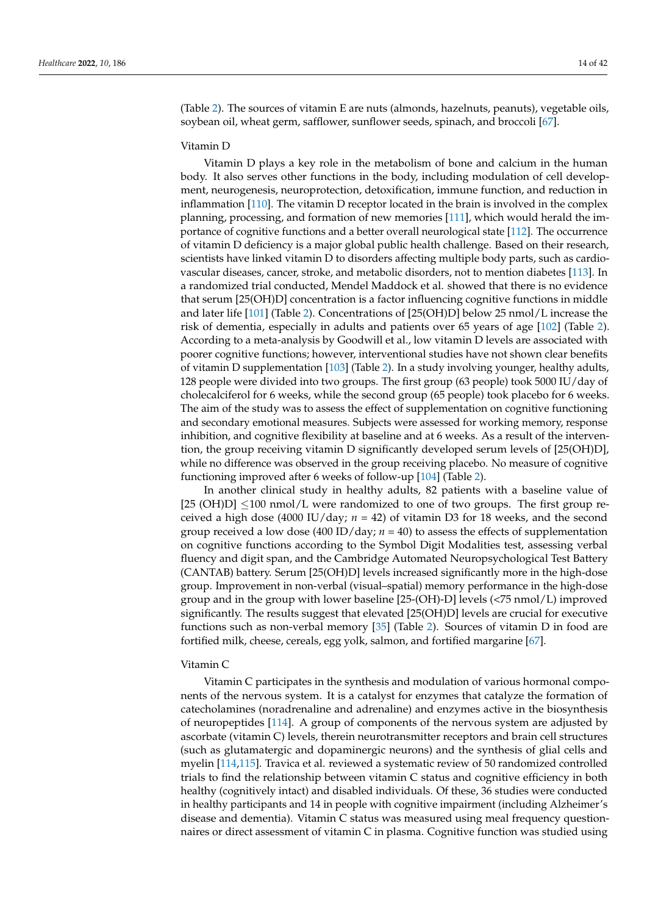(Table 2). The sources of vitamin E are nuts (almonds, hazelnuts, peanuts), vegetable oils, soybean oil, wheat germ, safflower, sunflower seeds, spinach, and broccoli [67].

Vitamin D

Vitamin D plays a key role in the metabolism of bone and calcium in the human body. It also serves other functions in the body, including modulation of cell development, neurogenesis, neuroprotection, detoxification, immune function, and reduction in inflammation [110]. The vitamin D receptor located in the brain is involved in the complex planning, processing, and formation of new memories [111], which would herald the importance of cognitive functions and a better overall neurological state [112]. The occurrence of vitamin D deficiency is a major global public health challenge. Based on their research, scientists have linked vitamin D to disorders affecting multiple body parts, such as cardiovascular diseases, cancer, stroke, and metabolic disorders, not to mention diabetes [113]. In a randomized trial conducted, Mendel Maddock et al. showed that there is no evidence that serum [25(OH)D] concentration is a factor influencing cognitive functions in middle and later life [101] (Table 2). Concentrations of [25(OH)D] below 25 nmol/L increase the risk of dementia, especially in adults and patients over 65 years of age [102] (Table 2). According to a meta-analysis by Goodwill et al., low vitamin D levels are associated with poorer cognitive functions; however, interventional studies have not shown clear benefits of vitamin D supplementation [103] (Table 2). In a study involving younger, healthy adults, 128 people were divided into two groups. The first group (63 people) took 5000 IU/day of cholecalciferol for 6 weeks, while the second group (65 people) took placebo for 6 weeks. The aim of the study was to assess the effect of supplementation on cognitive functioning and secondary emotional measures. Subjects were assessed for working memory, response inhibition, and cognitive flexibility at baseline and at 6 weeks. As a result of the intervention, the group receiving vitamin D significantly developed serum levels of [25(OH)D], while no difference was observed in the group receiving placebo. No measure of cognitive functioning improved after 6 weeks of follow-up [104] (Table 2).

In another clinical study in healthy adults, 82 patients with a baseline value of [25 (OH)D] $\leq$100 nmol/L were randomized to one of two groups. The first group received a high dose (4000 IU/day; $n = 42$) of vitamin D3 for 18 weeks, and the second group received a low dose (400 ID/day; $n = 40$) to assess the effects of supplementation on cognitive functions according to the Symbol Digit Modalities test, assessing verbal fluency and digit span, and the Cambridge Automated Neuropsychological Test Battery (CANTAB) battery. Serum [25(OH)D] levels increased significantly more in the high-dose group. Improvement in non-verbal (visual–spatial) memory performance in the high-dose group and in the group with lower baseline [25-(OH)-D] levels (<75 nmol/L) improved significantly. The results suggest that elevated [25(OH)D] levels are crucial for executive functions such as non-verbal memory [35] (Table 2). Sources of vitamin D in food are fortified milk, cheese, cereals, egg yolk, salmon, and fortified margarine [67].

Vitamin C

Vitamin C participates in the synthesis and modulation of various hormonal components of the nervous system. It is a catalyst for enzymes that catalyze the formation of catecholamines (noradrenaline and adrenaline) and enzymes active in the biosynthesis of neuropeptides [114]. A group of components of the nervous system are adjusted by ascorbate (vitamin C) levels, therein neurotransmitter receptors and brain cell structures (such as glutamatergic and dopaminergic neurons) and the synthesis of glial cells and myelin [114,115]. Travica et al. reviewed a systematic review of 50 randomized controlled trials to find the relationship between vitamin C status and cognitive efficiency in both healthy (cognitively intact) and disabled individuals. Of these, 36 studies were conducted in healthy participants and 14 in people with cognitive impairment (including Alzheimer's disease and dementia). Vitamin C status was measured using meal frequency questionnaires or direct assessment of vitamin C in plasma. Cognitive function was studied using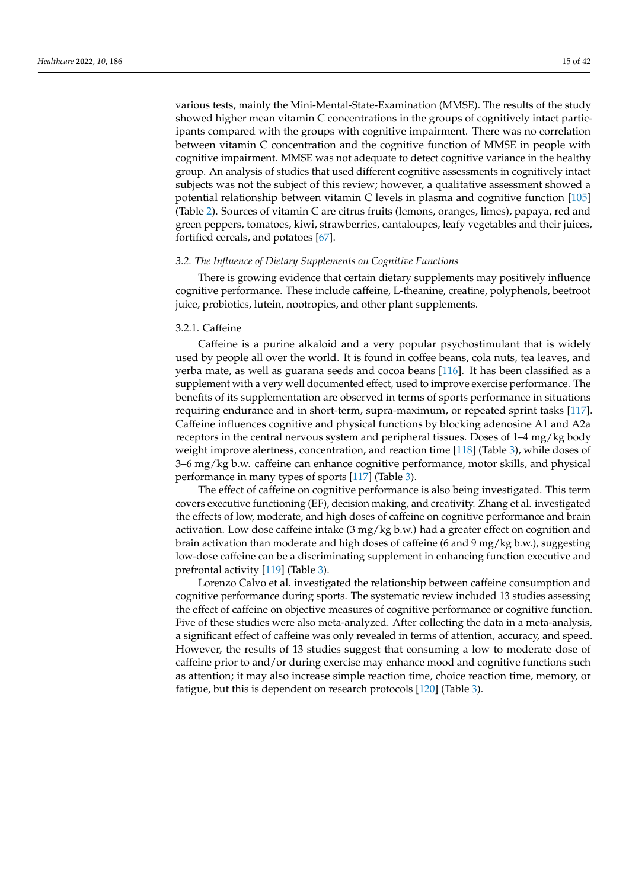various tests, mainly the Mini-Mental-State-Examination (MMSE). The results of the study showed higher mean vitamin C concentrations in the groups of cognitively intact participants compared with the groups with cognitive impairment. There was no correlation between vitamin C concentration and the cognitive function of MMSE in people with cognitive impairment. MMSE was not adequate to detect cognitive variance in the healthy group. An analysis of studies that used different cognitive assessments in cognitively intact subjects was not the subject of this review; however, a qualitative assessment showed a potential relationship between vitamin C levels in plasma and cognitive function [105] (Table 2). Sources of vitamin C are citrus fruits (lemons, oranges, limes), papaya, red and green peppers, tomatoes, kiwi, strawberries, cantaloupes, leafy vegetables and their juices, fortified cereals, and potatoes [67].

### *3.2. The Influence of Dietary Supplements on Cognitive Functions*

There is growing evidence that certain dietary supplements may positively influence cognitive performance. These include caffeine, L-theanine, creatine, polyphenols, beetroot juice, probiotics, lutein, nootropics, and other plant supplements.

#### 3.2.1. Caffeine

Caffeine is a purine alkaloid and a very popular psychostimulant that is widely used by people all over the world. It is found in coffee beans, cola nuts, tea leaves, and yerba mate, as well as guarana seeds and cocoa beans [116]. It has been classified as a supplement with a very well documented effect, used to improve exercise performance. The benefits of its supplementation are observed in terms of sports performance in situations requiring endurance and in short-term, supra-maximum, or repeated sprint tasks [117]. Caffeine influences cognitive and physical functions by blocking adenosine A1 and A2a receptors in the central nervous system and peripheral tissues. Doses of 1–4 mg/kg body weight improve alertness, concentration, and reaction time [118] (Table 3), while doses of 3–6 mg/kg b.w. caffeine can enhance cognitive performance, motor skills, and physical performance in many types of sports [117] (Table 3).

The effect of caffeine on cognitive performance is also being investigated. This term covers executive functioning (EF), decision making, and creativity. Zhang et al. investigated the effects of low, moderate, and high doses of caffeine on cognitive performance and brain activation. Low dose caffeine intake (3 mg/kg b.w.) had a greater effect on cognition and brain activation than moderate and high doses of caffeine (6 and 9 mg/kg b.w.), suggesting low-dose caffeine can be a discriminating supplement in enhancing function executive and prefrontal activity [119] (Table 3).

Lorenzo Calvo et al. investigated the relationship between caffeine consumption and cognitive performance during sports. The systematic review included 13 studies assessing the effect of caffeine on objective measures of cognitive performance or cognitive function. Five of these studies were also meta-analyzed. After collecting the data in a meta-analysis, a significant effect of caffeine was only revealed in terms of attention, accuracy, and speed. However, the results of 13 studies suggest that consuming a low to moderate dose of caffeine prior to and/or during exercise may enhance mood and cognitive functions such as attention; it may also increase simple reaction time, choice reaction time, memory, or fatigue, but this is dependent on research protocols [120] (Table 3).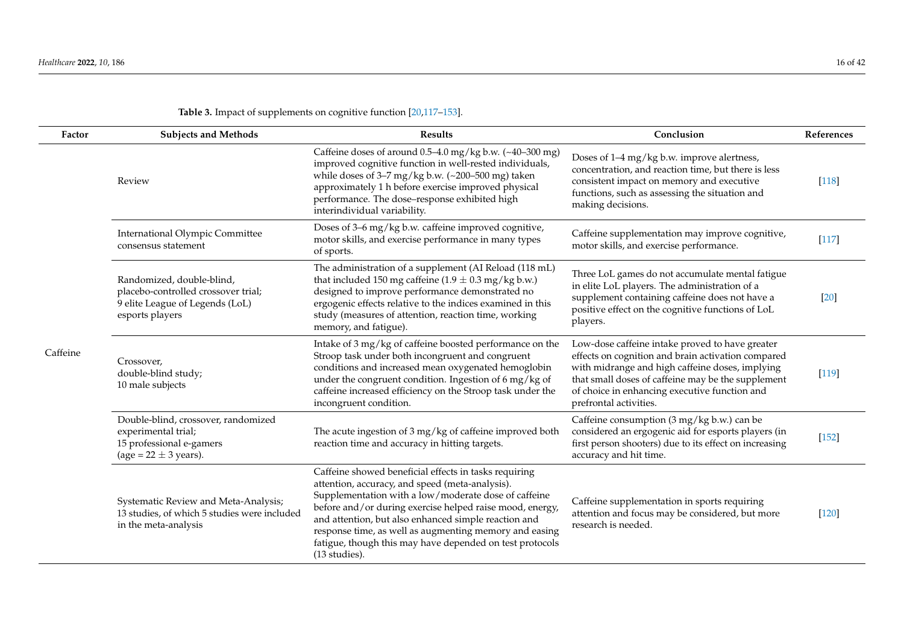**Table 3.** Impact of supplements on cognitive function [20,117–153].

| Factor | Subjects and Methods | Results | Conclusion | References |
|---|---|---|---|---|
| Caffeine | Review | Caffeine doses of around 0.5–4.0 mg/kg b.w. (~40–300 mg) improved cognitive function in well-rested individuals, while doses of 3–7 mg/kg b.w. (~200–500 mg) taken approximately 1 h before exercise improved physical performance. The dose–response exhibited high interindividual variability. | Doses of 1–4 mg/kg b.w. improve alertness, concentration, and reaction time, but there is less consistent impact on memory and executive functions, such as assessing the situation and making decisions. | [118] |
| | International Olympic Committee consensus statement | Doses of 3–6 mg/kg b.w. caffeine improved cognitive, motor skills, and exercise performance in many types of sports. | Caffeine supplementation may improve cognitive, motor skills, and exercise performance. | [117] |
| | Randomized, double-blind, placebo-controlled crossover trial; 9 elite League of Legends (LoL) esports players | The administration of a supplement (AI Reload (118 mL) that included 150 mg caffeine (1.9 ± 0.3 mg/kg b.w.) designed to improve performance demonstrated no ergogenic effects relative to the indices examined in this study (measures of attention, reaction time, working memory, and fatigue). | Three LoL games do not accumulate mental fatigue in elite LoL players. The administration of a supplement containing caffeine does not have a positive effect on the cognitive functions of LoL players. | [20] |
| | Crossover, double-blind study; 10 male subjects | Intake of 3 mg/kg of caffeine boosted performance on the Stroop task under both incongruent and congruent conditions and increased mean oxygenated hemoglobin under the congruent condition. Ingestion of 6 mg/kg of caffeine increased efficiency on the Stroop task under the incongruent condition. | Low-dose caffeine intake proved to have greater effects on cognition and brain activation compared with midrange and high caffeine doses, implying that small doses of caffeine may be the supplement of choice in enhancing executive function and prefrontal activities. | [119] |
| | Double-blind, crossover, randomized experimental trial; 15 professional e-gamers (age = 22 ± 3 years). | The acute ingestion of 3 mg/kg of caffeine improved both reaction time and accuracy in hitting targets. | Caffeine consumption (3 mg/kg b.w.) can be considered an ergogenic aid for esports players (in first person shooters) due to its effect on increasing accuracy and hit time. | [152] |
| | Systematic Review and Meta-Analysis; 13 studies, of which 5 studies were included in the meta-analysis | Caffeine showed beneficial effects in tasks requiring attention, accuracy, and speed (meta-analysis). Supplementation with a low/moderate dose of caffeine before and/or during exercise helped raise mood, energy, and attention, but also enhanced simple reaction and response time, as well as augmenting memory and easing fatigue, though this may have depended on test protocols (13 studies). | Caffeine supplementation in sports requiring attention and focus may be considered, but more research is needed. | [120] |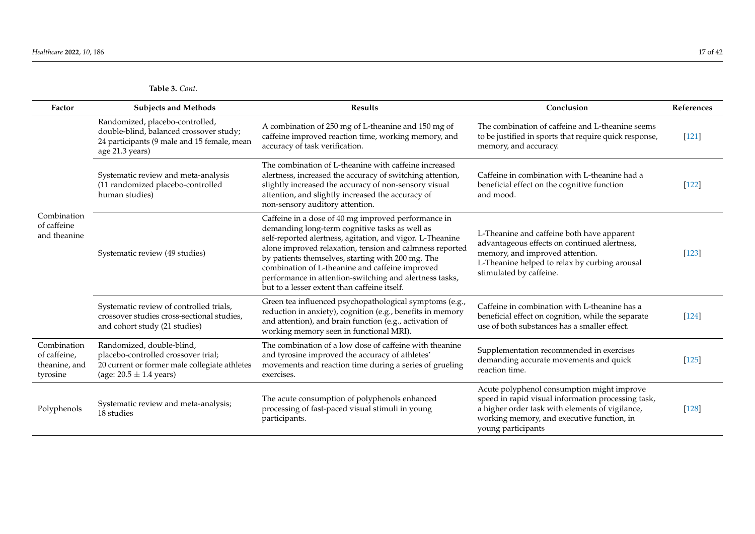**Table 3.** *Cont.*

| Factor | Subjects and Methods | Results | Conclusion | References |
| --- | --- | --- | --- | --- |
| Combination of caffeine and theanine | Randomized, placebo-controlled, double-blind, balanced crossover study; 24 participants (9 male and 15 female, mean age 21.3 years) | A combination of 250 mg of L-theanine and 150 mg of caffeine improved reaction time, working memory, and accuracy of task verification. | The combination of caffeine and L-theanine seems to be justified in sports that require quick response, memory, and accuracy. | [121] |
| | Systematic review and meta-analysis (11 randomized placebo-controlled human studies) | The combination of L-theanine with caffeine increased alertness, increased the accuracy of switching attention, slightly increased the accuracy of non-sensory visual attention, and slightly increased the accuracy of non-sensory auditory attention. | Caffeine in combination with L-theanine had a beneficial effect on the cognitive function and mood. | [122] |
| | Systematic review (49 studies) | Caffeine in a dose of 40 mg improved performance in demanding long-term cognitive tasks as well as self-reported alertness, agitation, and vigor. L-Theanine alone improved relaxation, tension and calmness reported by patients themselves, starting with 200 mg. The combination of L-theanine and caffeine improved performance in attention-switching and alertness tasks, but to a lesser extent than caffeine itself. | L-Theanine and caffeine both have apparent advantageous effects on continued alertness, memory, and improved attention. L-Theanine helped to relax by curbing arousal stimulated by caffeine. | [123] |
| | Systematic review of controlled trials, crossover studies cross-sectional studies, and cohort study (21 studies) | Green tea influenced psychopathological symptoms (e.g., reduction in anxiety), cognition (e.g., benefits in memory and attention), and brain function (e.g., activation of working memory seen in functional MRI). | Caffeine in combination with L-theanine has a beneficial effect on cognition, while the separate use of both substances has a smaller effect. | [124] |
| Combination of caffeine, theanine, and tyrosine | Randomized, double-blind, placebo-controlled crossover trial; 20 current or former male collegiate athletes (age: $20.5 \pm 1.4$ years) | The combination of a low dose of caffeine with theanine and tyrosine improved the accuracy of athletes' movements and reaction time during a series of grueling exercises. | Supplementation recommended in exercises demanding accurate movements and quick reaction time. | [125] |
| Polyphenols | Systematic review and meta-analysis; 18 studies | The acute consumption of polyphenols enhanced processing of fast-paced visual stimuli in young participants. | Acute polyphenol consumption might improve speed in rapid visual information processing task, a higher order task with elements of vigilance, working memory, and executive function, in young participants | [128] |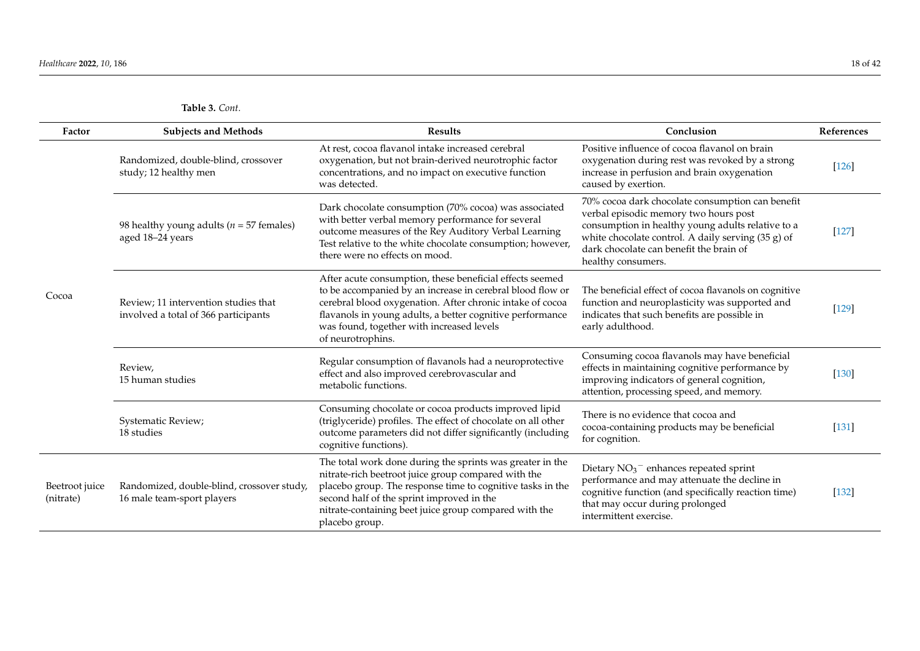**Table 3.** *Cont.*

| Factor | Subjects and Methods | Results | Conclusion | References |
| --- | --- | --- | --- | --- |
| Cocoa | Randomized, double-blind, crossover study; 12 healthy men | At rest, cocoa flavanol intake increased cerebral oxygenation, but not brain-derived neurotrophic factor concentrations, and no impact on executive function was detected. | Positive influence of cocoa flavanol on brain oxygenation during rest was revoked by a strong increase in perfusion and brain oxygenation caused by exertion. | [126] |
| | 98 healthy young adults ($n$ = 57 females) aged 18–24 years | Dark chocolate consumption (70% cocoa) was associated with better verbal memory performance for several outcome measures of the Rey Auditory Verbal Learning Test relative to the white chocolate consumption; however, there were no effects on mood. | 70% cocoa dark chocolate consumption can benefit verbal episodic memory two hours post consumption in healthy young adults relative to a white chocolate control. A daily serving (35 g) of dark chocolate can benefit the brain of healthy consumers. | [127] |
| | Review; 11 intervention studies that involved a total of 366 participants | After acute consumption, these beneficial effects seemed to be accompanied by an increase in cerebral blood flow or cerebral blood oxygenation. After chronic intake of cocoa flavanols in young adults, a better cognitive performance was found, together with increased levels of neurotrophins. | The beneficial effect of cocoa flavanols on cognitive function and neuroplasticity was supported and indicates that such benefits are possible in early adulthood. | [129] |
| | Review, 15 human studies | Regular consumption of flavanols had a neuroprotective effect and also improved cerebrovascular and metabolic functions. | Consuming cocoa flavanols may have beneficial effects in maintaining cognitive performance by improving indicators of general cognition, attention, processing speed, and memory. | [130] |
| | Systematic Review; 18 studies | Consuming chocolate or cocoa products improved lipid (triglyceride) profiles. The effect of chocolate on all other outcome parameters did not differ significantly (including cognitive functions). | There is no evidence that cocoa and cocoa-containing products may be beneficial for cognition. | [131] |
| Beetroot juice (nitrate) | Randomized, double-blind, crossover study, 16 male team-sport players | The total work done during the sprints was greater in the nitrate-rich beetroot juice group compared with the placebo group. The response time to cognitive tasks in the second half of the sprint improved in the nitrate-containing beet juice group compared with the placebo group. | Dietary $NO_3^-$ enhances repeated sprint performance and may attenuate the decline in cognitive function (and specifically reaction time) that may occur during prolonged intermittent exercise. | [132] |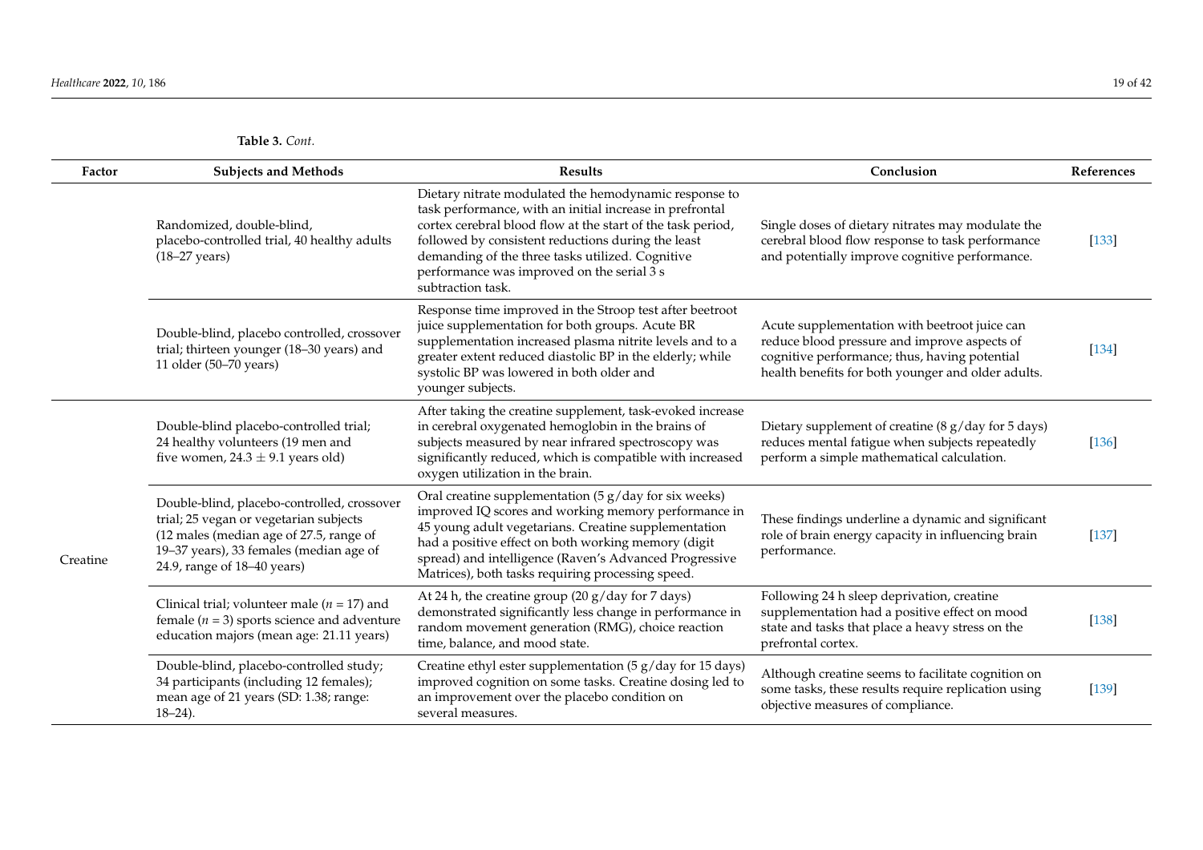**Table 3.** *Cont.*

| Factor | Subjects and Methods | Results | Conclusion | References |
|---|---|---|---|---|
| | Randomized, double-blind, placebo-controlled trial, 40 healthy adults (18–27 years) | Dietary nitrate modulated the hemodynamic response to task performance, with an initial increase in prefrontal cortex cerebral blood flow at the start of the task period, followed by consistent reductions during the least demanding of the three tasks utilized. Cognitive performance was improved on the serial 3 s subtraction task. | Single doses of dietary nitrates may modulate the cerebral blood flow response to task performance and potentially improve cognitive performance. | [133] |
| | Double-blind, placebo controlled, crossover trial; thirteen younger (18–30 years) and 11 older (50–70 years) | Response time improved in the Stroop test after beetroot juice supplementation for both groups. Acute BR supplementation increased plasma nitrite levels and to a greater extent reduced diastolic BP in the elderly; while systolic BP was lowered in both older and younger subjects. | Acute supplementation with beetroot juice can reduce blood pressure and improve aspects of cognitive performance; thus, having potential health benefits for both younger and older adults. | [134] |
| Creatine | Double-blind placebo-controlled trial; 24 healthy volunteers (19 men and five women, 24.3 ± 9.1 years old) | After taking the creatine supplement, task-evoked increase in cerebral oxygenated hemoglobin in the brains of subjects measured by near infrared spectroscopy was significantly reduced, which is compatible with increased oxygen utilization in the brain. | Dietary supplement of creatine (8 g/day for 5 days) reduces mental fatigue when subjects repeatedly perform a simple mathematical calculation. | [136] |
| | Double-blind, placebo-controlled, crossover trial; 25 vegan or vegetarian subjects (12 males (median age of 27.5, range of 19–37 years), 33 females (median age of 24.9, range of 18–40 years) | Oral creatine supplementation (5 g/day for six weeks) improved IQ scores and working memory performance in 45 young adult vegetarians. Creatine supplementation had a positive effect on both working memory (digit spread) and intelligence (Raven's Advanced Progressive Matrices), both tasks requiring processing speed. | These findings underline a dynamic and significant role of brain energy capacity in influencing brain performance. | [137] |
| | Clinical trial; volunteer male (*n* = 17) and female (*n* = 3) sports science and adventure education majors (mean age: 21.11 years) | At 24 h, the creatine group (20 g/day for 7 days) demonstrated significantly less change in performance in random movement generation (RMG), choice reaction time, balance, and mood state. | Following 24 h sleep deprivation, creatine supplementation had a positive effect on mood state and tasks that place a heavy stress on the prefrontal cortex. | [138] |
| | Double-blind, placebo-controlled study; 34 participants (including 12 females); mean age of 21 years (SD: 1.38; range: 18–24). | Creatine ethyl ester supplementation (5 g/day for 15 days) improved cognition on some tasks. Creatine dosing led to an improvement over the placebo condition on several measures. | Although creatine seems to facilitate cognition on some tasks, these results require replication using objective measures of compliance. | [139] |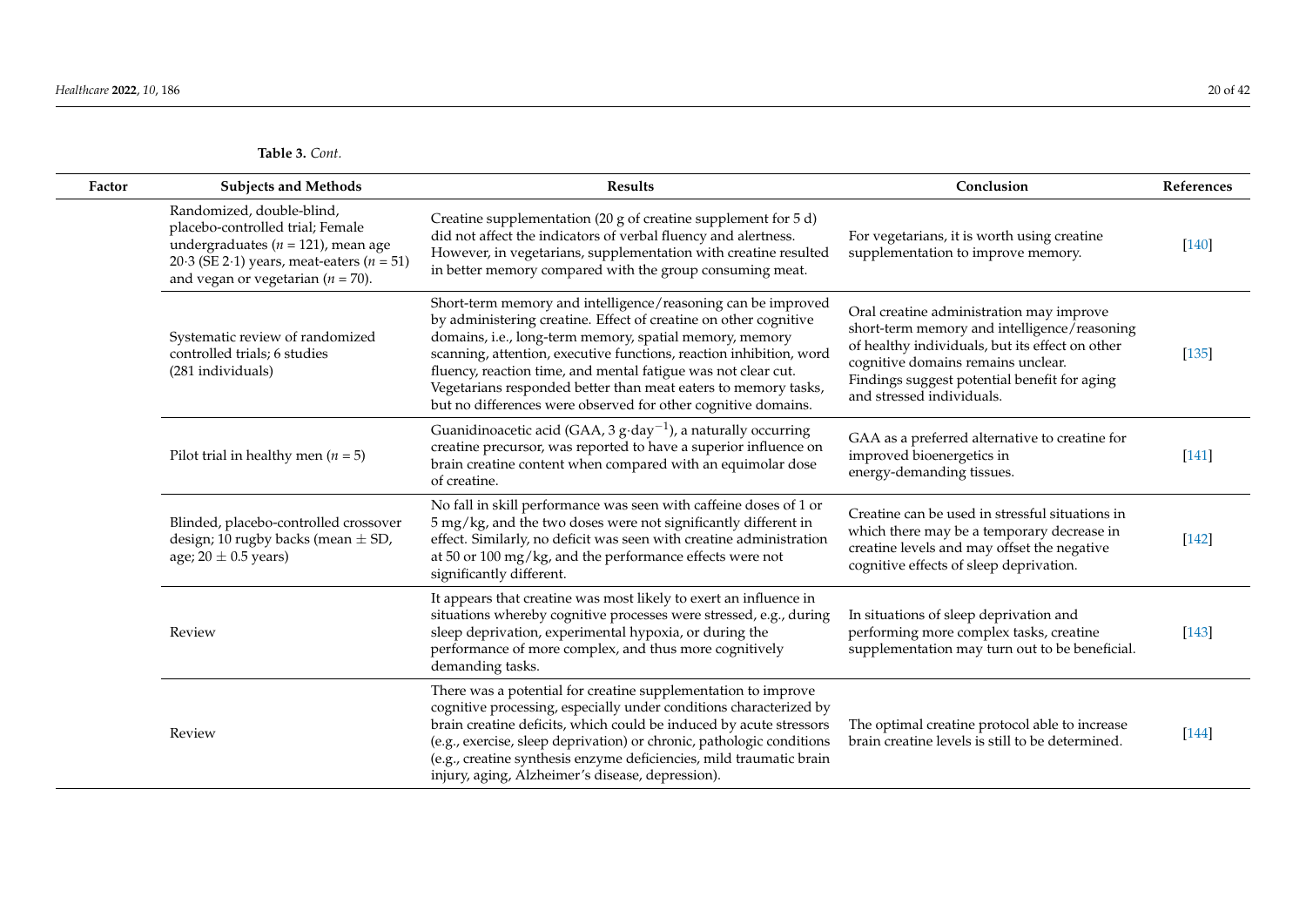**Table 3.** *Cont.*

| Factor | Subjects and Methods | Results | Conclusion | References |
|---|---|---|---|---|
| | Randomized, double-blind, placebo-controlled trial; Female undergraduates ($n = 121$), mean age 20·3 (SE 2·1) years, meat-eaters ($n = 51$) and vegan or vegetarian ($n = 70$). | Creatine supplementation (20 g of creatine supplement for 5 d) did not affect the indicators of verbal fluency and alertness. However, in vegetarians, supplementation with creatine resulted in better memory compared with the group consuming meat. | For vegetarians, it is worth using creatine supplementation to improve memory. | [140] |
| | Systematic review of randomized controlled trials; 6 studies (281 individuals) | Short-term memory and intelligence/reasoning can be improved by administering creatine. Effect of creatine on other cognitive domains, i.e., long-term memory, spatial memory, memory scanning, attention, executive functions, reaction inhibition, word fluency, reaction time, and mental fatigue was not clear cut. Vegetarians responded better than meat eaters to memory tasks, but no differences were observed for other cognitive domains. | Oral creatine administration may improve short-term memory and intelligence/reasoning of healthy individuals, but its effect on other cognitive domains remains unclear. Findings suggest potential benefit for aging and stressed individuals. | [135] |
| | Pilot trial in healthy men ($n = 5$) | Guanidinoacetic acid (GAA, 3 $g \cdot day^{-1}$), a naturally occurring creatine precursor, was reported to have a superior influence on brain creatine content when compared with an equimolar dose of creatine. | GAA as a preferred alternative to creatine for improved bioenergetics in energy-demanding tissues. | [141] |
| | Blinded, placebo-controlled crossover design; 10 rugby backs (mean ± SD, age; 20 ± 0.5 years) | No fall in skill performance was seen with caffeine doses of 1 or 5 mg/kg, and the two doses were not significantly different in effect. Similarly, no deficit was seen with creatine administration at 50 or 100 mg/kg, and the performance effects were not significantly different. | Creatine can be used in stressful situations in which there may be a temporary decrease in creatine levels and may offset the negative cognitive effects of sleep deprivation. | [142] |
| | Review | It appears that creatine was most likely to exert an influence in situations whereby cognitive processes were stressed, e.g., during sleep deprivation, experimental hypoxia, or during the performance of more complex, and thus more cognitively demanding tasks. | In situations of sleep deprivation and performing more complex tasks, creatine supplementation may turn out to be beneficial. | [143] |
| | Review | There was a potential for creatine supplementation to improve cognitive processing, especially under conditions characterized by brain creatine deficits, which could be induced by acute stressors (e.g., exercise, sleep deprivation) or chronic, pathologic conditions (e.g., creatine synthesis enzyme deficiencies, mild traumatic brain injury, aging, Alzheimer's disease, depression). | The optimal creatine protocol able to increase brain creatine levels is still to be determined. | [144] |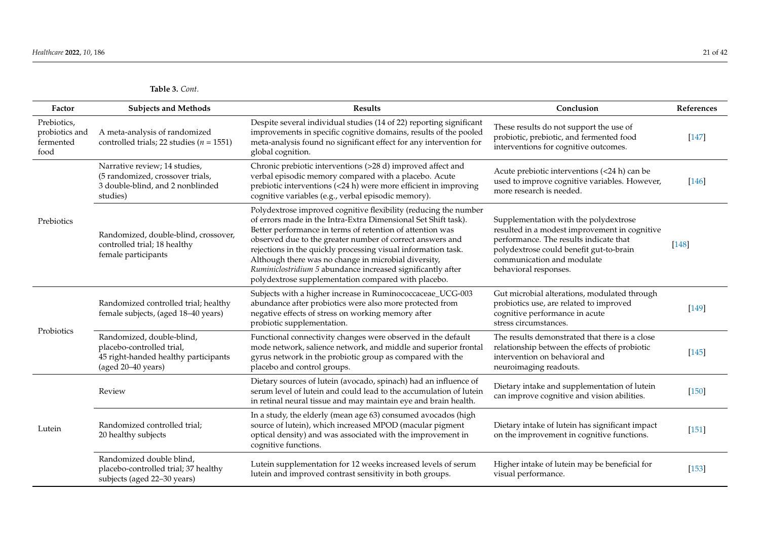**Table 3.** *Cont.*

| Factor | Subjects and Methods | Results | Conclusion | References |
|---|---|---|---|---|
| Prebiotics, probiotics and fermented food | A meta-analysis of randomized controlled trials; 22 studies (*n* = 1551) | Despite several individual studies (14 of 22) reporting significant improvements in specific cognitive domains, results of the pooled meta-analysis found no significant effect for any intervention for global cognition. | These results do not support the use of probiotic, prebiotic, and fermented food interventions for cognitive outcomes. | [147] |
| Prebiotics | Narrative review; 14 studies, (5 randomized, crossover trials, 3 double-blind, and 2 nonblinded studies) | Chronic prebiotic interventions (>28 d) improved affect and verbal episodic memory compared with a placebo. Acute prebiotic interventions (<24 h) were more efficient in improving cognitive variables (e.g., verbal episodic memory). | Acute prebiotic interventions (<24 h) can be used to improve cognitive variables. However, more research is needed. | [146] |
| | Randomized, double-blind, crossover, controlled trial; 18 healthy female participants | Polydextrose improved cognitive flexibility (reducing the number of errors made in the Intra-Extra Dimensional Set Shift task). Better performance in terms of retention of attention was observed due to the greater number of correct answers and rejections in the quickly processing visual information task. Although there was no change in microbial diversity, *Ruminiclostridium 5* abundance increased significantly after polydextrose supplementation compared with placebo. | Supplementation with the polydextrose resulted in a modest improvement in cognitive performance. The results indicate that polydextrose could benefit gut-to-brain communication and modulate behavioral responses. | [148] |
| Probiotics | Randomized controlled trial; healthy female subjects, (aged 18–40 years) | Subjects with a higher increase in Ruminococcaceae_UCG-003 abundance after probiotics were also more protected from negative effects of stress on working memory after probiotic supplementation. | Gut microbial alterations, modulated through probiotics use, are related to improved cognitive performance in acute stress circumstances. | [149] |
| | Randomized, double-blind, placebo-controlled trial, 45 right-handed healthy participants (aged 20–40 years) | Functional connectivity changes were observed in the default mode network, salience network, and middle and superior frontal gyrus network in the probiotic group as compared with the placebo and control groups. | The results demonstrated that there is a close relationship between the effects of probiotic intervention on behavioral and neuroimaging readouts. | [145] |
| Lutein | Review | Dietary sources of lutein (avocado, spinach) had an influence of serum level of lutein and could lead to the accumulation of lutein in retinal neural tissue and may maintain eye and brain health. | Dietary intake and supplementation of lutein can improve cognitive and vision abilities. | [150] |
| | Randomized controlled trial; 20 healthy subjects | In a study, the elderly (mean age 63) consumed avocados (high source of lutein), which increased MPOD (macular pigment optical density) and was associated with the improvement in cognitive functions. | Dietary intake of lutein has significant impact on the improvement in cognitive functions. | [151] |
| | Randomized double blind, placebo-controlled trial; 37 healthy subjects (aged 22–30 years) | Lutein supplementation for 12 weeks increased levels of serum lutein and improved contrast sensitivity in both groups. | Higher intake of lutein may be beneficial for visual performance. | [153] |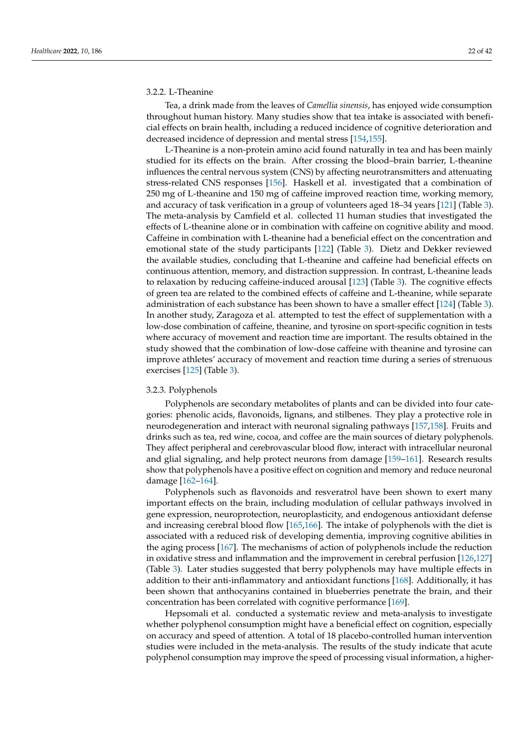#### 3.2.2. L-Theanine

Tea, a drink made from the leaves of *Camellia sinensis*, has enjoyed wide consumption throughout human history. Many studies show that tea intake is associated with beneficial effects on brain health, including a reduced incidence of cognitive deterioration and decreased incidence of depression and mental stress [154,155].

L-Theanine is a non-protein amino acid found naturally in tea and has been mainly studied for its effects on the brain. After crossing the blood–brain barrier, L-theanine influences the central nervous system (CNS) by affecting neurotransmitters and attenuating stress-related CNS responses [156]. Haskell et al. investigated that a combination of 250 mg of L-theanine and 150 mg of caffeine improved reaction time, working memory, and accuracy of task verification in a group of volunteers aged 18–34 years [121] (Table 3). The meta-analysis by Camfield et al. collected 11 human studies that investigated the effects of L-theanine alone or in combination with caffeine on cognitive ability and mood. Caffeine in combination with L-theanine had a beneficial effect on the concentration and emotional state of the study participants [122] (Table 3). Dietz and Dekker reviewed the available studies, concluding that L-theanine and caffeine had beneficial effects on continuous attention, memory, and distraction suppression. In contrast, L-theanine leads to relaxation by reducing caffeine-induced arousal [123] (Table 3). The cognitive effects of green tea are related to the combined effects of caffeine and L-theanine, while separate administration of each substance has been shown to have a smaller effect [124] (Table 3). In another study, Zaragoza et al. attempted to test the effect of supplementation with a low-dose combination of caffeine, theanine, and tyrosine on sport-specific cognition in tests where accuracy of movement and reaction time are important. The results obtained in the study showed that the combination of low-dose caffeine with theanine and tyrosine can improve athletes' accuracy of movement and reaction time during a series of strenuous exercises [125] (Table 3).

#### 3.2.3. Polyphenols

Polyphenols are secondary metabolites of plants and can be divided into four categories: phenolic acids, flavonoids, lignans, and stilbenes. They play a protective role in neurodegeneration and interact with neuronal signaling pathways [157,158]. Fruits and drinks such as tea, red wine, cocoa, and coffee are the main sources of dietary polyphenols. They affect peripheral and cerebrovascular blood flow, interact with intracellular neuronal and glial signaling, and help protect neurons from damage [159–161]. Research results show that polyphenols have a positive effect on cognition and memory and reduce neuronal damage [162–164].

Polyphenols such as flavonoids and resveratrol have been shown to exert many important effects on the brain, including modulation of cellular pathways involved in gene expression, neuroprotection, neuroplasticity, and endogenous antioxidant defense and increasing cerebral blood flow [165,166]. The intake of polyphenols with the diet is associated with a reduced risk of developing dementia, improving cognitive abilities in the aging process [167]. The mechanisms of action of polyphenols include the reduction in oxidative stress and inflammation and the improvement in cerebral perfusion [126,127] (Table 3). Later studies suggested that berry polyphenols may have multiple effects in addition to their anti-inflammatory and antioxidant functions [168]. Additionally, it has been shown that anthocyanins contained in blueberries penetrate the brain, and their concentration has been correlated with cognitive performance [169].

Hepsomali et al. conducted a systematic review and meta-analysis to investigate whether polyphenol consumption might have a beneficial effect on cognition, especially on accuracy and speed of attention. A total of 18 placebo-controlled human intervention studies were included in the meta-analysis. The results of the study indicate that acute polyphenol consumption may improve the speed of processing visual information, a higher-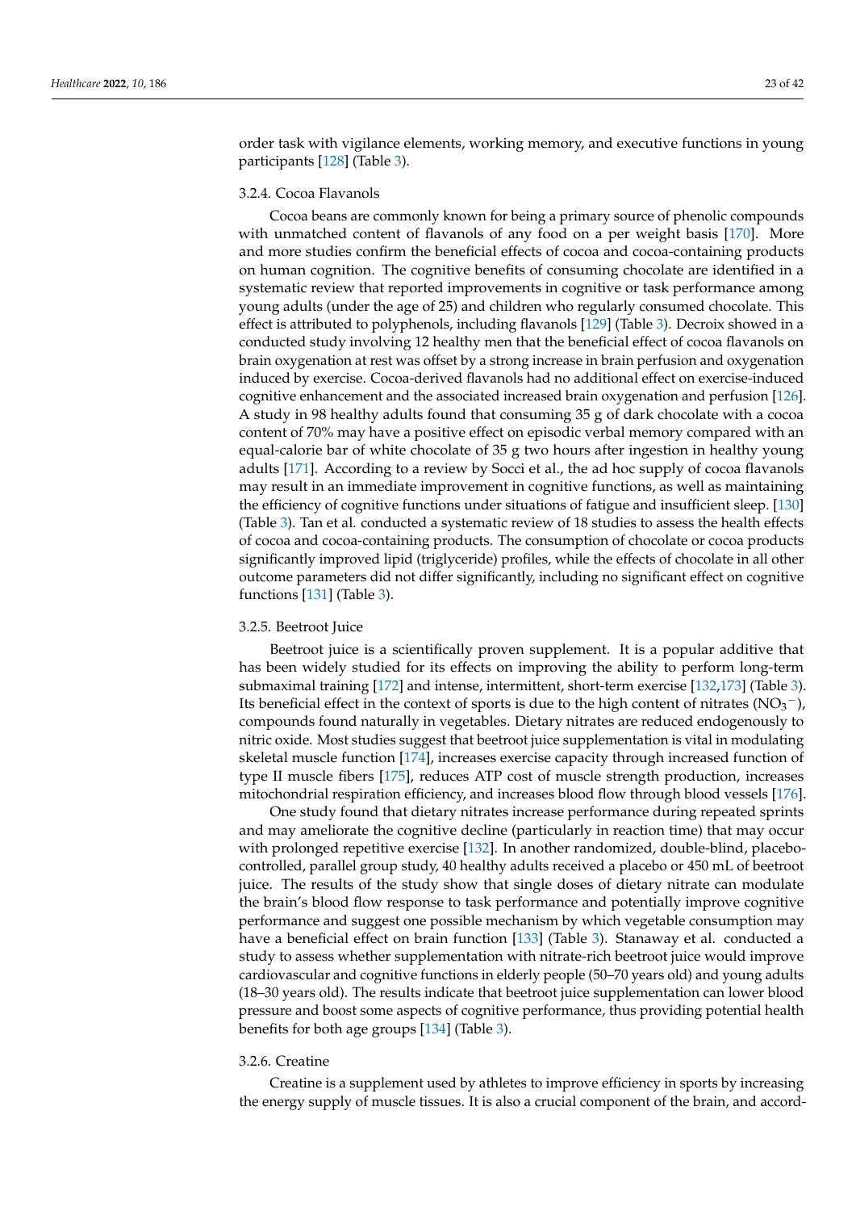order task with vigilance elements, working memory, and executive functions in young participants [128] (Table 3).

#### 3.2.4. Cocoa Flavanols

Cocoa beans are commonly known for being a primary source of phenolic compounds with unmatched content of flavanols of any food on a per weight basis [170]. More and more studies confirm the beneficial effects of cocoa and cocoa-containing products on human cognition. The cognitive benefits of consuming chocolate are identified in a systematic review that reported improvements in cognitive or task performance among young adults (under the age of 25) and children who regularly consumed chocolate. This effect is attributed to polyphenols, including flavanols [129] (Table 3). Decroix showed in a conducted study involving 12 healthy men that the beneficial effect of cocoa flavanols on brain oxygenation at rest was offset by a strong increase in brain perfusion and oxygenation induced by exercise. Cocoa-derived flavanols had no additional effect on exercise-induced cognitive enhancement and the associated increased brain oxygenation and perfusion [126]. A study in 98 healthy adults found that consuming 35 g of dark chocolate with a cocoa content of 70% may have a positive effect on episodic verbal memory compared with an equal-calorie bar of white chocolate of 35 g two hours after ingestion in healthy young adults [171]. According to a review by Socci et al., the ad hoc supply of cocoa flavanols may result in an immediate improvement in cognitive functions, as well as maintaining the efficiency of cognitive functions under situations of fatigue and insufficient sleep. [130] (Table 3). Tan et al. conducted a systematic review of 18 studies to assess the health effects of cocoa and cocoa-containing products. The consumption of chocolate or cocoa products significantly improved lipid (triglyceride) profiles, while the effects of chocolate in all other outcome parameters did not differ significantly, including no significant effect on cognitive functions [131] (Table 3).

#### 3.2.5. Beetroot Juice

Beetroot juice is a scientifically proven supplement. It is a popular additive that has been widely studied for its effects on improving the ability to perform long-term submaximal training [172] and intense, intermittent, short-term exercise [132,173] (Table 3). Its beneficial effect in the context of sports is due to the high content of nitrates ($NO_3^-$), compounds found naturally in vegetables. Dietary nitrates are reduced endogenously to nitric oxide. Most studies suggest that beetroot juice supplementation is vital in modulating skeletal muscle function [174], increases exercise capacity through increased function of type II muscle fibers [175], reduces ATP cost of muscle strength production, increases mitochondrial respiration efficiency, and increases blood flow through blood vessels [176].

One study found that dietary nitrates increase performance during repeated sprints and may ameliorate the cognitive decline (particularly in reaction time) that may occur with prolonged repetitive exercise [132]. In another randomized, double-blind, placebo-controlled, parallel group study, 40 healthy adults received a placebo or 450 mL of beetroot juice. The results of the study show that single doses of dietary nitrate can modulate the brain's blood flow response to task performance and potentially improve cognitive performance and suggest one possible mechanism by which vegetable consumption may have a beneficial effect on brain function [133] (Table 3). Stanaway et al. conducted a study to assess whether supplementation with nitrate-rich beetroot juice would improve cardiovascular and cognitive functions in elderly people (50–70 years old) and young adults (18–30 years old). The results indicate that beetroot juice supplementation can lower blood pressure and boost some aspects of cognitive performance, thus providing potential health benefits for both age groups [134] (Table 3).

#### 3.2.6. Creatine

Creatine is a supplement used by athletes to improve efficiency in sports by increasing the energy supply of muscle tissues. It is also a crucial component of the brain, and accord-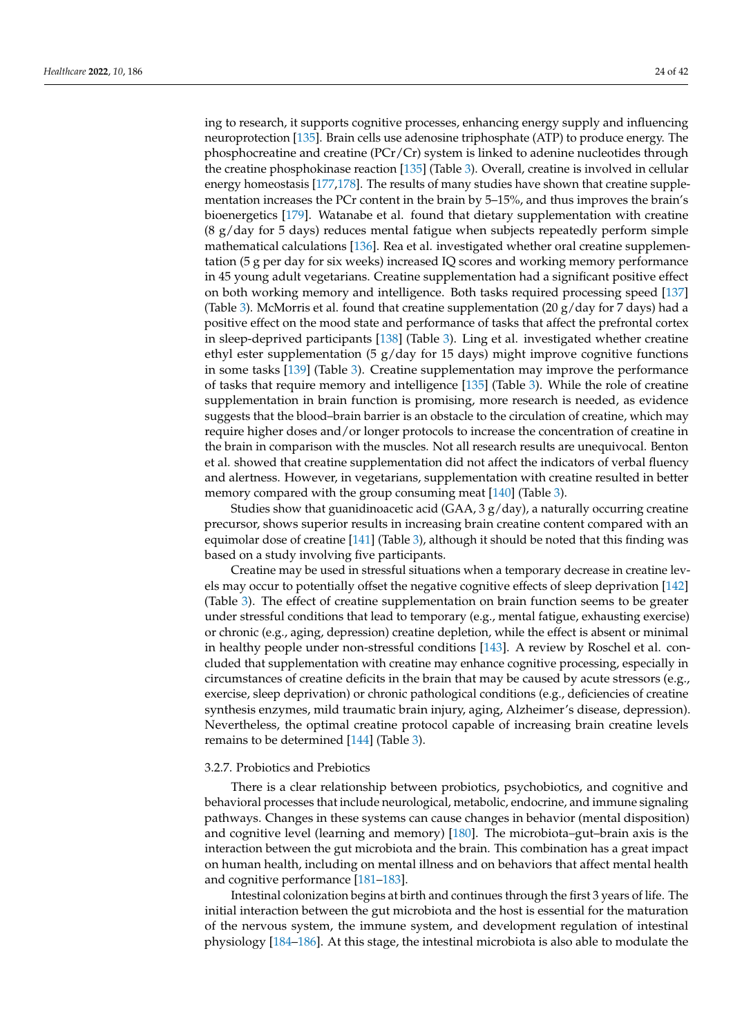ing to research, it supports cognitive processes, enhancing energy supply and influencing neuroprotection [135]. Brain cells use adenosine triphosphate (ATP) to produce energy. The phosphocreatine and creatine (PCr/Cr) system is linked to adenine nucleotides through the creatine phosphokinase reaction [135] (Table 3). Overall, creatine is involved in cellular energy homeostasis [177,178]. The results of many studies have shown that creatine supplementation increases the PCr content in the brain by 5–15%, and thus improves the brain's bioenergetics [179]. Watanabe et al. found that dietary supplementation with creatine (8 g/day for 5 days) reduces mental fatigue when subjects repeatedly perform simple mathematical calculations [136]. Rea et al. investigated whether oral creatine supplementation (5 g per day for six weeks) increased IQ scores and working memory performance in 45 young adult vegetarians. Creatine supplementation had a significant positive effect on both working memory and intelligence. Both tasks required processing speed [137] (Table 3). McMorris et al. found that creatine supplementation (20 g/day for 7 days) had a positive effect on the mood state and performance of tasks that affect the prefrontal cortex in sleep-deprived participants [138] (Table 3). Ling et al. investigated whether creatine ethyl ester supplementation (5 g/day for 15 days) might improve cognitive functions in some tasks [139] (Table 3). Creatine supplementation may improve the performance of tasks that require memory and intelligence [135] (Table 3). While the role of creatine supplementation in brain function is promising, more research is needed, as evidence suggests that the blood–brain barrier is an obstacle to the circulation of creatine, which may require higher doses and/or longer protocols to increase the concentration of creatine in the brain in comparison with the muscles. Not all research results are unequivocal. Benton et al. showed that creatine supplementation did not affect the indicators of verbal fluency and alertness. However, in vegetarians, supplementation with creatine resulted in better memory compared with the group consuming meat [140] (Table 3).

Studies show that guanidinoacetic acid (GAA, 3 g/day), a naturally occurring creatine precursor, shows superior results in increasing brain creatine content compared with an equimolar dose of creatine [141] (Table 3), although it should be noted that this finding was based on a study involving five participants.

Creatine may be used in stressful situations when a temporary decrease in creatine levels may occur to potentially offset the negative cognitive effects of sleep deprivation [142] (Table 3). The effect of creatine supplementation on brain function seems to be greater under stressful conditions that lead to temporary (e.g., mental fatigue, exhausting exercise) or chronic (e.g., aging, depression) creatine depletion, while the effect is absent or minimal in healthy people under non-stressful conditions [143]. A review by Roschel et al. concluded that supplementation with creatine may enhance cognitive processing, especially in circumstances of creatine deficits in the brain that may be caused by acute stressors (e.g., exercise, sleep deprivation) or chronic pathological conditions (e.g., deficiencies of creatine synthesis enzymes, mild traumatic brain injury, aging, Alzheimer's disease, depression). Nevertheless, the optimal creatine protocol capable of increasing brain creatine levels remains to be determined [144] (Table 3).

#### 3.2.7. Probiotics and Prebiotics

There is a clear relationship between probiotics, psychobiotics, and cognitive and behavioral processes that include neurological, metabolic, endocrine, and immune signaling pathways. Changes in these systems can cause changes in behavior (mental disposition) and cognitive level (learning and memory) [180]. The microbiota–gut–brain axis is the interaction between the gut microbiota and the brain. This combination has a great impact on human health, including on mental illness and on behaviors that affect mental health and cognitive performance [181–183].

Intestinal colonization begins at birth and continues through the first 3 years of life. The initial interaction between the gut microbiota and the host is essential for the maturation of the nervous system, the immune system, and development regulation of intestinal physiology [184–186]. At this stage, the intestinal microbiota is also able to modulate the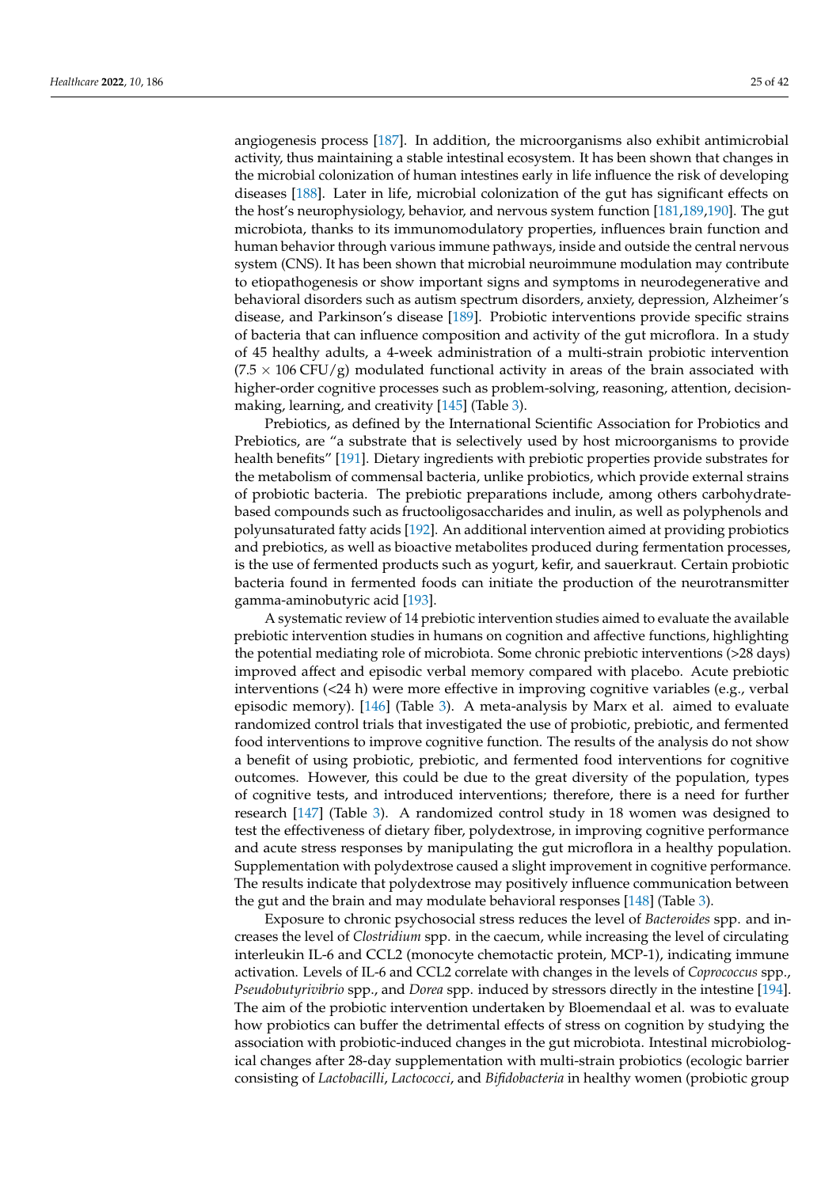angiogenesis process [187]. In addition, the microorganisms also exhibit antimicrobial activity, thus maintaining a stable intestinal ecosystem. It has been shown that changes in the microbial colonization of human intestines early in life influence the risk of developing diseases [188]. Later in life, microbial colonization of the gut has significant effects on the host's neurophysiology, behavior, and nervous system function [181,189,190]. The gut microbiota, thanks to its immunomodulatory properties, influences brain function and human behavior through various immune pathways, inside and outside the central nervous system (CNS). It has been shown that microbial neuroimmune modulation may contribute to etiopathogenesis or show important signs and symptoms in neurodegenerative and behavioral disorders such as autism spectrum disorders, anxiety, depression, Alzheimer's disease, and Parkinson's disease [189]. Probiotic interventions provide specific strains of bacteria that can influence composition and activity of the gut microflora. In a study of 45 healthy adults, a 4-week administration of a multi-strain probiotic intervention ($7.5 \times 106$ CFU/g) modulated functional activity in areas of the brain associated with higher-order cognitive processes such as problem-solving, reasoning, attention, decision-making, learning, and creativity [145] (Table 3).

Prebiotics, as defined by the International Scientific Association for Probiotics and Prebiotics, are "a substrate that is selectively used by host microorganisms to provide health benefits" [191]. Dietary ingredients with prebiotic properties provide substrates for the metabolism of commensal bacteria, unlike probiotics, which provide external strains of probiotic bacteria. The prebiotic preparations include, among others carbohydrate-based compounds such as fructooligosaccharides and inulin, as well as polyphenols and polyunsaturated fatty acids [192]. An additional intervention aimed at providing probiotics and prebiotics, as well as bioactive metabolites produced during fermentation processes, is the use of fermented products such as yogurt, kefir, and sauerkraut. Certain probiotic bacteria found in fermented foods can initiate the production of the neurotransmitter gamma-aminobutyric acid [193].

A systematic review of 14 prebiotic intervention studies aimed to evaluate the available prebiotic intervention studies in humans on cognition and affective functions, highlighting the potential mediating role of microbiota. Some chronic prebiotic interventions (>28 days) improved affect and episodic verbal memory compared with placebo. Acute prebiotic interventions (<24 h) were more effective in improving cognitive variables (e.g., verbal episodic memory). [146] (Table 3). A meta-analysis by Marx et al. aimed to evaluate randomized control trials that investigated the use of probiotic, prebiotic, and fermented food interventions to improve cognitive function. The results of the analysis do not show a benefit of using probiotic, prebiotic, and fermented food interventions for cognitive outcomes. However, this could be due to the great diversity of the population, types of cognitive tests, and introduced interventions; therefore, there is a need for further research [147] (Table 3). A randomized control study in 18 women was designed to test the effectiveness of dietary fiber, polydextrose, in improving cognitive performance and acute stress responses by manipulating the gut microflora in a healthy population. Supplementation with polydextrose caused a slight improvement in cognitive performance. The results indicate that polydextrose may positively influence communication between the gut and the brain and may modulate behavioral responses [148] (Table 3).

Exposure to chronic psychosocial stress reduces the level of *Bacteroides* spp. and increases the level of *Clostridium* spp. in the caecum, while increasing the level of circulating interleukin IL-6 and CCL2 (monocyte chemotactic protein, MCP-1), indicating immune activation. Levels of IL-6 and CCL2 correlate with changes in the levels of *Coprococcus* spp., *Pseudobutyrivibrio* spp., and *Dorea* spp. induced by stressors directly in the intestine [194]. The aim of the probiotic intervention undertaken by Bloemendaal et al. was to evaluate how probiotics can buffer the detrimental effects of stress on cognition by studying the association with probiotic-induced changes in the gut microbiota. Intestinal microbiological changes after 28-day supplementation with multi-strain probiotics (ecologic barrier consisting of *Lactobacilli*, *Lactococci*, and *Bifidobacteria* in healthy women (probiotic group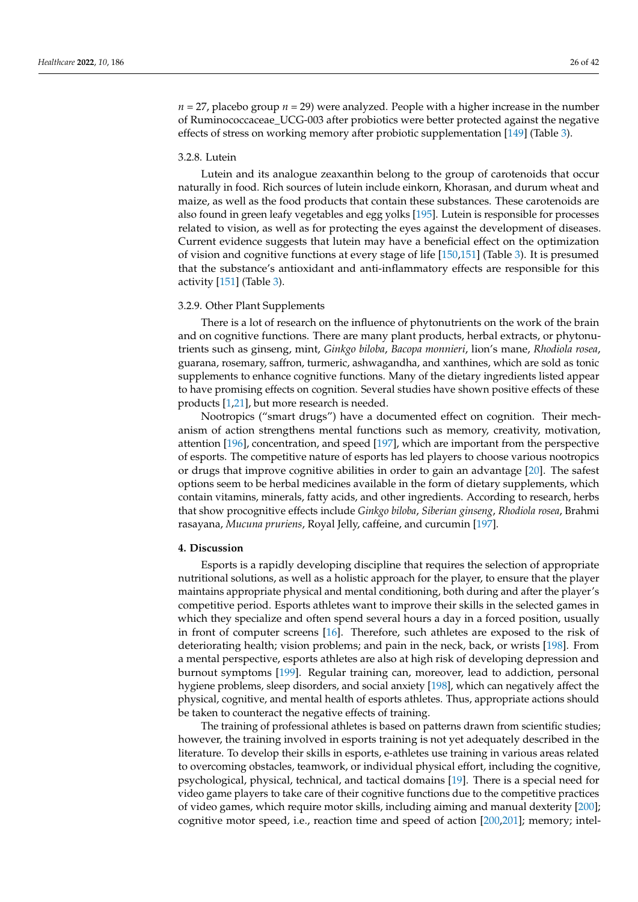$n = 27$, placebo group $n = 29$) were analyzed. People with a higher increase in the number of Ruminococcaceae_UCG-003 after probiotics were better protected against the negative effects of stress on working memory after probiotic supplementation [149] (Table 3).

### 3.2.8. Lutein

Lutein and its analogue zeaxanthin belong to the group of carotenoids that occur naturally in food. Rich sources of lutein include einkorn, Khorasan, and durum wheat and maize, as well as the food products that contain these substances. These carotenoids are also found in green leafy vegetables and egg yolks [195]. Lutein is responsible for processes related to vision, as well as for protecting the eyes against the development of diseases. Current evidence suggests that lutein may have a beneficial effect on the optimization of vision and cognitive functions at every stage of life [150,151] (Table 3). It is presumed that the substance's antioxidant and anti-inflammatory effects are responsible for this activity [151] (Table 3).

### 3.2.9. Other Plant Supplements

There is a lot of research on the influence of phytonutrients on the work of the brain and on cognitive functions. There are many plant products, herbal extracts, or phytonutrients such as ginseng, mint, *Ginkgo biloba*, *Bacopa monnieri*, lion's mane, *Rhodiola rosea*, guarana, rosemary, saffron, turmeric, ashwagandha, and xanthines, which are sold as tonic supplements to enhance cognitive functions. Many of the dietary ingredients listed appear to have promising effects on cognition. Several studies have shown positive effects of these products [1,21], but more research is needed.

Nootropics ("smart drugs") have a documented effect on cognition. Their mechanism of action strengthens mental functions such as memory, creativity, motivation, attention [196], concentration, and speed [197], which are important from the perspective of esports. The competitive nature of esports has led players to choose various nootropics or drugs that improve cognitive abilities in order to gain an advantage [20]. The safest options seem to be herbal medicines available in the form of dietary supplements, which contain vitamins, minerals, fatty acids, and other ingredients. According to research, herbs that show procognitive effects include *Ginkgo biloba*, *Siberian ginseng*, *Rhodiola rosea*, Brahmi rasayana, *Mucuna pruriens*, Royal Jelly, caffeine, and curcumin [197].

## 4. Discussion

Esports is a rapidly developing discipline that requires the selection of appropriate nutritional solutions, as well as a holistic approach for the player, to ensure that the player maintains appropriate physical and mental conditioning, both during and after the player's competitive period. Esports athletes want to improve their skills in the selected games in which they specialize and often spend several hours a day in a forced position, usually in front of computer screens [16]. Therefore, such athletes are exposed to the risk of deteriorating health; vision problems; and pain in the neck, back, or wrists [198]. From a mental perspective, esports athletes are also at high risk of developing depression and burnout symptoms [199]. Regular training can, moreover, lead to addiction, personal hygiene problems, sleep disorders, and social anxiety [198], which can negatively affect the physical, cognitive, and mental health of esports athletes. Thus, appropriate actions should be taken to counteract the negative effects of training.

The training of professional athletes is based on patterns drawn from scientific studies; however, the training involved in esports training is not yet adequately described in the literature. To develop their skills in esports, e-athletes use training in various areas related to overcoming obstacles, teamwork, or individual physical effort, including the cognitive, psychological, physical, technical, and tactical domains [19]. There is a special need for video game players to take care of their cognitive functions due to the competitive practices of video games, which require motor skills, including aiming and manual dexterity [200]; cognitive motor speed, i.e., reaction time and speed of action [200,201]; memory; intel-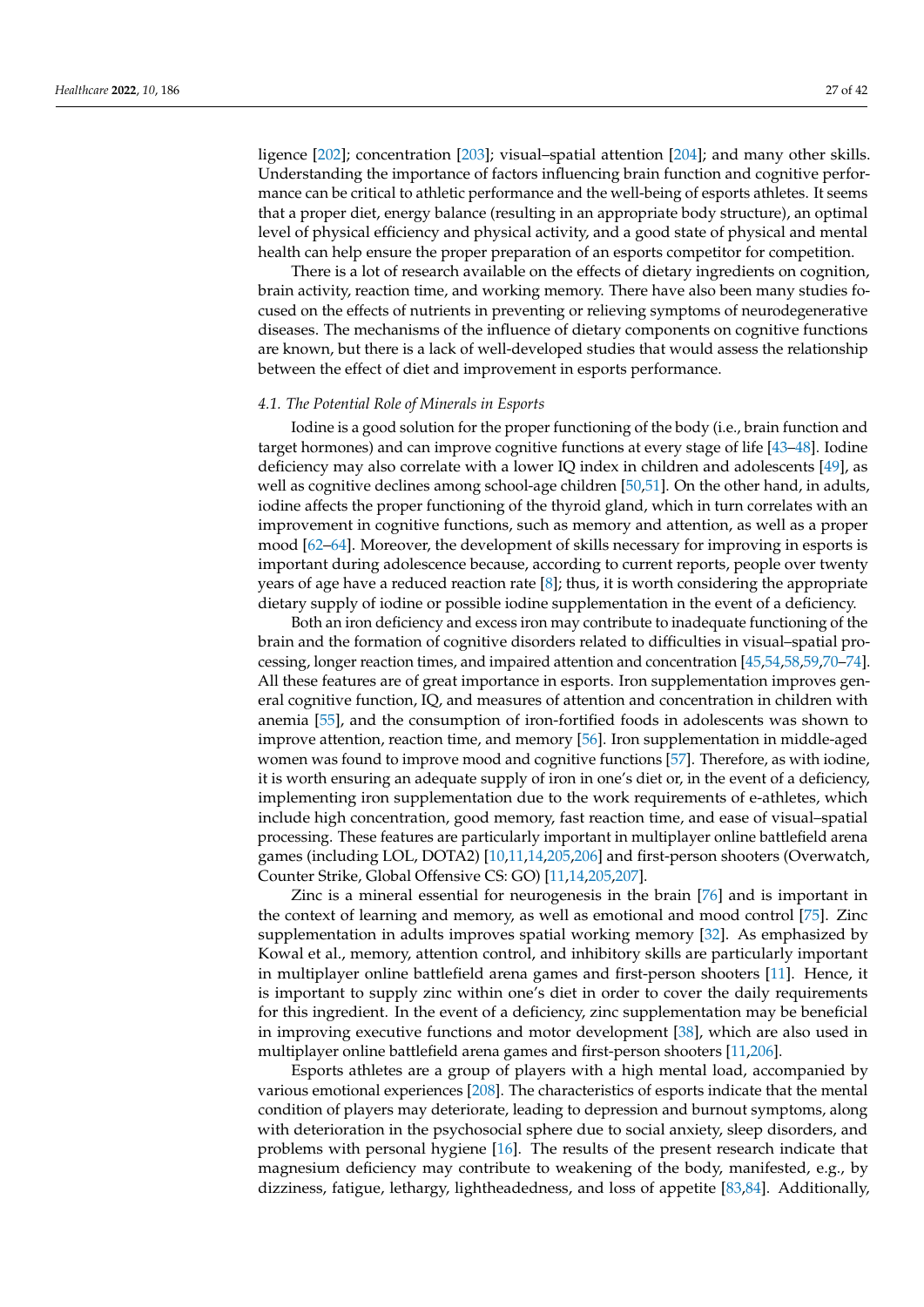ligence [202]; concentration [203]; visual–spatial attention [204]; and many other skills. Understanding the importance of factors influencing brain function and cognitive performance can be critical to athletic performance and the well-being of esports athletes. It seems that a proper diet, energy balance (resulting in an appropriate body structure), an optimal level of physical efficiency and physical activity, and a good state of physical and mental health can help ensure the proper preparation of an esports competitor for competition.

There is a lot of research available on the effects of dietary ingredients on cognition, brain activity, reaction time, and working memory. There have also been many studies focused on the effects of nutrients in preventing or relieving symptoms of neurodegenerative diseases. The mechanisms of the influence of dietary components on cognitive functions are known, but there is a lack of well-developed studies that would assess the relationship between the effect of diet and improvement in esports performance.

### *4.1. The Potential Role of Minerals in Esports*

Iodine is a good solution for the proper functioning of the body (i.e., brain function and target hormones) and can improve cognitive functions at every stage of life [43–48]. Iodine deficiency may also correlate with a lower IQ index in children and adolescents [49], as well as cognitive declines among school-age children [50,51]. On the other hand, in adults, iodine affects the proper functioning of the thyroid gland, which in turn correlates with an improvement in cognitive functions, such as memory and attention, as well as a proper mood [62–64]. Moreover, the development of skills necessary for improving in esports is important during adolescence because, according to current reports, people over twenty years of age have a reduced reaction rate [8]; thus, it is worth considering the appropriate dietary supply of iodine or possible iodine supplementation in the event of a deficiency.

Both an iron deficiency and excess iron may contribute to inadequate functioning of the brain and the formation of cognitive disorders related to difficulties in visual–spatial processing, longer reaction times, and impaired attention and concentration [45,54,58,59,70–74]. All these features are of great importance in esports. Iron supplementation improves general cognitive function, IQ, and measures of attention and concentration in children with anemia [55], and the consumption of iron-fortified foods in adolescents was shown to improve attention, reaction time, and memory [56]. Iron supplementation in middle-aged women was found to improve mood and cognitive functions [57]. Therefore, as with iodine, it is worth ensuring an adequate supply of iron in one's diet or, in the event of a deficiency, implementing iron supplementation due to the work requirements of e-athletes, which include high concentration, good memory, fast reaction time, and ease of visual–spatial processing. These features are particularly important in multiplayer online battlefield arena games (including LOL, DOTA2) [10,11,14,205,206] and first-person shooters (Overwatch, Counter Strike, Global Offensive CS: GO) [11,14,205,207].

Zinc is a mineral essential for neurogenesis in the brain [76] and is important in the context of learning and memory, as well as emotional and mood control [75]. Zinc supplementation in adults improves spatial working memory [32]. As emphasized by Kowal et al., memory, attention control, and inhibitory skills are particularly important in multiplayer online battlefield arena games and first-person shooters [11]. Hence, it is important to supply zinc within one's diet in order to cover the daily requirements for this ingredient. In the event of a deficiency, zinc supplementation may be beneficial in improving executive functions and motor development [38], which are also used in multiplayer online battlefield arena games and first-person shooters [11,206].

Esports athletes are a group of players with a high mental load, accompanied by various emotional experiences [208]. The characteristics of esports indicate that the mental condition of players may deteriorate, leading to depression and burnout symptoms, along with deterioration in the psychosocial sphere due to social anxiety, sleep disorders, and problems with personal hygiene [16]. The results of the present research indicate that magnesium deficiency may contribute to weakening of the body, manifested, e.g., by dizziness, fatigue, lethargy, lightheadedness, and loss of appetite [83,84]. Additionally,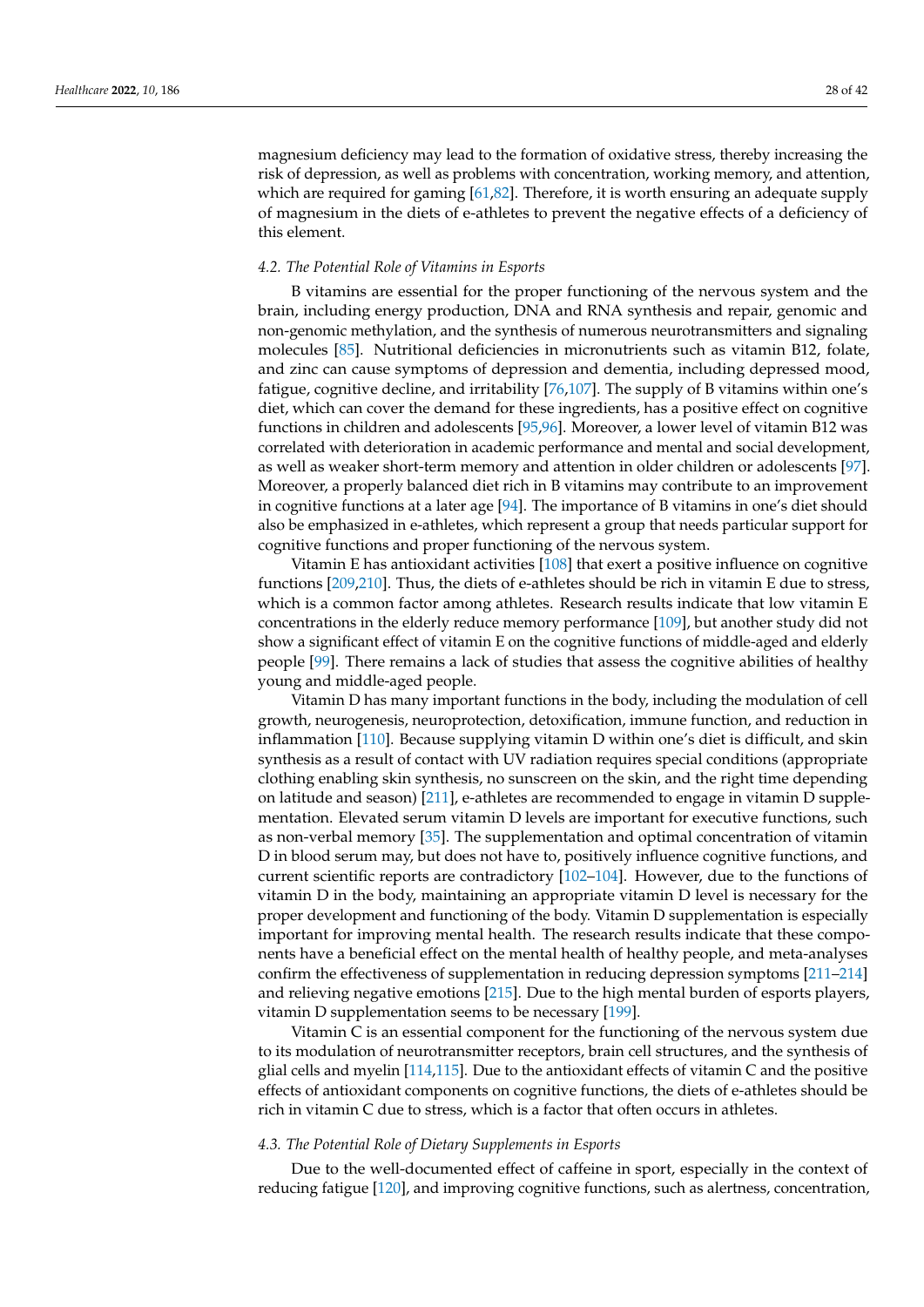magnesium deficiency may lead to the formation of oxidative stress, thereby increasing the risk of depression, as well as problems with concentration, working memory, and attention, which are required for gaming [61,82]. Therefore, it is worth ensuring an adequate supply of magnesium in the diets of e-athletes to prevent the negative effects of a deficiency of this element.

### *4.2. The Potential Role of Vitamins in Esports*

B vitamins are essential for the proper functioning of the nervous system and the brain, including energy production, DNA and RNA synthesis and repair, genomic and non-genomic methylation, and the synthesis of numerous neurotransmitters and signaling molecules [85]. Nutritional deficiencies in micronutrients such as vitamin B12, folate, and zinc can cause symptoms of depression and dementia, including depressed mood, fatigue, cognitive decline, and irritability [76,107]. The supply of B vitamins within one's diet, which can cover the demand for these ingredients, has a positive effect on cognitive functions in children and adolescents [95,96]. Moreover, a lower level of vitamin B12 was correlated with deterioration in academic performance and mental and social development, as well as weaker short-term memory and attention in older children or adolescents [97]. Moreover, a properly balanced diet rich in B vitamins may contribute to an improvement in cognitive functions at a later age [94]. The importance of B vitamins in one's diet should also be emphasized in e-athletes, which represent a group that needs particular support for cognitive functions and proper functioning of the nervous system.

Vitamin E has antioxidant activities [108] that exert a positive influence on cognitive functions [209,210]. Thus, the diets of e-athletes should be rich in vitamin E due to stress, which is a common factor among athletes. Research results indicate that low vitamin E concentrations in the elderly reduce memory performance [109], but another study did not show a significant effect of vitamin E on the cognitive functions of middle-aged and elderly people [99]. There remains a lack of studies that assess the cognitive abilities of healthy young and middle-aged people.

Vitamin D has many important functions in the body, including the modulation of cell growth, neurogenesis, neuroprotection, detoxification, immune function, and reduction in inflammation [110]. Because supplying vitamin D within one's diet is difficult, and skin synthesis as a result of contact with UV radiation requires special conditions (appropriate clothing enabling skin synthesis, no sunscreen on the skin, and the right time depending on latitude and season) [211], e-athletes are recommended to engage in vitamin D supplementation. Elevated serum vitamin D levels are important for executive functions, such as non-verbal memory [35]. The supplementation and optimal concentration of vitamin D in blood serum may, but does not have to, positively influence cognitive functions, and current scientific reports are contradictory [102–104]. However, due to the functions of vitamin D in the body, maintaining an appropriate vitamin D level is necessary for the proper development and functioning of the body. Vitamin D supplementation is especially important for improving mental health. The research results indicate that these components have a beneficial effect on the mental health of healthy people, and meta-analyses confirm the effectiveness of supplementation in reducing depression symptoms [211–214] and relieving negative emotions [215]. Due to the high mental burden of esports players, vitamin D supplementation seems to be necessary [199].

Vitamin C is an essential component for the functioning of the nervous system due to its modulation of neurotransmitter receptors, brain cell structures, and the synthesis of glial cells and myelin [114,115]. Due to the antioxidant effects of vitamin C and the positive effects of antioxidant components on cognitive functions, the diets of e-athletes should be rich in vitamin C due to stress, which is a factor that often occurs in athletes.

### *4.3. The Potential Role of Dietary Supplements in Esports*

Due to the well-documented effect of caffeine in sport, especially in the context of reducing fatigue [120], and improving cognitive functions, such as alertness, concentration,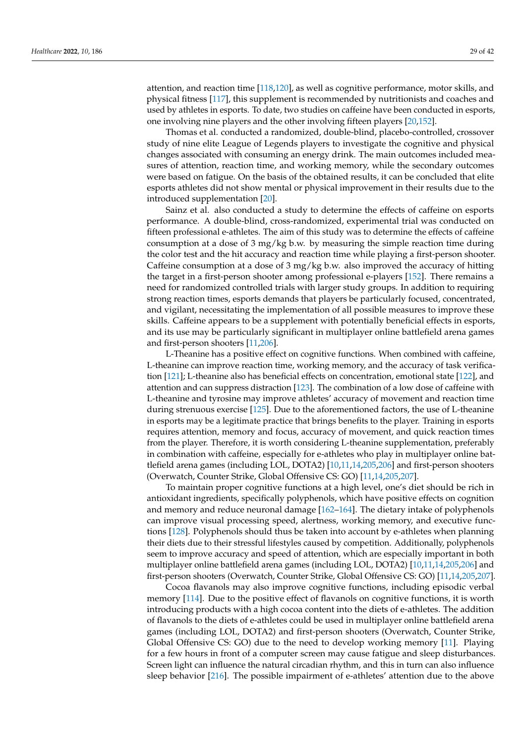attention, and reaction time [118,120], as well as cognitive performance, motor skills, and physical fitness [117], this supplement is recommended by nutritionists and coaches and used by athletes in esports. To date, two studies on caffeine have been conducted in esports, one involving nine players and the other involving fifteen players [20,152].

Thomas et al. conducted a randomized, double-blind, placebo-controlled, crossover study of nine elite League of Legends players to investigate the cognitive and physical changes associated with consuming an energy drink. The main outcomes included measures of attention, reaction time, and working memory, while the secondary outcomes were based on fatigue. On the basis of the obtained results, it can be concluded that elite esports athletes did not show mental or physical improvement in their results due to the introduced supplementation [20].

Sainz et al. also conducted a study to determine the effects of caffeine on esports performance. A double-blind, cross-randomized, experimental trial was conducted on fifteen professional e-athletes. The aim of this study was to determine the effects of caffeine consumption at a dose of 3 mg/kg b.w. by measuring the simple reaction time during the color test and the hit accuracy and reaction time while playing a first-person shooter. Caffeine consumption at a dose of 3 mg/kg b.w. also improved the accuracy of hitting the target in a first-person shooter among professional e-players [152]. There remains a need for randomized controlled trials with larger study groups. In addition to requiring strong reaction times, esports demands that players be particularly focused, concentrated, and vigilant, necessitating the implementation of all possible measures to improve these skills. Caffeine appears to be a supplement with potentially beneficial effects in esports, and its use may be particularly significant in multiplayer online battlefield arena games and first-person shooters [11,206].

L-Theanine has a positive effect on cognitive functions. When combined with caffeine, L-theanine can improve reaction time, working memory, and the accuracy of task verification [121]; L-theanine also has beneficial effects on concentration, emotional state [122], and attention and can suppress distraction [123]. The combination of a low dose of caffeine with L-theanine and tyrosine may improve athletes' accuracy of movement and reaction time during strenuous exercise [125]. Due to the aforementioned factors, the use of L-theanine in esports may be a legitimate practice that brings benefits to the player. Training in esports requires attention, memory and focus, accuracy of movement, and quick reaction times from the player. Therefore, it is worth considering L-theanine supplementation, preferably in combination with caffeine, especially for e-athletes who play in multiplayer online battlefield arena games (including LOL, DOTA2) [10,11,14,205,206] and first-person shooters (Overwatch, Counter Strike, Global Offensive CS: GO) [11,14,205,207].

To maintain proper cognitive functions at a high level, one's diet should be rich in antioxidant ingredients, specifically polyphenols, which have positive effects on cognition and memory and reduce neuronal damage [162–164]. The dietary intake of polyphenols can improve visual processing speed, alertness, working memory, and executive functions [128]. Polyphenols should thus be taken into account by e-athletes when planning their diets due to their stressful lifestyles caused by competition. Additionally, polyphenols seem to improve accuracy and speed of attention, which are especially important in both multiplayer online battlefield arena games (including LOL, DOTA2) [10,11,14,205,206] and first-person shooters (Overwatch, Counter Strike, Global Offensive CS: GO) [11,14,205,207].

Cocoa flavanols may also improve cognitive functions, including episodic verbal memory [114]. Due to the positive effect of flavanols on cognitive functions, it is worth introducing products with a high cocoa content into the diets of e-athletes. The addition of flavanols to the diets of e-athletes could be used in multiplayer online battlefield arena games (including LOL, DOTA2) and first-person shooters (Overwatch, Counter Strike, Global Offensive CS: GO) due to the need to develop working memory [11]. Playing for a few hours in front of a computer screen may cause fatigue and sleep disturbances. Screen light can influence the natural circadian rhythm, and this in turn can also influence sleep behavior [216]. The possible impairment of e-athletes' attention due to the above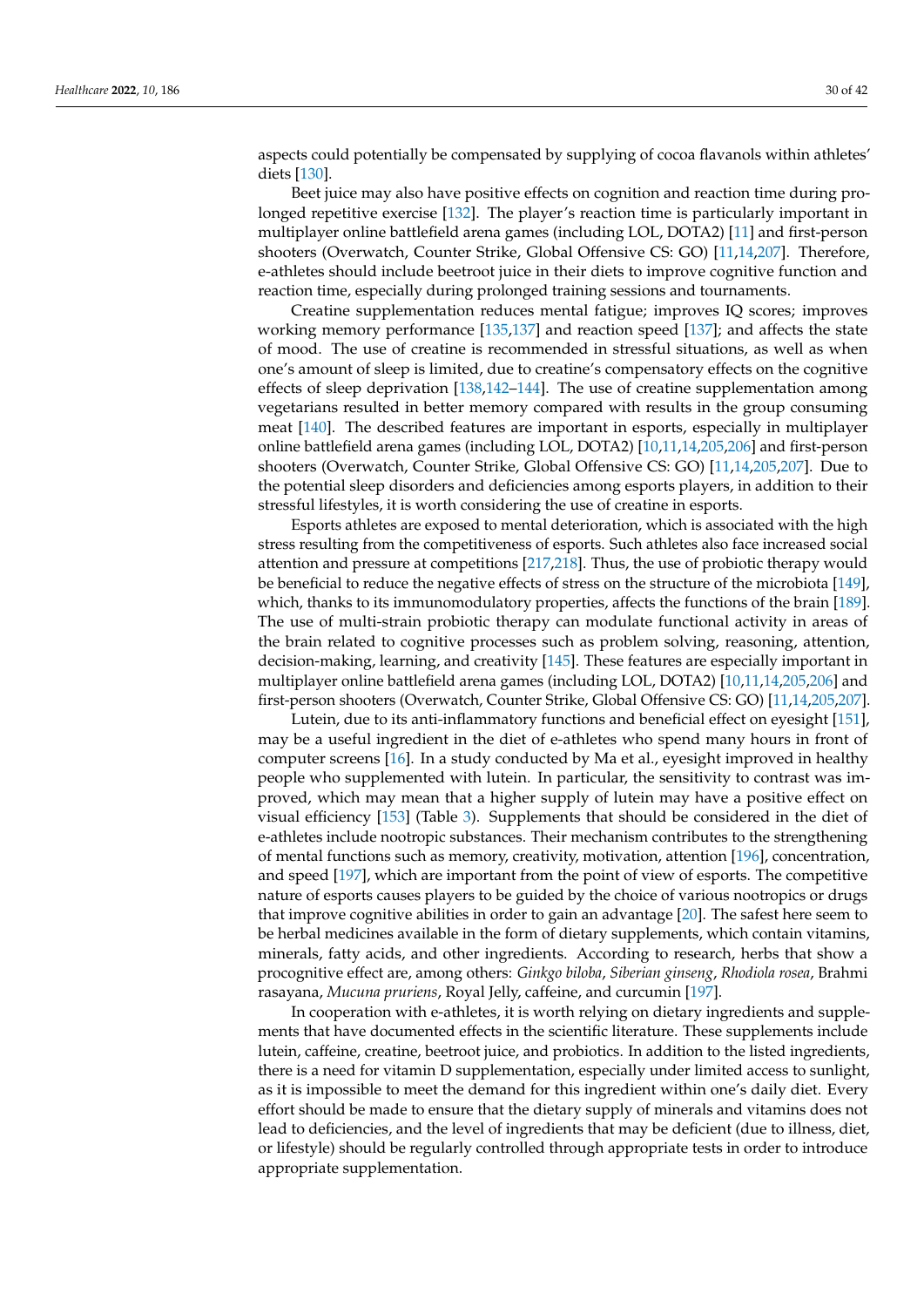aspects could potentially be compensated by supplying of cocoa flavanols within athletes' diets [130].

Beet juice may also have positive effects on cognition and reaction time during prolonged repetitive exercise [132]. The player's reaction time is particularly important in multiplayer online battlefield arena games (including LOL, DOTA2) [11] and first-person shooters (Overwatch, Counter Strike, Global Offensive CS: GO) [11,14,207]. Therefore, e-athletes should include beetroot juice in their diets to improve cognitive function and reaction time, especially during prolonged training sessions and tournaments.

Creatine supplementation reduces mental fatigue; improves IQ scores; improves working memory performance [135,137] and reaction speed [137]; and affects the state of mood. The use of creatine is recommended in stressful situations, as well as when one's amount of sleep is limited, due to creatine's compensatory effects on the cognitive effects of sleep deprivation [138,142–144]. The use of creatine supplementation among vegetarians resulted in better memory compared with results in the group consuming meat [140]. The described features are important in esports, especially in multiplayer online battlefield arena games (including LOL, DOTA2) [10,11,14,205,206] and first-person shooters (Overwatch, Counter Strike, Global Offensive CS: GO) [11,14,205,207]. Due to the potential sleep disorders and deficiencies among esports players, in addition to their stressful lifestyles, it is worth considering the use of creatine in esports.

Esports athletes are exposed to mental deterioration, which is associated with the high stress resulting from the competitiveness of esports. Such athletes also face increased social attention and pressure at competitions [217,218]. Thus, the use of probiotic therapy would be beneficial to reduce the negative effects of stress on the structure of the microbiota [149], which, thanks to its immunomodulatory properties, affects the functions of the brain [189]. The use of multi-strain probiotic therapy can modulate functional activity in areas of the brain related to cognitive processes such as problem solving, reasoning, attention, decision-making, learning, and creativity [145]. These features are especially important in multiplayer online battlefield arena games (including LOL, DOTA2) [10,11,14,205,206] and first-person shooters (Overwatch, Counter Strike, Global Offensive CS: GO) [11,14,205,207].

Lutein, due to its anti-inflammatory functions and beneficial effect on eyesight [151], may be a useful ingredient in the diet of e-athletes who spend many hours in front of computer screens [16]. In a study conducted by Ma et al., eyesight improved in healthy people who supplemented with lutein. In particular, the sensitivity to contrast was improved, which may mean that a higher supply of lutein may have a positive effect on visual efficiency [153] (Table 3). Supplements that should be considered in the diet of e-athletes include nootropic substances. Their mechanism contributes to the strengthening of mental functions such as memory, creativity, motivation, attention [196], concentration, and speed [197], which are important from the point of view of esports. The competitive nature of esports causes players to be guided by the choice of various nootropics or drugs that improve cognitive abilities in order to gain an advantage [20]. The safest here seem to be herbal medicines available in the form of dietary supplements, which contain vitamins, minerals, fatty acids, and other ingredients. According to research, herbs that show a procognitive effect are, among others: *Ginkgo biloba*, *Siberian ginseng*, *Rhodiola rosea*, Brahmi rasayana, *Mucuna pruriens*, Royal Jelly, caffeine, and curcumin [197].

In cooperation with e-athletes, it is worth relying on dietary ingredients and supplements that have documented effects in the scientific literature. These supplements include lutein, caffeine, creatine, beetroot juice, and probiotics. In addition to the listed ingredients, there is a need for vitamin D supplementation, especially under limited access to sunlight, as it is impossible to meet the demand for this ingredient within one's daily diet. Every effort should be made to ensure that the dietary supply of minerals and vitamins does not lead to deficiencies, and the level of ingredients that may be deficient (due to illness, diet, or lifestyle) should be regularly controlled through appropriate tests in order to introduce appropriate supplementation.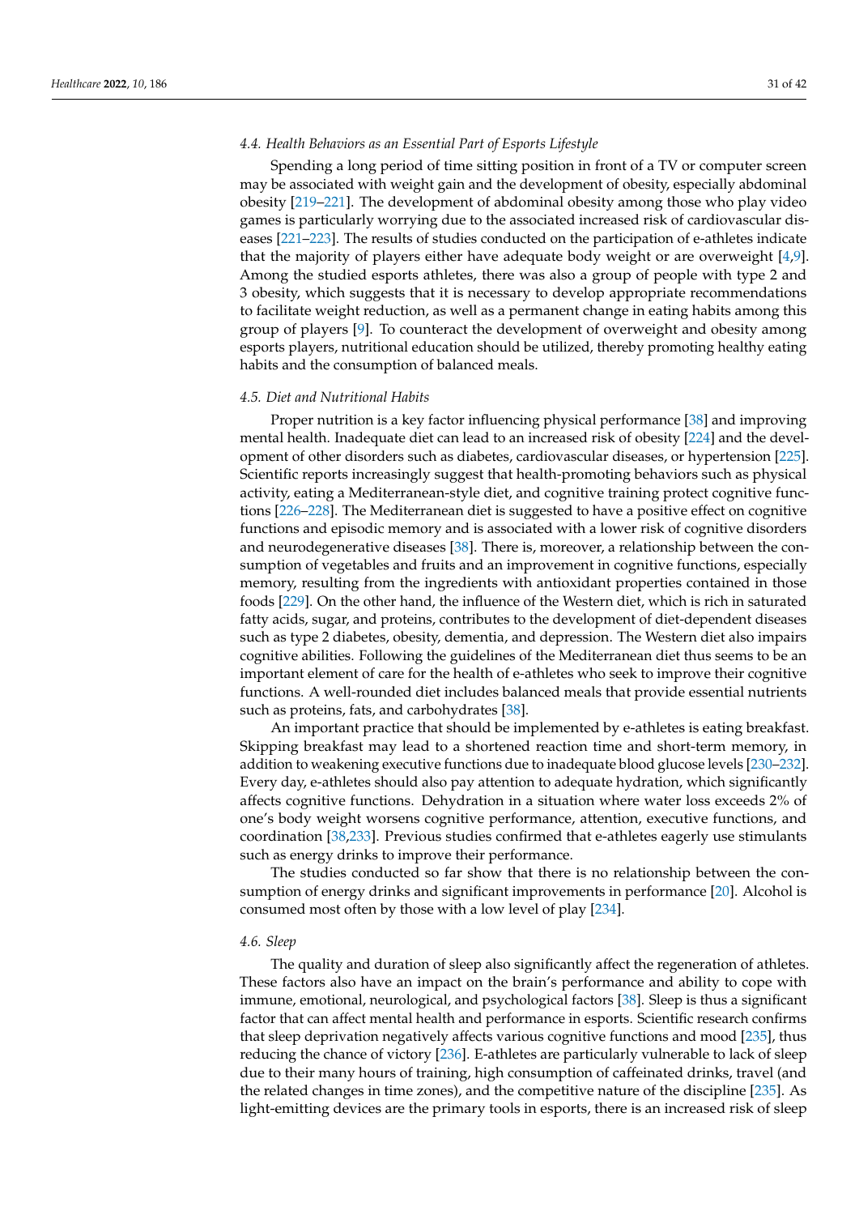### 4.4. Health Behaviors as an Essential Part of Esports Lifestyle

Spending a long period of time sitting position in front of a TV or computer screen may be associated with weight gain and the development of obesity, especially abdominal obesity [219–221]. The development of abdominal obesity among those who play video games is particularly worrying due to the associated increased risk of cardiovascular diseases [221–223]. The results of studies conducted on the participation of e-athletes indicate that the majority of players either have adequate body weight or are overweight [4,9]. Among the studied esports athletes, there was also a group of people with type 2 and 3 obesity, which suggests that it is necessary to develop appropriate recommendations to facilitate weight reduction, as well as a permanent change in eating habits among this group of players [9]. To counteract the development of overweight and obesity among esports players, nutritional education should be utilized, thereby promoting healthy eating habits and the consumption of balanced meals.

### 4.5. Diet and Nutritional Habits

Proper nutrition is a key factor influencing physical performance [38] and improving mental health. Inadequate diet can lead to an increased risk of obesity [224] and the development of other disorders such as diabetes, cardiovascular diseases, or hypertension [225]. Scientific reports increasingly suggest that health-promoting behaviors such as physical activity, eating a Mediterranean-style diet, and cognitive training protect cognitive functions [226–228]. The Mediterranean diet is suggested to have a positive effect on cognitive functions and episodic memory and is associated with a lower risk of cognitive disorders and neurodegenerative diseases [38]. There is, moreover, a relationship between the consumption of vegetables and fruits and an improvement in cognitive functions, especially memory, resulting from the ingredients with antioxidant properties contained in those foods [229]. On the other hand, the influence of the Western diet, which is rich in saturated fatty acids, sugar, and proteins, contributes to the development of diet-dependent diseases such as type 2 diabetes, obesity, dementia, and depression. The Western diet also impairs cognitive abilities. Following the guidelines of the Mediterranean diet thus seems to be an important element of care for the health of e-athletes who seek to improve their cognitive functions. A well-rounded diet includes balanced meals that provide essential nutrients such as proteins, fats, and carbohydrates [38].

An important practice that should be implemented by e-athletes is eating breakfast. Skipping breakfast may lead to a shortened reaction time and short-term memory, in addition to weakening executive functions due to inadequate blood glucose levels [230–232]. Every day, e-athletes should also pay attention to adequate hydration, which significantly affects cognitive functions. Dehydration in a situation where water loss exceeds 2% of one's body weight worsens cognitive performance, attention, executive functions, and coordination [38,233]. Previous studies confirmed that e-athletes eagerly use stimulants such as energy drinks to improve their performance.

The studies conducted so far show that there is no relationship between the consumption of energy drinks and significant improvements in performance [20]. Alcohol is consumed most often by those with a low level of play [234].

### 4.6. Sleep

The quality and duration of sleep also significantly affect the regeneration of athletes. These factors also have an impact on the brain's performance and ability to cope with immune, emotional, neurological, and psychological factors [38]. Sleep is thus a significant factor that can affect mental health and performance in esports. Scientific research confirms that sleep deprivation negatively affects various cognitive functions and mood [235], thus reducing the chance of victory [236]. E-athletes are particularly vulnerable to lack of sleep due to their many hours of training, high consumption of caffeinated drinks, travel (and the related changes in time zones), and the competitive nature of the discipline [235]. As light-emitting devices are the primary tools in esports, there is an increased risk of sleep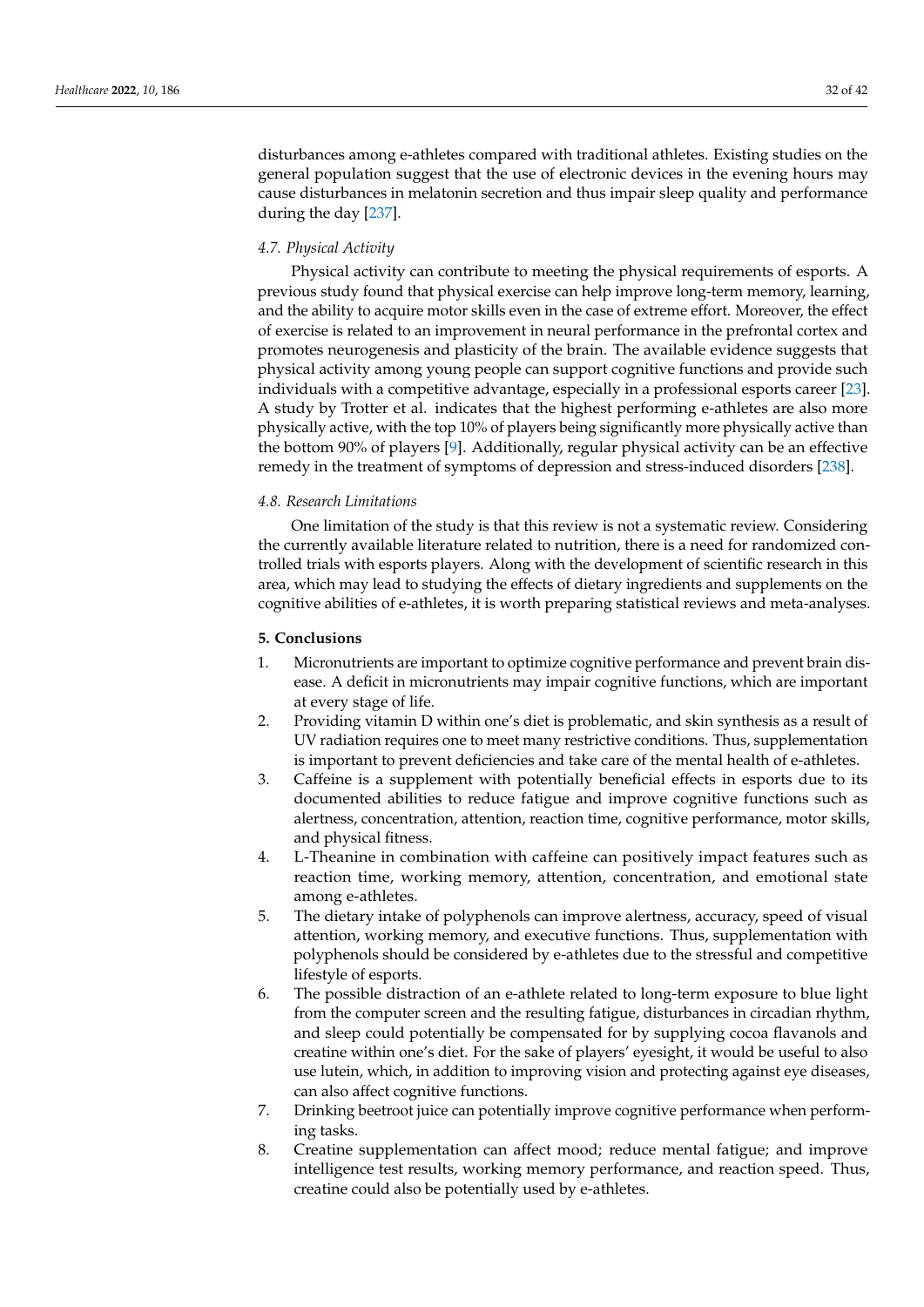disturbances among e-athletes compared with traditional athletes. Existing studies on the general population suggest that the use of electronic devices in the evening hours may cause disturbances in melatonin secretion and thus impair sleep quality and performance during the day [237].

### 4.7. Physical Activity

Physical activity can contribute to meeting the physical requirements of esports. A previous study found that physical exercise can help improve long-term memory, learning, and the ability to acquire motor skills even in the case of extreme effort. Moreover, the effect of exercise is related to an improvement in neural performance in the prefrontal cortex and promotes neurogenesis and plasticity of the brain. The available evidence suggests that physical activity among young people can support cognitive functions and provide such individuals with a competitive advantage, especially in a professional esports career [23]. A study by Trotter et al. indicates that the highest performing e-athletes are also more physically active, with the top 10% of players being significantly more physically active than the bottom 90% of players [9]. Additionally, regular physical activity can be an effective remedy in the treatment of symptoms of depression and stress-induced disorders [238].

### 4.8. Research Limitations

One limitation of the study is that this review is not a systematic review. Considering the currently available literature related to nutrition, there is a need for randomized controlled trials with esports players. Along with the development of scientific research in this area, which may lead to studying the effects of dietary ingredients and supplements on the cognitive abilities of e-athletes, it is worth preparing statistical reviews and meta-analyses.

## 5. Conclusions

1. Micronutrients are important to optimize cognitive performance and prevent brain disease. A deficit in micronutrients may impair cognitive functions, which are important at every stage of life.
2. Providing vitamin D within one's diet is problematic, and skin synthesis as a result of UV radiation requires one to meet many restrictive conditions. Thus, supplementation is important to prevent deficiencies and take care of the mental health of e-athletes.
3. Caffeine is a supplement with potentially beneficial effects in esports due to its documented abilities to reduce fatigue and improve cognitive functions such as alertness, concentration, attention, reaction time, cognitive performance, motor skills, and physical fitness.
4. L-Theanine in combination with caffeine can positively impact features such as reaction time, working memory, attention, concentration, and emotional state among e-athletes.
5. The dietary intake of polyphenols can improve alertness, accuracy, speed of visual attention, working memory, and executive functions. Thus, supplementation with polyphenols should be considered by e-athletes due to the stressful and competitive lifestyle of esports.
6. The possible distraction of an e-athlete related to long-term exposure to blue light from the computer screen and the resulting fatigue, disturbances in circadian rhythm, and sleep could potentially be compensated for by supplying cocoa flavanols and creatine within one's diet. For the sake of players' eyesight, it would be useful to also use lutein, which, in addition to improving vision and protecting against eye diseases, can also affect cognitive functions.
7. Drinking beetroot juice can potentially improve cognitive performance when performing tasks.
8. Creatine supplementation can affect mood; reduce mental fatigue; and improve intelligence test results, working memory performance, and reaction speed. Thus, creatine could also be potentially used by e-athletes.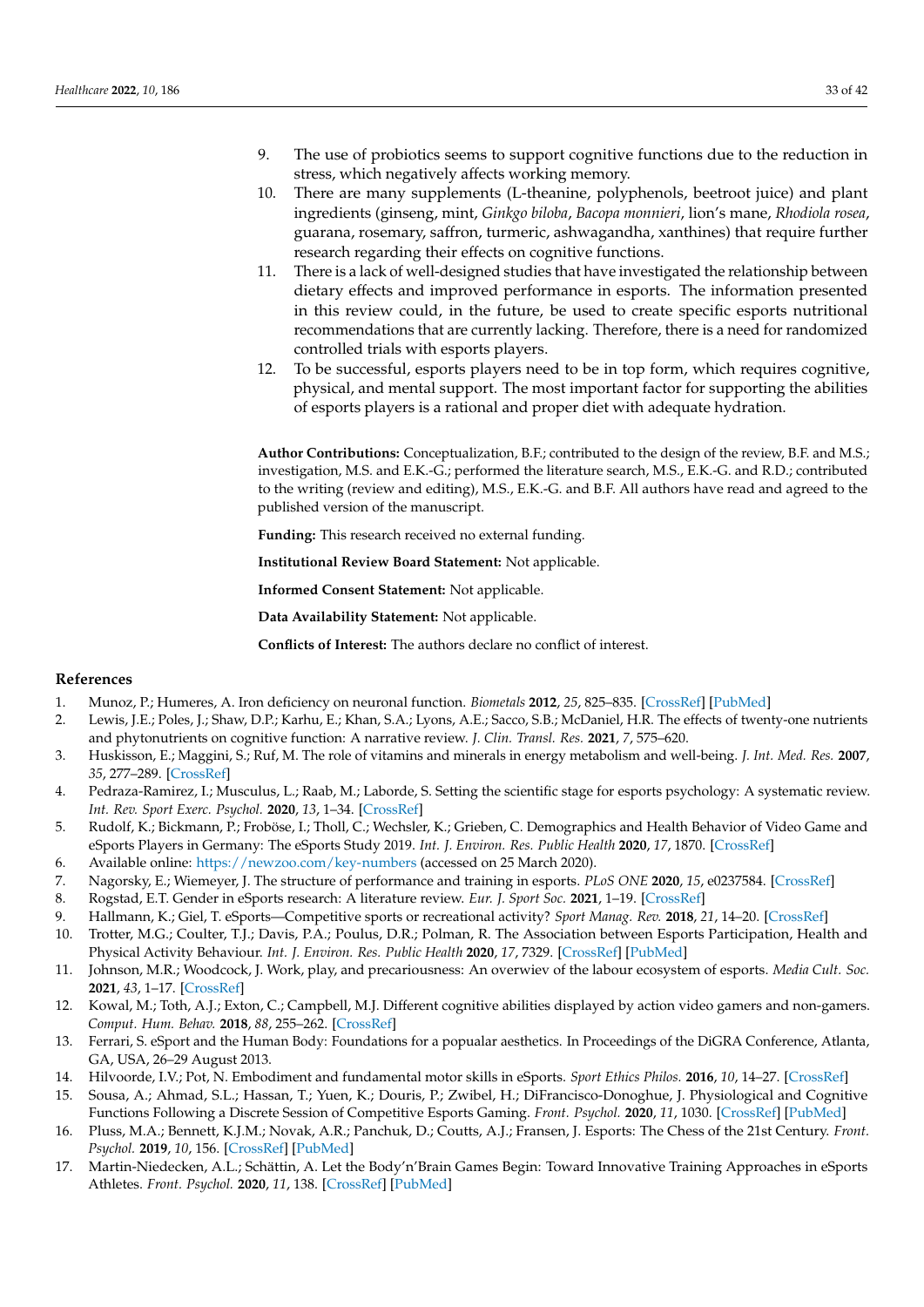9. The use of probiotics seems to support cognitive functions due to the reduction in stress, which negatively affects working memory.
10. There are many supplements (L-theanine, polyphenols, beetroot juice) and plant ingredients (ginseng, mint, *Ginkgo biloba*, *Bacopa monnieri*, lion's mane, *Rhodiola rosea*, guarana, rosemary, saffron, turmeric, ashwagandha, xanthines) that require further research regarding their effects on cognitive functions.
11. There is a lack of well-designed studies that have investigated the relationship between dietary effects and improved performance in esports. The information presented in this review could, in the future, be used to create specific esports nutritional recommendations that are currently lacking. Therefore, there is a need for randomized controlled trials with esports players.
12. To be successful, esports players need to be in top form, which requires cognitive, physical, and mental support. The most important factor for supporting the abilities of esports players is a rational and proper diet with adequate hydration.

**Author Contributions:** Conceptualization, B.F.; contributed to the design of the review, B.F. and M.S.; investigation, M.S. and E.K.-G.; performed the literature search, M.S., E.K.-G. and R.D.; contributed to the writing (review and editing), M.S., E.K.-G. and B.F. All authors have read and agreed to the published version of the manuscript.

**Funding:** This research received no external funding.

**Institutional Review Board Statement:** Not applicable.

**Informed Consent Statement:** Not applicable.

**Data Availability Statement:** Not applicable.

**Conflicts of Interest:** The authors declare no conflict of interest.

## References

1. Munoz, P.; Humeres, A. Iron deficiency on neuronal function. *Biometals* **2012**, *25*, 825–835. [CrossRef] [PubMed]
2. Lewis, J.E.; Poles, J.; Shaw, D.P.; Karhu, E.; Khan, S.A.; Lyons, A.E.; Sacco, S.B.; McDaniel, H.R. The effects of twenty-one nutrients and phytonutrients on cognitive function: A narrative review. *J. Clin. Transl. Res.* **2021**, *7*, 575–620.
3. Huskisson, E.; Maggini, S.; Ruf, M. The role of vitamins and minerals in energy metabolism and well-being. *J. Int. Med. Res.* **2007**, *35*, 277–289. [CrossRef]
4. Pedraza-Ramirez, I.; Musculus, L.; Raab, M.; Laborde, S. Setting the scientific stage for esports psychology: A systematic review. *Int. Rev. Sport Exerc. Psychol.* **2020**, *13*, 1–34. [CrossRef]
5. Rudolf, K.; Bickmann, P.; Froböse, I.; Tholl, C.; Wechsler, K.; Grieben, C. Demographics and Health Behavior of Video Game and eSports Players in Germany: The eSports Study 2019. *Int. J. Environ. Res. Public Health* **2020**, *17*, 1870. [CrossRef]
6. Available online: https://newzoo.com/key-numbers (accessed on 25 March 2020).
7. Nagorsky, E.; Wiemeyer, J. The structure of performance and training in esports. *PLoS ONE* **2020**, *15*, e0237584. [CrossRef]
8. Rogstad, E.T. Gender in eSports research: A literature review. *Eur. J. Sport Soc.* **2021**, 1–19. [CrossRef]
9. Hallmann, K.; Giel, T. eSports—Competitive sports or recreational activity? *Sport Manag. Rev.* **2018**, *21*, 14–20. [CrossRef]
10. Trotter, M.G.; Coulter, T.J.; Davis, P.A.; Poulus, D.R.; Polman, R. The Association between Esports Participation, Health and Physical Activity Behaviour. *Int. J. Environ. Res. Public Health* **2020**, *17*, 7329. [CrossRef] [PubMed]
11. Johnson, M.R.; Woodcock, J. Work, play, and precariousness: An overwiev of the labour ecosystem of esports. *Media Cult. Soc.* **2021**, *43*, 1–17. [CrossRef]
12. Kowal, M.; Toth, A.J.; Exton, C.; Campbell, M.J. Different cognitive abilities displayed by action video gamers and non-gamers. *Comput. Hum. Behav.* **2018**, *88*, 255–262. [CrossRef]
13. Ferrari, S. eSport and the Human Body: Foundations for a popualar aesthetics. In Proceedings of the DiGRA Conference, Atlanta, GA, USA, 26–29 August 2013.
14. Hilvoorde, I.V.; Pot, N. Embodiment and fundamental motor skills in eSports. *Sport Ethics Philos.* **2016**, *10*, 14–27. [CrossRef]
15. Sousa, A.; Ahmad, S.L.; Hassan, T.; Yuen, K.; Douris, P.; Zwibel, H.; DiFrancisco-Donoghue, J. Physiological and Cognitive Functions Following a Discrete Session of Competitive Esports Gaming. *Front. Psychol.* **2020**, *11*, 1030. [CrossRef] [PubMed]
16. Pluss, M.A.; Bennett, K.J.M.; Novak, A.R.; Panchuk, D.; Coutts, A.J.; Fransen, J. Esports: The Chess of the 21st Century. *Front. Psychol.* **2019**, *10*, 156. [CrossRef] [PubMed]
17. Martin-Niedecken, A.L.; Schättin, A. Let the Body'n'Brain Games Begin: Toward Innovative Training Approaches in eSports Athletes. *Front. Psychol.* **2020**, *11*, 138. [CrossRef] [PubMed]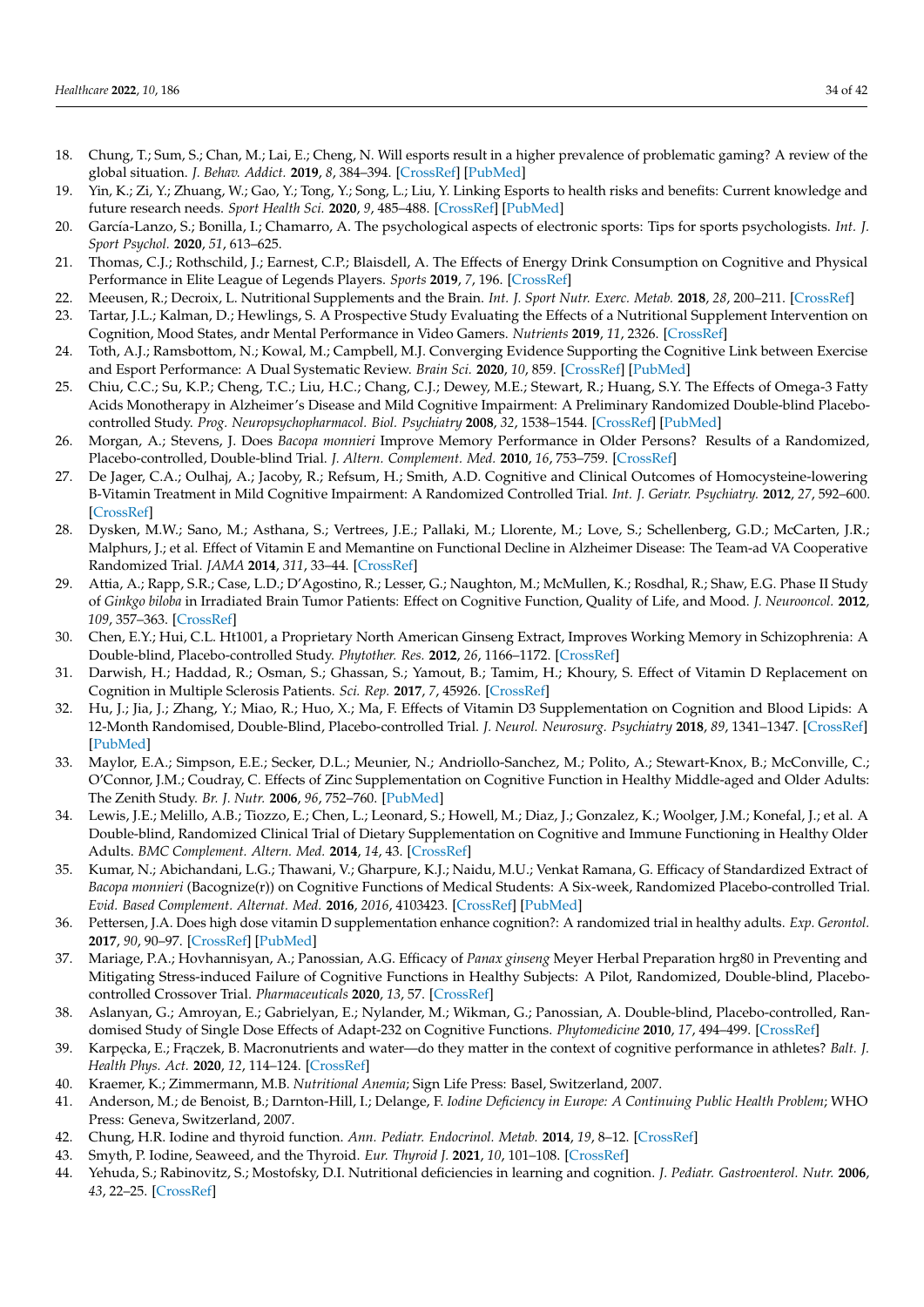18. Chung, T.; Sum, S.; Chan, M.; Lai, E.; Cheng, N. Will esports result in a higher prevalence of problematic gaming? A review of the global situation. *J. Behav. Addict.* **2019**, *8*, 384–394. [CrossRef] [PubMed]
19. Yin, K.; Zi, Y.; Zhuang, W.; Gao, Y.; Tong, Y.; Song, L.; Liu, Y. Linking Esports to health risks and benefits: Current knowledge and future research needs. *Sport Health Sci.* **2020**, *9*, 485–488. [CrossRef] [PubMed]
20. García-Lanzo, S.; Bonilla, I.; Chamarro, A. The psychological aspects of electronic sports: Tips for sports psychologists. *Int. J. Sport Psychol.* **2020**, *51*, 613–625.
21. Thomas, C.J.; Rothschild, J.; Earnest, C.P.; Blaisdell, A. The Effects of Energy Drink Consumption on Cognitive and Physical Performance in Elite League of Legends Players. *Sports* **2019**, *7*, 196. [CrossRef]
22. Meeusen, R.; Decroix, L. Nutritional Supplements and the Brain. *Int. J. Sport Nutr. Exerc. Metab.* **2018**, *28*, 200–211. [CrossRef]
23. Tartar, J.L.; Kalman, D.; Hewlings, S. A Prospective Study Evaluating the Effects of a Nutritional Supplement Intervention on Cognition, Mood States, andr Mental Performance in Video Gamers. *Nutrients* **2019**, *11*, 2326. [CrossRef]
24. Toth, A.J.; Ramsbottom, N.; Kowal, M.; Campbell, M.J. Converging Evidence Supporting the Cognitive Link between Exercise and Esport Performance: A Dual Systematic Review. *Brain Sci.* **2020**, *10*, 859. [CrossRef] [PubMed]
25. Chiu, C.C.; Su, K.P.; Cheng, T.C.; Liu, H.C.; Chang, C.J.; Dewey, M.E.; Stewart, R.; Huang, S.Y. The Effects of Omega-3 Fatty Acids Monotherapy in Alzheimer's Disease and Mild Cognitive Impairment: A Preliminary Randomized Double-blind Placebo-controlled Study. *Prog. Neuropsychopharmacol. Biol. Psychiatry* **2008**, *32*, 1538–1544. [CrossRef] [PubMed]
26. Morgan, A.; Stevens, J. Does *Bacopa monnieri* Improve Memory Performance in Older Persons? Results of a Randomized, Placebo-controlled, Double-blind Trial. *J. Altern. Complement. Med.* **2010**, *16*, 753–759. [CrossRef]
27. De Jager, C.A.; Oulhaj, A.; Jacoby, R.; Refsum, H.; Smith, A.D. Cognitive and Clinical Outcomes of Homocysteine-lowering B-Vitamin Treatment in Mild Cognitive Impairment: A Randomized Controlled Trial. *Int. J. Geriatr. Psychiatry.* **2012**, *27*, 592–600. [CrossRef]
28. Dysken, M.W.; Sano, M.; Asthana, S.; Vertrees, J.E.; Pallaki, M.; Llorente, M.; Love, S.; Schellenberg, G.D.; McCarten, J.R.; Malphurs, J.; et al. Effect of Vitamin E and Memantine on Functional Decline in Alzheimer Disease: The Team-ad VA Cooperative Randomized Trial. *JAMA* **2014**, *311*, 33–44. [CrossRef]
29. Attia, A.; Rapp, S.R.; Case, L.D.; D'Agostino, R.; Lesser, G.; Naughton, M.; McMullen, K.; Rosdhal, R.; Shaw, E.G. Phase II Study of *Ginkgo biloba* in Irradiated Brain Tumor Patients: Effect on Cognitive Function, Quality of Life, and Mood. *J. Neurooncol.* **2012**, *109*, 357–363. [CrossRef]
30. Chen, E.Y.; Hui, C.L. Ht1001, a Proprietary North American Ginseng Extract, Improves Working Memory in Schizophrenia: A Double-blind, Placebo-controlled Study. *Phytother. Res.* **2012**, *26*, 1166–1172. [CrossRef]
31. Darwish, H.; Haddad, R.; Osman, S.; Ghassan, S.; Yamout, B.; Tamim, H.; Khoury, S. Effect of Vitamin D Replacement on Cognition in Multiple Sclerosis Patients. *Sci. Rep.* **2017**, *7*, 45926. [CrossRef]
32. Hu, J.; Jia, J.; Zhang, Y.; Miao, R.; Huo, X.; Ma, F. Effects of Vitamin D3 Supplementation on Cognition and Blood Lipids: A 12-Month Randomised, Double-Blind, Placebo-controlled Trial. *J. Neurol. Neurosurg. Psychiatry* **2018**, *89*, 1341–1347. [CrossRef] [PubMed]
33. Maylor, E.A.; Simpson, E.E.; Secker, D.L.; Meunier, N.; Andriollo-Sanchez, M.; Polito, A.; Stewart-Knox, B.; McConville, C.; O'Connor, J.M.; Coudray, C. Effects of Zinc Supplementation on Cognitive Function in Healthy Middle-aged and Older Adults: The Zenith Study. *Br. J. Nutr.* **2006**, *96*, 752–760. [PubMed]
34. Lewis, J.E.; Melillo, A.B.; Tiozzo, E.; Chen, L.; Leonard, S.; Howell, M.; Diaz, J.; Gonzalez, K.; Woolger, J.M.; Konefal, J.; et al. A Double-blind, Randomized Clinical Trial of Dietary Supplementation on Cognitive and Immune Functioning in Healthy Older Adults. *BMC Complement. Altern. Med.* **2014**, *14*, 43. [CrossRef]
35. Kumar, N.; Abichandani, L.G.; Thawani, V.; Gharpure, K.J.; Naidu, M.U.; Venkat Ramana, G. Efficacy of Standardized Extract of *Bacopa monnieri* (Bacognize(r)) on Cognitive Functions of Medical Students: A Six-week, Randomized Placebo-controlled Trial. *Evid. Based Complement. Alternat. Med.* **2016**, *2016*, 4103423. [CrossRef] [PubMed]
36. Pettersen, J.A. Does high dose vitamin D supplementation enhance cognition?: A randomized trial in healthy adults. *Exp. Gerontol.* **2017**, *90*, 90–97. [CrossRef] [PubMed]
37. Mariage, P.A.; Hovhannisyan, A.; Panossian, A.G. Efficacy of *Panax ginseng* Meyer Herbal Preparation hrg80 in Preventing and Mitigating Stress-induced Failure of Cognitive Functions in Healthy Subjects: A Pilot, Randomized, Double-blind, Placebo-controlled Crossover Trial. *Pharmaceuticals* **2020**, *13*, 57. [CrossRef]
38. Aslanyan, G.; Amroyan, E.; Gabrielyan, E.; Nylander, M.; Wikman, G.; Panossian, A. Double-blind, Placebo-controlled, Randomised Study of Single Dose Effects of Adapt-232 on Cognitive Functions. *Phytomedicine* **2010**, *17*, 494–499. [CrossRef]
39. Karpęcka, E.; Frączek, B. Macronutrients and water—do they matter in the context of cognitive performance in athletes? *Balt. J. Health Phys. Act.* **2020**, *12*, 114–124. [CrossRef]
40. Kraemer, K.; Zimmermann, M.B. *Nutritional Anemia*; Sign Life Press: Basel, Switzerland, 2007.
41. Anderson, M.; de Benoist, B.; Darnton-Hill, I.; Delange, F. *Iodine Deficiency in Europe: A Continuing Public Health Problem*; WHO Press: Geneva, Switzerland, 2007.
42. Chung, H.R. Iodine and thyroid function. *Ann. Pediatr. Endocrinol. Metab.* **2014**, *19*, 8–12. [CrossRef]
43. Smyth, P. Iodine, Seaweed, and the Thyroid. *Eur. Thyroid J.* **2021**, *10*, 101–108. [CrossRef]
44. Yehuda, S.; Rabinovitz, S.; Mostofsky, D.I. Nutritional deficiencies in learning and cognition. *J. Pediatr. Gastroenterol. Nutr.* **2006**, *43*, 22–25. [CrossRef]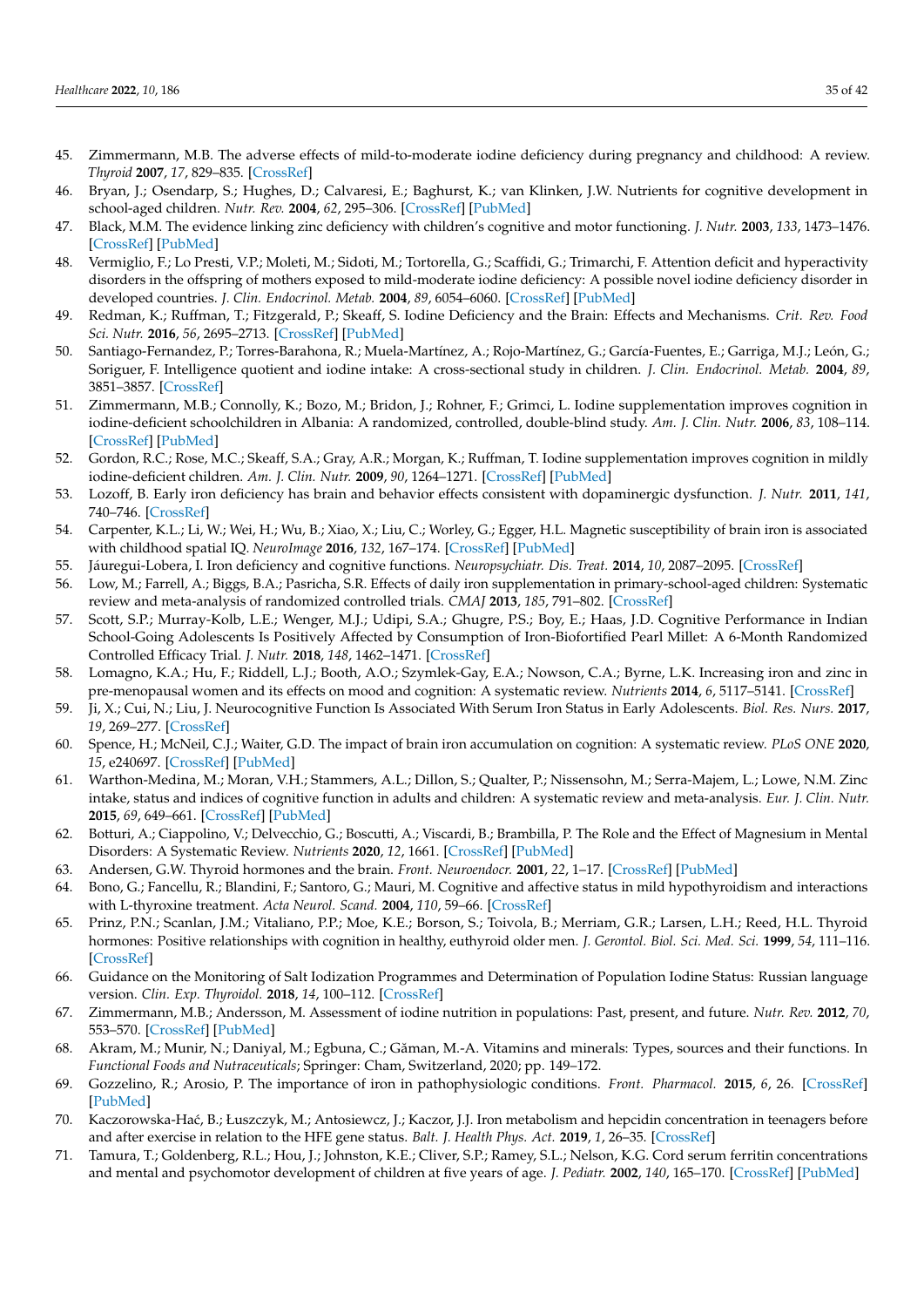45. Zimmermann, M.B. The adverse effects of mild-to-moderate iodine deficiency during pregnancy and childhood: A review. *Thyroid* **2007**, *17*, 829–835. [CrossRef]
46. Bryan, J.; Osendarp, S.; Hughes, D.; Calvaresi, E.; Baghurst, K.; van Klinken, J.W. Nutrients for cognitive development in school-aged children. *Nutr. Rev.* **2004**, *62*, 295–306. [CrossRef] [PubMed]
47. Black, M.M. The evidence linking zinc deficiency with children's cognitive and motor functioning. *J. Nutr.* **2003**, *133*, 1473–1476. [CrossRef] [PubMed]
48. Vermiglio, F.; Lo Presti, V.P.; Moleti, M.; Sidoti, M.; Tortorella, G.; Scaffidi, G.; Trimarchi, F. Attention deficit and hyperactivity disorders in the offspring of mothers exposed to mild-moderate iodine deficiency: A possible novel iodine deficiency disorder in developed countries. *J. Clin. Endocrinol. Metab.* **2004**, *89*, 6054–6060. [CrossRef] [PubMed]
49. Redman, K.; Ruffman, T.; Fitzgerald, P.; Skeaff, S. Iodine Deficiency and the Brain: Effects and Mechanisms. *Crit. Rev. Food Sci. Nutr.* **2016**, *56*, 2695–2713. [CrossRef] [PubMed]
50. Santiago-Fernandez, P.; Torres-Barahona, R.; Muela-Martínez, A.; Rojo-Martínez, G.; García-Fuentes, E.; Garriga, M.J.; León, G.; Soriguer, F. Intelligence quotient and iodine intake: A cross-sectional study in children. *J. Clin. Endocrinol. Metab.* **2004**, *89*, 3851–3857. [CrossRef]
51. Zimmermann, M.B.; Connolly, K.; Bozo, M.; Bridon, J.; Rohner, F.; Grimci, L. Iodine supplementation improves cognition in iodine-deficient schoolchildren in Albania: A randomized, controlled, double-blind study. *Am. J. Clin. Nutr.* **2006**, *83*, 108–114. [CrossRef] [PubMed]
52. Gordon, R.C.; Rose, M.C.; Skeaff, S.A.; Gray, A.R.; Morgan, K.; Ruffman, T. Iodine supplementation improves cognition in mildly iodine-deficient children. *Am. J. Clin. Nutr.* **2009**, *90*, 1264–1271. [CrossRef] [PubMed]
53. Lozoff, B. Early iron deficiency has brain and behavior effects consistent with dopaminergic dysfunction. *J. Nutr.* **2011**, *141*, 740–746. [CrossRef]
54. Carpenter, K.L.; Li, W.; Wei, H.; Wu, B.; Xiao, X.; Liu, C.; Worley, G.; Egger, H.L. Magnetic susceptibility of brain iron is associated with childhood spatial IQ. *NeuroImage* **2016**, *132*, 167–174. [CrossRef] [PubMed]
55. Jáuregui-Lobera, I. Iron deficiency and cognitive functions. *Neuropsychiatr. Dis. Treat.* **2014**, *10*, 2087–2095. [CrossRef]
56. Low, M.; Farrell, A.; Biggs, B.A.; Pasricha, S.R. Effects of daily iron supplementation in primary-school-aged children: Systematic review and meta-analysis of randomized controlled trials. *CMAJ* **2013**, *185*, 791–802. [CrossRef]
57. Scott, S.P.; Murray-Kolb, L.E.; Wenger, M.J.; Udipi, S.A.; Ghugre, P.S.; Boy, E.; Haas, J.D. Cognitive Performance in Indian School-Going Adolescents Is Positively Affected by Consumption of Iron-Biofortified Pearl Millet: A 6-Month Randomized Controlled Efficacy Trial. *J. Nutr.* **2018**, *148*, 1462–1471. [CrossRef]
58. Lomagno, K.A.; Hu, F.; Riddell, L.J.; Booth, A.O.; Szymlek-Gay, E.A.; Nowson, C.A.; Byrne, L.K. Increasing iron and zinc in pre-menopausal women and its effects on mood and cognition: A systematic review. *Nutrients* **2014**, *6*, 5117–5141. [CrossRef]
59. Ji, X.; Cui, N.; Liu, J. Neurocognitive Function Is Associated With Serum Iron Status in Early Adolescents. *Biol. Res. Nurs.* **2017**, *19*, 269–277. [CrossRef]
60. Spence, H.; McNeil, C.J.; Waiter, G.D. The impact of brain iron accumulation on cognition: A systematic review. *PLoS ONE* **2020**, *15*, e240697. [CrossRef] [PubMed]
61. Warthon-Medina, M.; Moran, V.H.; Stammers, A.L.; Dillon, S.; Qualter, P.; Nissensohn, M.; Serra-Majem, L.; Lowe, N.M. Zinc intake, status and indices of cognitive function in adults and children: A systematic review and meta-analysis. *Eur. J. Clin. Nutr.* **2015**, *69*, 649–661. [CrossRef] [PubMed]
62. Botturi, A.; Ciappolino, V.; Delvecchio, G.; Boscutti, A.; Viscardi, B.; Brambilla, P. The Role and the Effect of Magnesium in Mental Disorders: A Systematic Review. *Nutrients* **2020**, *12*, 1661. [CrossRef] [PubMed]
63. Andersen, G.W. Thyroid hormones and the brain. *Front. Neuroendocr.* **2001**, *22*, 1–17. [CrossRef] [PubMed]
64. Bono, G.; Fancellu, R.; Blandini, F.; Santoro, G.; Mauri, M. Cognitive and affective status in mild hypothyroidism and interactions with L-thyroxine treatment. *Acta Neurol. Scand.* **2004**, *110*, 59–66. [CrossRef]
65. Prinz, P.N.; Scanlan, J.M.; Vitaliano, P.P.; Moe, K.E.; Borson, S.; Toivola, B.; Merriam, G.R.; Larsen, L.H.; Reed, H.L. Thyroid hormones: Positive relationships with cognition in healthy, euthyroid older men. *J. Gerontol. Biol. Sci. Med. Sci.* **1999**, *54*, 111–116. [CrossRef]
66. Guidance on the Monitoring of Salt Iodization Programmes and Determination of Population Iodine Status: Russian language version. *Clin. Exp. Thyroidol.* **2018**, *14*, 100–112. [CrossRef]
67. Zimmermann, M.B.; Andersson, M. Assessment of iodine nutrition in populations: Past, present, and future. *Nutr. Rev.* **2012**, *70*, 553–570. [CrossRef] [PubMed]
68. Akram, M.; Munir, N.; Daniyal, M.; Egbuna, C.; Găman, M.-A. Vitamins and minerals: Types, sources and their functions. In *Functional Foods and Nutraceuticals*; Springer: Cham, Switzerland, 2020; pp. 149–172.
69. Gozzelino, R.; Arosio, P. The importance of iron in pathophysiologic conditions. *Front. Pharmacol.* **2015**, *6*, 26. [CrossRef] [PubMed]
70. Kaczorowska-Hać, B.; Łuszczyk, M.; Antosiewcz, J.; Kaczor, J.J. Iron metabolism and hepcidin concentration in teenagers before and after exercise in relation to the HFE gene status. *Balt. J. Health Phys. Act.* **2019**, *1*, 26–35. [CrossRef]
71. Tamura, T.; Goldenberg, R.L.; Hou, J.; Johnston, K.E.; Cliver, S.P.; Ramey, S.L.; Nelson, K.G. Cord serum ferritin concentrations and mental and psychomotor development of children at five years of age. *J. Pediatr.* **2002**, *140*, 165–170. [CrossRef] [PubMed]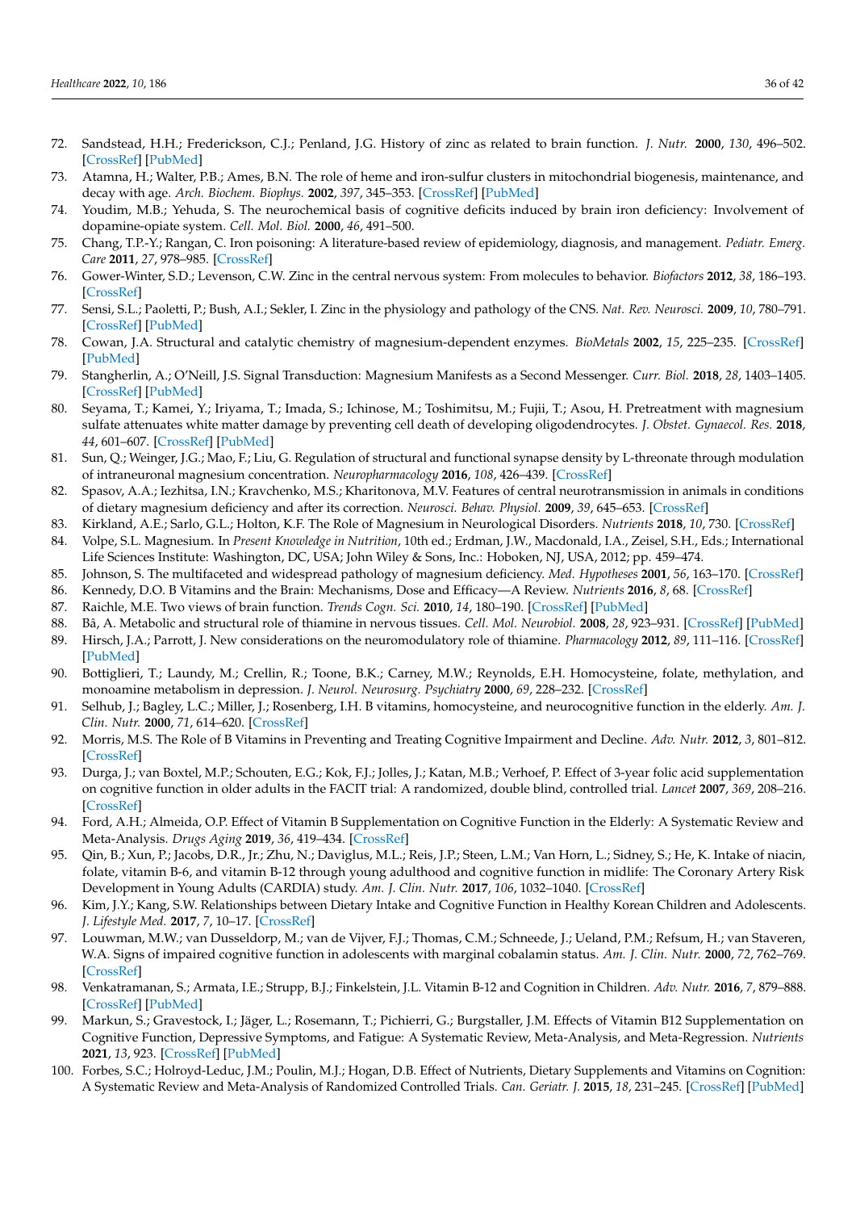72. Sandstead, H.H.; Frederickson, C.J.; Penland, J.G. History of zinc as related to brain function. *J. Nutr.* **2000**, *130*, 496–502. [CrossRef] [PubMed]
73. Atamna, H.; Walter, P.B.; Ames, B.N. The role of heme and iron-sulfur clusters in mitochondrial biogenesis, maintenance, and decay with age. *Arch. Biochem. Biophys.* **2002**, *397*, 345–353. [CrossRef] [PubMed]
74. Youdim, M.B.; Yehuda, S. The neurochemical basis of cognitive deficits induced by brain iron deficiency: Involvement of dopamine-opiate system. *Cell. Mol. Biol.* **2000**, *46*, 491–500.
75. Chang, T.P.-Y.; Rangan, C. Iron poisoning: A literature-based review of epidemiology, diagnosis, and management. *Pediatr. Emerg. Care* **2011**, *27*, 978–985. [CrossRef]
76. Gower-Winter, S.D.; Levenson, C.W. Zinc in the central nervous system: From molecules to behavior. *Biofactors* **2012**, *38*, 186–193. [CrossRef]
77. Sensi, S.L.; Paoletti, P.; Bush, A.I.; Sekler, I. Zinc in the physiology and pathology of the CNS. *Nat. Rev. Neurosci.* **2009**, *10*, 780–791. [CrossRef] [PubMed]
78. Cowan, J.A. Structural and catalytic chemistry of magnesium-dependent enzymes. *BioMetals* **2002**, *15*, 225–235. [CrossRef] [PubMed]
79. Stangherlin, A.; O'Neill, J.S. Signal Transduction: Magnesium Manifests as a Second Messenger. *Curr. Biol.* **2018**, *28*, 1403–1405. [CrossRef] [PubMed]
80. Seyama, T.; Kamei, Y.; Iriyama, T.; Imada, S.; Ichinose, M.; Toshimitsu, M.; Fujii, T.; Asou, H. Pretreatment with magnesium sulfate attenuates white matter damage by preventing cell death of developing oligodendrocytes. *J. Obstet. Gynaecol. Res.* **2018**, *44*, 601–607. [CrossRef] [PubMed]
81. Sun, Q.; Weinger, J.G.; Mao, F.; Liu, G. Regulation of structural and functional synapse density by L-threonate through modulation of intraneuronal magnesium concentration. *Neuropharmacology* **2016**, *108*, 426–439. [CrossRef]
82. Spasov, A.A.; Iezhitsa, I.N.; Kravchenko, M.S.; Kharitonova, M.V. Features of central neurotransmission in animals in conditions of dietary magnesium deficiency and after its correction. *Neurosci. Behav. Physiol.* **2009**, *39*, 645–653. [CrossRef]
83. Kirkland, A.E.; Sarlo, G.L.; Holton, K.F. The Role of Magnesium in Neurological Disorders. *Nutrients* **2018**, *10*, 730. [CrossRef]
84. Volpe, S.L. Magnesium. In *Present Knowledge in Nutrition*, 10th ed.; Erdman, J.W., Macdonald, I.A., Zeisel, S.H., Eds.; International Life Sciences Institute: Washington, DC, USA; John Wiley & Sons, Inc.: Hoboken, NJ, USA, 2012; pp. 459–474.
85. Johnson, S. The multifaceted and widespread pathology of magnesium deficiency. *Med. Hypotheses* **2001**, *56*, 163–170. [CrossRef]
86. Kennedy, D.O. B Vitamins and the Brain: Mechanisms, Dose and Efficacy—A Review. *Nutrients* **2016**, *8*, 68. [CrossRef]
87. Raichle, M.E. Two views of brain function. *Trends Cogn. Sci.* **2010**, *14*, 180–190. [CrossRef] [PubMed]
88. Bâ, A. Metabolic and structural role of thiamine in nervous tissues. *Cell. Mol. Neurobiol.* **2008**, *28*, 923–931. [CrossRef] [PubMed]
89. Hirsch, J.A.; Parrott, J. New considerations on the neuromodulatory role of thiamine. *Pharmacology* **2012**, *89*, 111–116. [CrossRef] [PubMed]
90. Bottiglieri, T.; Laundy, M.; Crellin, R.; Toone, B.K.; Carney, M.W.; Reynolds, E.H. Homocysteine, folate, methylation, and monoamine metabolism in depression. *J. Neurol. Neurosurg. Psychiatry* **2000**, *69*, 228–232. [CrossRef]
91. Selhub, J.; Bagley, L.C.; Miller, J.; Rosenberg, I.H. B vitamins, homocysteine, and neurocognitive function in the elderly. *Am. J. Clin. Nutr.* **2000**, *71*, 614–620. [CrossRef]
92. Morris, M.S. The Role of B Vitamins in Preventing and Treating Cognitive Impairment and Decline. *Adv. Nutr.* **2012**, *3*, 801–812. [CrossRef]
93. Durga, J.; van Boxtel, M.P.; Schouten, E.G.; Kok, F.J.; Jolles, J.; Katan, M.B.; Verhoef, P. Effect of 3-year folic acid supplementation on cognitive function in older adults in the FACIT trial: A randomized, double blind, controlled trial. *Lancet* **2007**, *369*, 208–216. [CrossRef]
94. Ford, A.H.; Almeida, O.P. Effect of Vitamin B Supplementation on Cognitive Function in the Elderly: A Systematic Review and Meta-Analysis. *Drugs Aging* **2019**, *36*, 419–434. [CrossRef]
95. Qin, B.; Xun, P.; Jacobs, D.R., Jr.; Zhu, N.; Daviglus, M.L.; Reis, J.P.; Steen, L.M.; Van Horn, L.; Sidney, S.; He, K. Intake of niacin, folate, vitamin B-6, and vitamin B-12 through young adulthood and cognitive function in midlife: The Coronary Artery Risk Development in Young Adults (CARDIA) study. *Am. J. Clin. Nutr.* **2017**, *106*, 1032–1040. [CrossRef]
96. Kim, J.Y.; Kang, S.W. Relationships between Dietary Intake and Cognitive Function in Healthy Korean Children and Adolescents. *J. Lifestyle Med.* **2017**, *7*, 10–17. [CrossRef]
97. Louwman, M.W.; van Dusseldorp, M.; van de Vijver, F.J.; Thomas, C.M.; Schneede, J.; Ueland, P.M.; Refsum, H.; van Staveren, W.A. Signs of impaired cognitive function in adolescents with marginal cobalamin status. *Am. J. Clin. Nutr.* **2000**, *72*, 762–769. [CrossRef]
98. Venkatramanan, S.; Armata, I.E.; Strupp, B.J.; Finkelstein, J.L. Vitamin B-12 and Cognition in Children. *Adv. Nutr.* **2016**, *7*, 879–888. [CrossRef] [PubMed]
99. Markun, S.; Gravestock, I.; Jäger, L.; Rosemann, T.; Pichierri, G.; Burgstaller, J.M. Effects of Vitamin B12 Supplementation on Cognitive Function, Depressive Symptoms, and Fatigue: A Systematic Review, Meta-Analysis, and Meta-Regression. *Nutrients* **2021**, *13*, 923. [CrossRef] [PubMed]
100. Forbes, S.C.; Holroyd-Leduc, J.M.; Poulin, M.J.; Hogan, D.B. Effect of Nutrients, Dietary Supplements and Vitamins on Cognition: A Systematic Review and Meta-Analysis of Randomized Controlled Trials. *Can. Geriatr. J.* **2015**, *18*, 231–245. [CrossRef] [PubMed]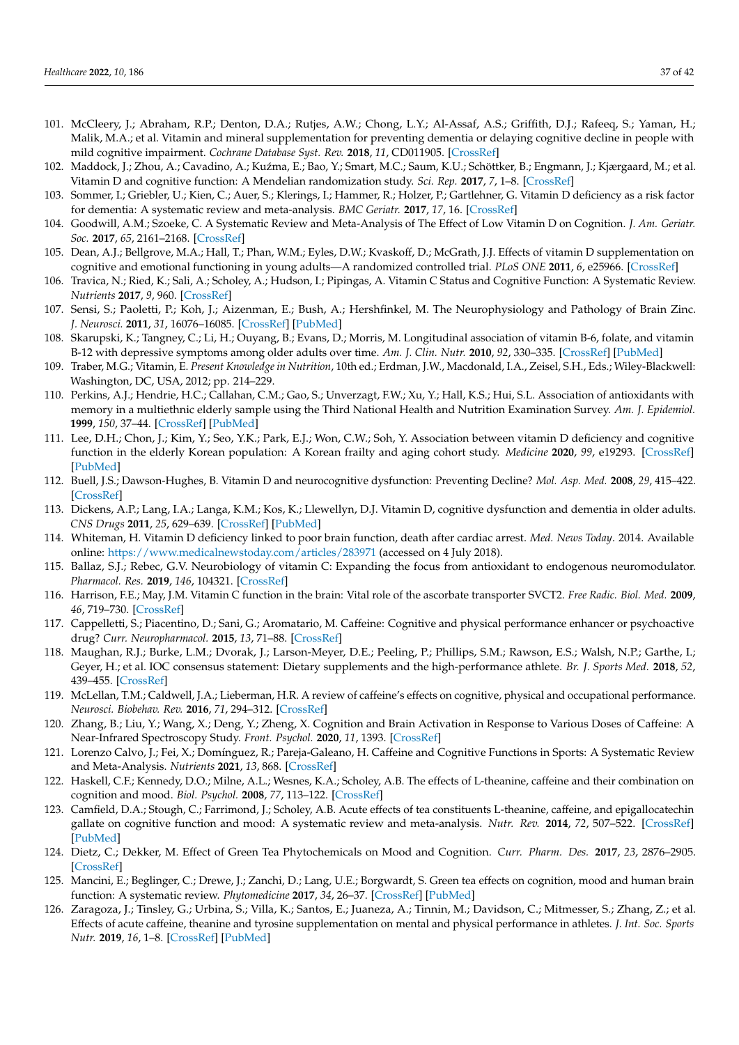101. McCleery, J.; Abraham, R.P.; Denton, D.A.; Rutjes, A.W.; Chong, L.Y.; Al-Assaf, A.S.; Griffith, D.J.; Rafeeq, S.; Yaman, H.; Malik, M.A.; et al. Vitamin and mineral supplementation for preventing dementia or delaying cognitive decline in people with mild cognitive impairment. *Cochrane Database Syst. Rev.* **2018**, *11*, CD011905. [CrossRef]
102. Maddock, J.; Zhou, A.; Cavadino, A.; Kuźma, E.; Bao, Y.; Smart, M.C.; Saum, K.U.; Schöttker, B.; Engmann, J.; Kjærgaard, M.; et al. Vitamin D and cognitive function: A Mendelian randomization study. *Sci. Rep.* **2017**, *7*, 1–8. [CrossRef]
103. Sommer, I.; Griebler, U.; Kien, C.; Auer, S.; Klerings, I.; Hammer, R.; Holzer, P.; Gartlehner, G. Vitamin D deficiency as a risk factor for dementia: A systematic review and meta-analysis. *BMC Geriatr.* **2017**, *17*, 16. [CrossRef]
104. Goodwill, A.M.; Szoeke, C. A Systematic Review and Meta-Analysis of The Effect of Low Vitamin D on Cognition. *J. Am. Geriatr. Soc.* **2017**, *65*, 2161–2168. [CrossRef]
105. Dean, A.J.; Bellgrove, M.A.; Hall, T.; Phan, W.M.; Eyles, D.W.; Kvaskoff, D.; McGrath, J.J. Effects of vitamin D supplementation on cognitive and emotional functioning in young adults—A randomized controlled trial. *PLoS ONE* **2011**, *6*, e25966. [CrossRef]
106. Travica, N.; Ried, K.; Sali, A.; Scholey, A.; Hudson, I.; Pipingas, A. Vitamin C Status and Cognitive Function: A Systematic Review. *Nutrients* **2017**, *9*, 960. [CrossRef]
107. Sensi, S.; Paoletti, P.; Koh, J.; Aizenman, E.; Bush, A.; Hershfinkel, M. The Neurophysiology and Pathology of Brain Zinc. *J. Neurosci.* **2011**, *31*, 16076–16085. [CrossRef] [PubMed]
108. Skarupski, K.; Tangney, C.; Li, H.; Ouyang, B.; Evans, D.; Morris, M. Longitudinal association of vitamin B-6, folate, and vitamin B-12 with depressive symptoms among older adults over time. *Am. J. Clin. Nutr.* **2010**, *92*, 330–335. [CrossRef] [PubMed]
109. Traber, M.G.; Vitamin, E. *Present Knowledge in Nutrition*, 10th ed.; Erdman, J.W., Macdonald, I.A., Zeisel, S.H., Eds.; Wiley-Blackwell: Washington, DC, USA, 2012; pp. 214–229.
110. Perkins, A.J.; Hendrie, H.C.; Callahan, C.M.; Gao, S.; Unverzagt, F.W.; Xu, Y.; Hall, K.S.; Hui, S.L. Association of antioxidants with memory in a multiethnic elderly sample using the Third National Health and Nutrition Examination Survey. *Am. J. Epidemiol.* **1999**, *150*, 37–44. [CrossRef] [PubMed]
111. Lee, D.H.; Chon, J.; Kim, Y.; Seo, Y.K.; Park, E.J.; Won, C.W.; Soh, Y. Association between vitamin D deficiency and cognitive function in the elderly Korean population: A Korean frailty and aging cohort study. *Medicine* **2020**, *99*, e19293. [CrossRef] [PubMed]
112. Buell, J.S.; Dawson-Hughes, B. Vitamin D and neurocognitive dysfunction: Preventing Decline? *Mol. Asp. Med.* **2008**, *29*, 415–422. [CrossRef]
113. Dickens, A.P.; Lang, I.A.; Langa, K.M.; Kos, K.; Llewellyn, D.J. Vitamin D, cognitive dysfunction and dementia in older adults. *CNS Drugs* **2011**, *25*, 629–639. [CrossRef] [PubMed]
114. Whiteman, H. Vitamin D deficiency linked to poor brain function, death after cardiac arrest. *Med. News Today*. 2014. Available online: https://www.medicalnewstoday.com/articles/283971 (accessed on 4 July 2018).
115. Ballaz, S.J.; Rebec, G.V. Neurobiology of vitamin C: Expanding the focus from antioxidant to endogenous neuromodulator. *Pharmacol. Res.* **2019**, *146*, 104321. [CrossRef]
116. Harrison, F.E.; May, J.M. Vitamin C function in the brain: Vital role of the ascorbate transporter SVCT2. *Free Radic. Biol. Med.* **2009**, *46*, 719–730. [CrossRef]
117. Cappelletti, S.; Piacentino, D.; Sani, G.; Aromatario, M. Caffeine: Cognitive and physical performance enhancer or psychoactive drug? *Curr. Neuropharmacol.* **2015**, *13*, 71–88. [CrossRef]
118. Maughan, R.J.; Burke, L.M.; Dvorak, J.; Larson-Meyer, D.E.; Peeling, P.; Phillips, S.M.; Rawson, E.S.; Walsh, N.P.; Garthe, I.; Geyer, H.; et al. IOC consensus statement: Dietary supplements and the high-performance athlete. *Br. J. Sports Med.* **2018**, *52*, 439–455. [CrossRef]
119. McLellan, T.M.; Caldwell, J.A.; Lieberman, H.R. A review of caffeine's effects on cognitive, physical and occupational performance. *Neurosci. Biobehav. Rev.* **2016**, *71*, 294–312. [CrossRef]
120. Zhang, B.; Liu, Y.; Wang, X.; Deng, Y.; Zheng, X. Cognition and Brain Activation in Response to Various Doses of Caffeine: A Near-Infrared Spectroscopy Study. *Front. Psychol.* **2020**, *11*, 1393. [CrossRef]
121. Lorenzo Calvo, J.; Fei, X.; Domínguez, R.; Pareja-Galeano, H. Caffeine and Cognitive Functions in Sports: A Systematic Review and Meta-Analysis. *Nutrients* **2021**, *13*, 868. [CrossRef]
122. Haskell, C.F.; Kennedy, D.O.; Milne, A.L.; Wesnes, K.A.; Scholey, A.B. The effects of L-theanine, caffeine and their combination on cognition and mood. *Biol. Psychol.* **2008**, *77*, 113–122. [CrossRef]
123. Camfield, D.A.; Stough, C.; Farrimond, J.; Scholey, A.B. Acute effects of tea constituents L-theanine, caffeine, and epigallocatechin gallate on cognitive function and mood: A systematic review and meta-analysis. *Nutr. Rev.* **2014**, *72*, 507–522. [CrossRef] [PubMed]
124. Dietz, C.; Dekker, M. Effect of Green Tea Phytochemicals on Mood and Cognition. *Curr. Pharm. Des.* **2017**, *23*, 2876–2905. [CrossRef]
125. Mancini, E.; Beglinger, C.; Drewe, J.; Zanchi, D.; Lang, U.E.; Borgwardt, S. Green tea effects on cognition, mood and human brain function: A systematic review. *Phytomedicine* **2017**, *34*, 26–37. [CrossRef] [PubMed]
126. Zaragoza, J.; Tinsley, G.; Urbina, S.; Villa, K.; Santos, E.; Juaneza, A.; Tinnin, M.; Davidson, C.; Mitmesser, S.; Zhang, Z.; et al. Effects of acute caffeine, theanine and tyrosine supplementation on mental and physical performance in athletes. *J. Int. Soc. Sports Nutr.* **2019**, *16*, 1–8. [CrossRef] [PubMed]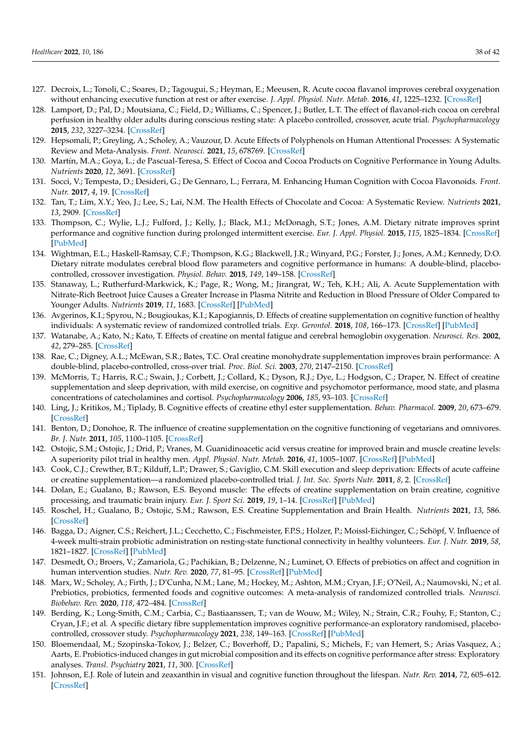127. Decroix, L.; Tonoli, C.; Soares, D.; Tagougui, S.; Heyman, E.; Meeusen, R. Acute cocoa flavanol improves cerebral oxygenation without enhancing executive function at rest or after exercise. *J. Appl. Physiol. Nutr. Metab.* **2016**, *41*, 1225–1232. [CrossRef]
128. Lamport, D.; Pal, D.; Moutsiana, C.; Field, D.; Williams, C.; Spencer, J.; Butler, L.T. The effect of flavanol-rich cocoa on cerebral perfusion in healthy older adults during conscious resting state: A placebo controlled, crossover, acute trial. *Psychopharmacology* **2015**, *232*, 3227–3234. [CrossRef]
129. Hepsomali, P.; Greyling, A.; Scholey, A.; Vauzour, D. Acute Effects of Polyphenols on Human Attentional Processes: A Systematic Review and Meta-Analysis. *Front. Neurosci.* **2021**, *15*, 678769. [CrossRef]
130. Martín, M.A.; Goya, L.; de Pascual-Teresa, S. Effect of Cocoa and Cocoa Products on Cognitive Performance in Young Adults. *Nutrients* **2020**, *12*, 3691. [CrossRef]
131. Socci, V.; Tempesta, D.; Desideri, G.; De Gennaro, L.; Ferrara, M. Enhancing Human Cognition with Cocoa Flavonoids. *Front. Nutr.* **2017**, *4*, 19. [CrossRef]
132. Tan, T.; Lim, X.Y.; Yeo, J.; Lee, S.; Lai, N.M. The Health Effects of Chocolate and Cocoa: A Systematic Review. *Nutrients* **2021**, *13*, 2909. [CrossRef]
133. Thompson, C.; Wylie, L.J.; Fulford, J.; Kelly, J.; Black, M.I.; McDonagh, S.T.; Jones, A.M. Dietary nitrate improves sprint performance and cognitive function during prolonged intermittent exercise. *Eur. J. Appl. Physiol.* **2015**, *115*, 1825–1834. [CrossRef] [PubMed]
134. Wightman, E.L.; Haskell-Ramsay, C.F.; Thompson, K.G.; Blackwell, J.R.; Winyard, P.G.; Forster, J.; Jones, A.M.; Kennedy, D.O. Dietary nitrate modulates cerebral blood flow parameters and cognitive performance in humans: A double-blind, placebo-controlled, crossover investigation. *Physiol. Behav.* **2015**, *149*, 149–158. [CrossRef]
135. Stanaway, L.; Rutherfurd-Markwick, K.; Page, R.; Wong, M.; Jirangrat, W.; Teh, K.H.; Ali, A. Acute Supplementation with Nitrate-Rich Beetroot Juice Causes a Greater Increase in Plasma Nitrite and Reduction in Blood Pressure of Older Compared to Younger Adults. *Nutrients* **2019**, *11*, 1683. [CrossRef] [PubMed]
136. Avgerinos, K.I.; Spyrou, N.; Bougioukas, K.I.; Kapogiannis, D. Effects of creatine supplementation on cognitive function of healthy individuals: A systematic review of randomized controlled trials. *Exp. Gerontol.* **2018**, *108*, 166–173. [CrossRef] [PubMed]
137. Watanabe, A.; Kato, N.; Kato, T. Effects of creatine on mental fatigue and cerebral hemoglobin oxygenation. *Neurosci. Res.* **2002**, *42*, 279–285. [CrossRef]
138. Rae, C.; Digney, A.L.; McEwan, S.R.; Bates, T.C. Oral creatine monohydrate supplementation improves brain performance: A double-blind, placebo-controlled, cross-over trial. *Proc. Biol. Sci.* **2003**, *270*, 2147–2150. [CrossRef]
139. McMorris, T.; Harris, R.C.; Swain, J.; Corbett, J.; Collard, K.; Dyson, R.J.; Dye, L.; Hodgson, C.; Draper, N. Effect of creatine supplementation and sleep deprivation, with mild exercise, on cognitive and psychomotor performance, mood state, and plasma concentrations of catecholamines and cortisol. *Psychopharmacology* **2006**, *185*, 93–103. [CrossRef]
140. Ling, J.; Kritikos, M.; Tiplady, B. Cognitive effects of creatine ethyl ester supplementation. *Behav. Pharmacol.* **2009**, *20*, 673–679. [CrossRef]
141. Benton, D.; Donohoe, R. The influence of creatine supplementation on the cognitive functioning of vegetarians and omnivores. *Br. J. Nutr.* **2011**, *105*, 1100–1105. [CrossRef]
142. Ostojic, S.M.; Ostojic, J.; Drid, P.; Vranes, M. Guanidinoacetic acid versus creatine for improved brain and muscle creatine levels: A superiority pilot trial in healthy men. *Appl. Physiol. Nutr. Metab.* **2016**, *41*, 1005–1007. [CrossRef] [PubMed]
143. Cook, C.J.; Crewther, B.T.; Kilduff, L.P.; Drawer, S.; Gaviglio, C.M. Skill execution and sleep deprivation: Effects of acute caffeine or creatine supplementation—a randomized placebo-controlled trial. *J. Int. Soc. Sports Nutr.* **2011**, *8*, 2. [CrossRef]
144. Dolan, E.; Gualano, B.; Rawson, E.S. Beyond muscle: The effects of creatine supplementation on brain creatine, cognitive processing, and traumatic brain injury. *Eur. J. Sport Sci.* **2019**, *19*, 1–14. [CrossRef] [PubMed]
145. Roschel, H.; Gualano, B.; Ostojic, S.M.; Rawson, E.S. Creatine Supplementation and Brain Health. *Nutrients* **2021**, *13*, 586. [CrossRef]
146. Bagga, D.; Aigner, C.S.; Reichert, J.L.; Cecchetto, C.; Fischmeister, F.P.S.; Holzer, P.; Moissl-Eichinger, C.; Schöpf, V. Influence of 4-week multi-strain probiotic administration on resting-state functional connectivity in healthy volunteers. *Eur. J. Nutr.* **2019**, *58*, 1821–1827. [CrossRef] [PubMed]
147. Desmedt, O.; Broers, V.; Zamariola, G.; Pachikian, B.; Delzenne, N.; Luminet, O. Effects of prebiotics on affect and cognition in human intervention studies. *Nutr. Rev.* **2020**, *77*, 81–95. [CrossRef] [PubMed]
148. Marx, W.; Scholey, A.; Firth, J.; D'Cunha, N.M.; Lane, M.; Hockey, M.; Ashton, M.M.; Cryan, J.F.; O'Neil, A.; Naumovski, N.; et al. Prebiotics, probiotics, fermented foods and cognitive outcomes: A meta-analysis of randomized controlled trials. *Neurosci. Biobehav. Rev.* **2020**, *118*, 472–484. [CrossRef]
149. Berding, K.; Long-Smith, C.M.; Carbia, C.; Bastiaanssen, T.; van de Wouw, M.; Wiley, N.; Strain, C.R.; Fouhy, F.; Stanton, C.; Cryan, J.F.; et al. A specific dietary fibre supplementation improves cognitive performance-an exploratory randomised, placebo-controlled, crossover study. *Psychopharmacology* **2021**, *238*, 149–163. [CrossRef] [PubMed]
150. Bloemendaal, M.; Szopinska-Tokov, J.; Belzer, C.; Boverhoff, D.; Papalini, S.; Michels, F.; van Hemert, S.; Arias Vasquez, A.; Aarts, E. Probiotics-induced changes in gut microbial composition and its effects on cognitive performance after stress: Exploratory analyses. *Transl. Psychiatry* **2021**, *11*, 300. [CrossRef]
151. Johnson, E.J. Role of lutein and zeaxanthin in visual and cognitive function throughout the lifespan. *Nutr. Rev.* **2014**, *72*, 605–612. [CrossRef]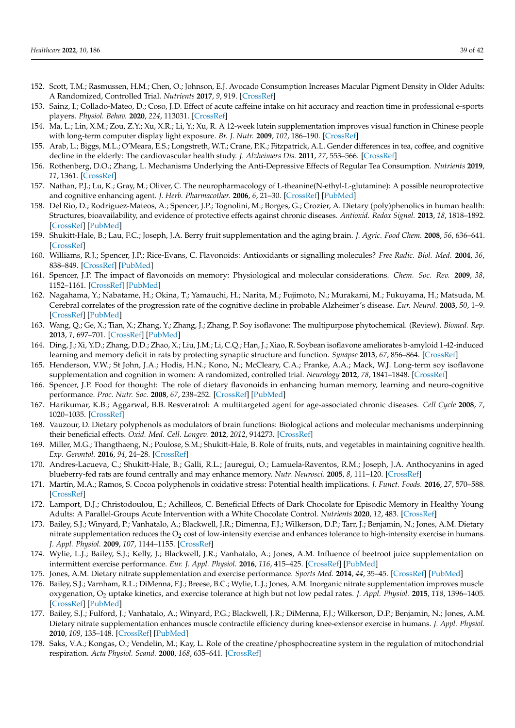152. Scott, T.M.; Rasmussen, H.M.; Chen, O.; Johnson, E.J. Avocado Consumption Increases Macular Pigment Density in Older Adults: A Randomized, Controlled Trial. *Nutrients* **2017**, *9*, 919. [CrossRef]
153. Sainz, I.; Collado-Mateo, D.; Coso, J.D. Effect of acute caffeine intake on hit accuracy and reaction time in professional e-sports players. *Physiol. Behav.* **2020**, *224*, 113031. [CrossRef]
154. Ma, L.; Lin, X.M.; Zou, Z.Y.; Xu, X.R.; Li, Y.; Xu, R. A 12-week lutein supplementation improves visual function in Chinese people with long-term computer display light exposure. *Br. J. Nutr.* **2009**, *102*, 186–190. [CrossRef]
155. Arab, L.; Biggs, M.L.; O'Meara, E.S.; Longstreth, W.T.; Crane, P.K.; Fitzpatrick, A.L. Gender differences in tea, coffee, and cognitive decline in the elderly: The cardiovascular health study. *J. Alzheimers Dis.* **2011**, *27*, 553–566. [CrossRef]
156. Rothenberg, D.O.; Zhang, L. Mechanisms Underlying the Anti-Depressive Effects of Regular Tea Consumption. *Nutrients* **2019**, *11*, 1361. [CrossRef]
157. Nathan, P.J.; Lu, K.; Gray, M.; Oliver, C. The neuropharmacology of L-theanine(N-ethyl-L-glutamine): A possible neuroprotective and cognitive enhancing agent. *J. Herb. Pharmacother.* **2006**, *6*, 21–30. [CrossRef] [PubMed]
158. Del Rio, D.; Rodriguez-Mateos, A.; Spencer, J.P.; Tognolini, M.; Borges, G.; Crozier, A. Dietary (poly)phenolics in human health: Structures, bioavailability, and evidence of protective effects against chronic diseases. *Antioxid. Redox Signal.* **2013**, *18*, 1818–1892. [CrossRef] [PubMed]
159. Shukitt-Hale, B.; Lau, F.C.; Joseph, J.A. Berry fruit supplementation and the aging brain. *J. Agric. Food Chem.* **2008**, *56*, 636–641. [CrossRef]
160. Williams, R.J.; Spencer, J.P.; Rice-Evans, C. Flavonoids: Antioxidants or signalling molecules? *Free Radic. Biol. Med.* **2004**, *36*, 838–849. [CrossRef] [PubMed]
161. Spencer, J.P. The impact of flavonoids on memory: Physiological and molecular considerations. *Chem. Soc. Rev.* **2009**, *38*, 1152–1161. [CrossRef] [PubMed]
162. Nagahama, Y.; Nabatame, H.; Okina, T.; Yamauchi, H.; Narita, M.; Fujimoto, N.; Murakami, M.; Fukuyama, H.; Matsuda, M. Cerebral correlates of the progression rate of the cognitive decline in probable Alzheimer's disease. *Eur. Neurol.* **2003**, *50*, 1–9. [CrossRef] [PubMed]
163. Wang, Q.; Ge, X.; Tian, X.; Zhang, Y.; Zhang, J.; Zhang, P. Soy isoflavone: The multipurpose phytochemical. (Review). *Biomed. Rep.* **2013**, *1*, 697–701. [CrossRef] [PubMed]
164. Ding, J.; Xi, Y.D.; Zhang, D.D.; Zhao, X.; Liu, J.M.; Li, C.Q.; Han, J.; Xiao, R. Soybean isoflavone ameliorates b-amyloid 1-42-induced learning and memory deficit in rats by protecting synaptic structure and function. *Synapse* **2013**, *67*, 856–864. [CrossRef]
165. Henderson, V.W.; St John, J.A.; Hodis, H.N.; Kono, N.; McCleary, C.A.; Franke, A.A.; Mack, W.J. Long-term soy isoflavone supplementation and cognition in women: A randomized, controlled trial. *Neurology* **2012**, *78*, 1841–1848. [CrossRef]
166. Spencer, J.P. Food for thought: The role of dietary flavonoids in enhancing human memory, learning and neuro-cognitive performance. *Proc. Nutr. Soc.* **2008**, *67*, 238–252. [CrossRef] [PubMed]
167. Harikumar, K.B.; Aggarwal, B.B. Resveratrol: A multitargeted agent for age-associated chronic diseases. *Cell Cycle* **2008**, *7*, 1020–1035. [CrossRef]
168. Vauzour, D. Dietary polyphenols as modulators of brain functions: Biological actions and molecular mechanisms underpinning their beneficial effects. *Oxid. Med. Cell. Longev.* **2012**, *2012*, 914273. [CrossRef]
169. Miller, M.G.; Thangthaeng, N.; Poulose, S.M.; Shukitt-Hale, B. Role of fruits, nuts, and vegetables in maintaining cognitive health. *Exp. Gerontol.* **2016**, *94*, 24–28. [CrossRef]
170. Andres-Lacueva, C.; Shukitt-Hale, B.; Galli, R.L.; Jauregui, O.; Lamuela-Raventos, R.M.; Joseph, J.A. Anthocyanins in aged blueberry-fed rats are found centrally and may enhance memory. *Nutr. Neurosci.* **2005**, *8*, 111–120. [CrossRef]
171. Martín, M.A.; Ramos, S. Cocoa polyphenols in oxidative stress: Potential health implications. *J. Funct. Foods.* **2016**, *27*, 570–588. [CrossRef]
172. Lamport, D.J.; Christodoulou, E.; Achilleos, C. Beneficial Effects of Dark Chocolate for Episodic Memory in Healthy Young Adults: A Parallel-Groups Acute Intervention with a White Chocolate Control. *Nutrients* **2020**, *12*, 483. [CrossRef]
173. Bailey, S.J.; Winyard, P.; Vanhatalo, A.; Blackwell, J.R.; Dimenna, F.J.; Wilkerson, D.P.; Tarr, J.; Benjamin, N.; Jones, A.M. Dietary nitrate supplementation reduces the $O_2$ cost of low-intensity exercise and enhances tolerance to high-intensity exercise in humans. *J. Appl. Physiol.* **2009**, *107*, 1144–1155. [CrossRef]
174. Wylie, L.J.; Bailey, S.J.; Kelly, J.; Blackwell, J.R.; Vanhatalo, A.; Jones, A.M. Influence of beetroot juice supplementation on intermittent exercise performance. *Eur. J. Appl. Physiol.* **2016**, *116*, 415–425. [CrossRef] [PubMed]
175. Jones, A.M. Dietary nitrate supplementation and exercise performance. *Sports Med.* **2014**, *44*, 35–45. [CrossRef] [PubMed]
176. Bailey, S.J.; Varnham, R.L.; DiMenna, F.J.; Breese, B.C.; Wylie, L.J.; Jones, A.M. Inorganic nitrate supplementation improves muscle oxygenation, $O_2$ uptake kinetics, and exercise tolerance at high but not low pedal rates. *J. Appl. Physiol.* **2015**, *118*, 1396–1405. [CrossRef] [PubMed]
177. Bailey, S.J.; Fulford, J.; Vanhatalo, A.; Winyard, P.G.; Blackwell, J.R.; DiMenna, F.J.; Wilkerson, D.P.; Benjamin, N.; Jones, A.M. Dietary nitrate supplementation enhances muscle contractile efficiency during knee-extensor exercise in humans. *J. Appl. Physiol.* **2010**, *109*, 135–148. [CrossRef] [PubMed]
178. Saks, V.A.; Kongas, O.; Vendelin, M.; Kay, L. Role of the creatine/phosphocreatine system in the regulation of mitochondrial respiration. *Acta Physiol. Scand.* **2000**, *168*, 635–641. [CrossRef]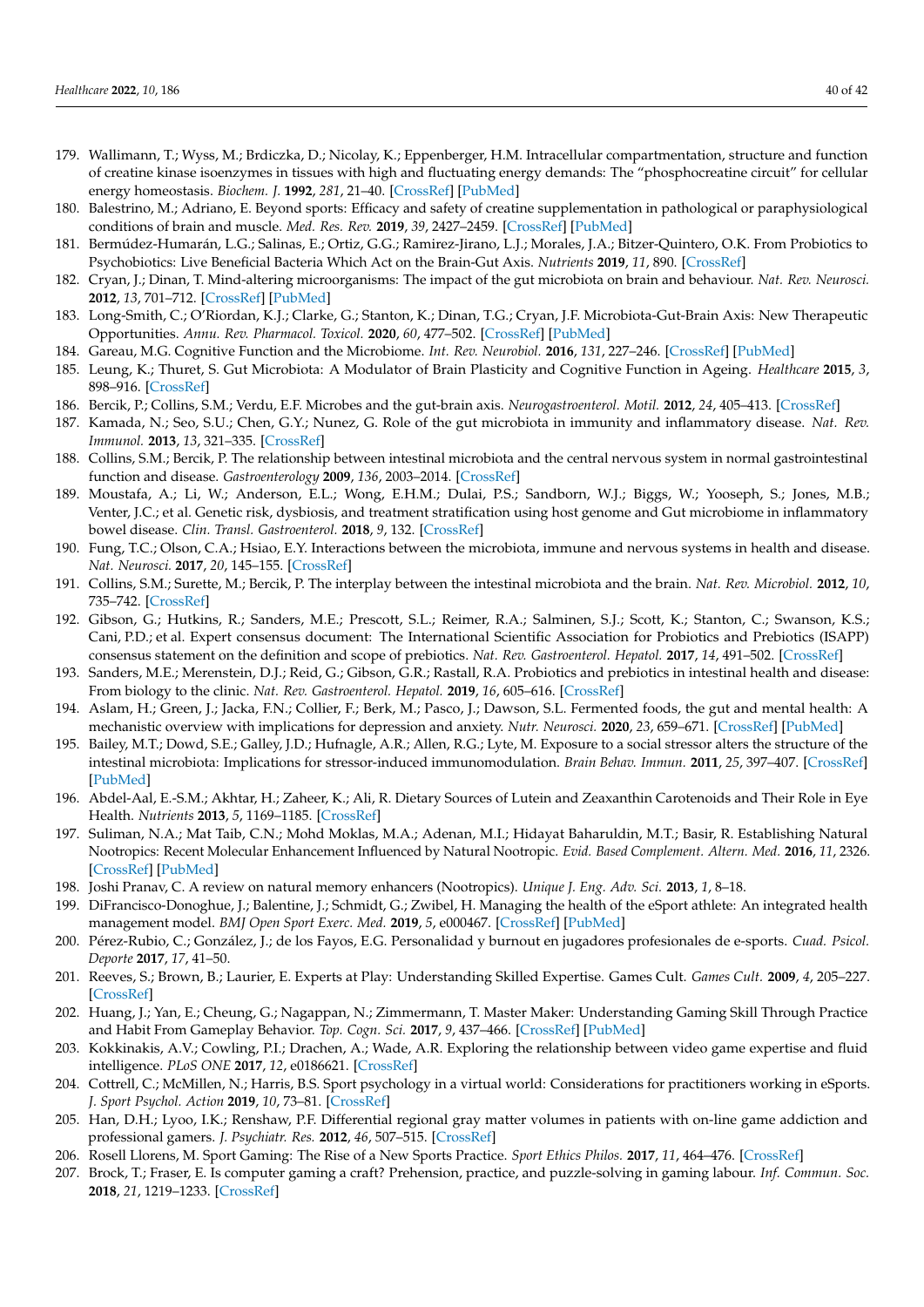179. Wallimann, T.; Wyss, M.; Brdiczka, D.; Nicolay, K.; Eppenberger, H.M. Intracellular compartmentation, structure and function of creatine kinase isoenzymes in tissues with high and fluctuating energy demands: The "phosphocreatine circuit" for cellular energy homeostasis. *Biochem. J.* **1992**, *281*, 21–40. [CrossRef] [PubMed]
180. Balestrino, M.; Adriano, E. Beyond sports: Efficacy and safety of creatine supplementation in pathological or paraphysiological conditions of brain and muscle. *Med. Res. Rev.* **2019**, *39*, 2427–2459. [CrossRef] [PubMed]
181. Bermúdez-Humarán, L.G.; Salinas, E.; Ortiz, G.G.; Ramirez-Jirano, L.J.; Morales, J.A.; Bitzer-Quintero, O.K. From Probiotics to Psychobiotics: Live Beneficial Bacteria Which Act on the Brain-Gut Axis. *Nutrients* **2019**, *11*, 890. [CrossRef]
182. Cryan, J.; Dinan, T. Mind-altering microorganisms: The impact of the gut microbiota on brain and behaviour. *Nat. Rev. Neurosci.* **2012**, *13*, 701–712. [CrossRef] [PubMed]
183. Long-Smith, C.; O'Riordan, K.J.; Clarke, G.; Stanton, K.; Dinan, T.G.; Cryan, J.F. Microbiota-Gut-Brain Axis: New Therapeutic Opportunities. *Annu. Rev. Pharmacol. Toxicol.* **2020**, *60*, 477–502. [CrossRef] [PubMed]
184. Gareau, M.G. Cognitive Function and the Microbiome. *Int. Rev. Neurobiol.* **2016**, *131*, 227–246. [CrossRef] [PubMed]
185. Leung, K.; Thuret, S. Gut Microbiota: A Modulator of Brain Plasticity and Cognitive Function in Ageing. *Healthcare* **2015**, *3*, 898–916. [CrossRef]
186. Bercik, P.; Collins, S.M.; Verdu, E.F. Microbes and the gut-brain axis. *Neurogastroenterol. Motil.* **2012**, *24*, 405–413. [CrossRef]
187. Kamada, N.; Seo, S.U.; Chen, G.Y.; Nunez, G. Role of the gut microbiota in immunity and inflammatory disease. *Nat. Rev. Immunol.* **2013**, *13*, 321–335. [CrossRef]
188. Collins, S.M.; Bercik, P. The relationship between intestinal microbiota and the central nervous system in normal gastrointestinal function and disease. *Gastroenterology* **2009**, *136*, 2003–2014. [CrossRef]
189. Moustafa, A.; Li, W.; Anderson, E.L.; Wong, E.H.M.; Dulai, P.S.; Sandborn, W.J.; Biggs, W.; Yooseph, S.; Jones, M.B.; Venter, J.C.; et al. Genetic risk, dysbiosis, and treatment stratification using host genome and Gut microbiome in inflammatory bowel disease. *Clin. Transl. Gastroenterol.* **2018**, *9*, 132. [CrossRef]
190. Fung, T.C.; Olson, C.A.; Hsiao, E.Y. Interactions between the microbiota, immune and nervous systems in health and disease. *Nat. Neurosci.* **2017**, *20*, 145–155. [CrossRef]
191. Collins, S.M.; Surette, M.; Bercik, P. The interplay between the intestinal microbiota and the brain. *Nat. Rev. Microbiol.* **2012**, *10*, 735–742. [CrossRef]
192. Gibson, G.; Hutkins, R.; Sanders, M.E.; Prescott, S.L.; Reimer, R.A.; Salminen, S.J.; Scott, K.; Stanton, C.; Swanson, K.S.; Cani, P.D.; et al. Expert consensus document: The International Scientific Association for Probiotics and Prebiotics (ISAPP) consensus statement on the definition and scope of prebiotics. *Nat. Rev. Gastroenterol. Hepatol.* **2017**, *14*, 491–502. [CrossRef]
193. Sanders, M.E.; Merenstein, D.J.; Reid, G.; Gibson, G.R.; Rastall, R.A. Probiotics and prebiotics in intestinal health and disease: From biology to the clinic. *Nat. Rev. Gastroenterol. Hepatol.* **2019**, *16*, 605–616. [CrossRef]
194. Aslam, H.; Green, J.; Jacka, F.N.; Collier, F.; Berk, M.; Pasco, J.; Dawson, S.L. Fermented foods, the gut and mental health: A mechanistic overview with implications for depression and anxiety. *Nutr. Neurosci.* **2020**, *23*, 659–671. [CrossRef] [PubMed]
195. Bailey, M.T.; Dowd, S.E.; Galley, J.D.; Hufnagle, A.R.; Allen, R.G.; Lyte, M. Exposure to a social stressor alters the structure of the intestinal microbiota: Implications for stressor-induced immunomodulation. *Brain Behav. Immun.* **2011**, *25*, 397–407. [CrossRef] [PubMed]
196. Abdel-Aal, E.-S.M.; Akhtar, H.; Zaheer, K.; Ali, R. Dietary Sources of Lutein and Zeaxanthin Carotenoids and Their Role in Eye Health. *Nutrients* **2013**, *5*, 1169–1185. [CrossRef]
197. Suliman, N.A.; Mat Taib, C.N.; Mohd Moklas, M.A.; Adenan, M.I.; Hidayat Baharuldin, M.T.; Basir, R. Establishing Natural Nootropics: Recent Molecular Enhancement Influenced by Natural Nootropic. *Evid. Based Complement. Altern. Med.* **2016**, *11*, 2326. [CrossRef] [PubMed]
198. Joshi Pranav, C. A review on natural memory enhancers (Nootropics). *Unique J. Eng. Adv. Sci.* **2013**, *1*, 8–18.
199. DiFrancisco-Donoghue, J.; Balentine, J.; Schmidt, G.; Zwibel, H. Managing the health of the eSport athlete: An integrated health management model. *BMJ Open Sport Exerc. Med.* **2019**, *5*, e000467. [CrossRef] [PubMed]
200. Pérez-Rubio, C.; González, J.; de los Fayos, E.G. Personalidad y burnout en jugadores profesionales de e-sports. *Cuad. Psicol. Deporte* **2017**, *17*, 41–50.
201. Reeves, S.; Brown, B.; Laurier, E. Experts at Play: Understanding Skilled Expertise. Games Cult. *Games Cult.* **2009**, *4*, 205–227. [CrossRef]
202. Huang, J.; Yan, E.; Cheung, G.; Nagappan, N.; Zimmermann, T. Master Maker: Understanding Gaming Skill Through Practice and Habit From Gameplay Behavior. *Top. Cogn. Sci.* **2017**, *9*, 437–466. [CrossRef] [PubMed]
203. Kokkinakis, A.V.; Cowling, P.I.; Drachen, A.; Wade, A.R. Exploring the relationship between video game expertise and fluid intelligence. *PLoS ONE* **2017**, *12*, e0186621. [CrossRef]
204. Cottrell, C.; McMillen, N.; Harris, B.S. Sport psychology in a virtual world: Considerations for practitioners working in eSports. *J. Sport Psychol. Action* **2019**, *10*, 73–81. [CrossRef]
205. Han, D.H.; Lyoo, I.K.; Renshaw, P.F. Differential regional gray matter volumes in patients with on-line game addiction and professional gamers. *J. Psychiatr. Res.* **2012**, *46*, 507–515. [CrossRef]
206. Rosell Llorens, M. Sport Gaming: The Rise of a New Sports Practice. *Sport Ethics Philos.* **2017**, *11*, 464–476. [CrossRef]
207. Brock, T.; Fraser, E. Is computer gaming a craft? Prehension, practice, and puzzle-solving in gaming labour. *Inf. Commun. Soc.* **2018**, *21*, 1219–1233. [CrossRef]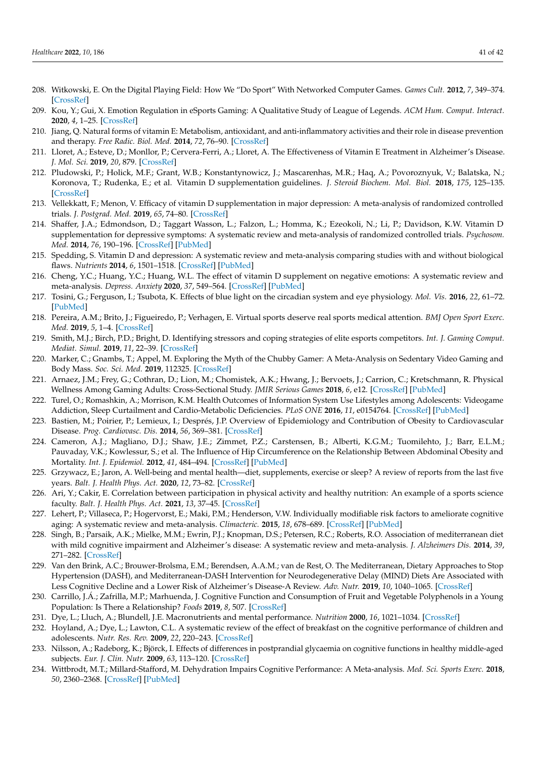208. Witkowski, E. On the Digital Playing Field: How We "Do Sport" With Networked Computer Games. *Games Cult.* **2012**, *7*, 349–374. [CrossRef]
209. Kou, Y.; Gui, X. Emotion Regulation in eSports Gaming: A Qualitative Study of League of Legends. *ACM Hum. Comput. Interact.* **2020**, *4*, 1–25. [CrossRef]
210. Jiang, Q. Natural forms of vitamin E: Metabolism, antioxidant, and anti-inflammatory activities and their role in disease prevention and therapy. *Free Radic. Biol. Med.* **2014**, *72*, 76–90. [CrossRef]
211. Lloret, A.; Esteve, D.; Monllor, P.; Cervera-Ferri, A.; Lloret, A. The Effectiveness of Vitamin E Treatment in Alzheimer's Disease. *J. Mol. Sci.* **2019**, *20*, 879. [CrossRef]
212. Pludowski, P.; Holick, M.F.; Grant, W.B.; Konstantynowicz, J.; Mascarenhas, M.R.; Haq, A.; Povoroznyuk, V.; Balatska, N.; Koronova, T.; Rudenka, E.; et al. Vitamin D supplementation guidelines. *J. Steroid Biochem. Mol. Biol.* **2018**, *175*, 125–135. [CrossRef]
213. Vellekkatt, F.; Menon, V. Efficacy of vitamin D supplementation in major depression: A meta-analysis of randomized controlled trials. *J. Postgrad. Med.* **2019**, *65*, 74–80. [CrossRef]
214. Shaffer, J.A.; Edmondson, D.; Taggart Wasson, L.; Falzon, L.; Homma, K.; Ezeokoli, N.; Li, P.; Davidson, K.W. Vitamin D supplementation for depressive symptoms: A systematic review and meta-analysis of randomized controlled trials. *Psychosom. Med.* **2014**, *76*, 190–196. [CrossRef] [PubMed]
215. Spedding, S. Vitamin D and depression: A systematic review and meta-analysis comparing studies with and without biological flaws. *Nutrients* **2014**, *6*, 1501–1518. [CrossRef] [PubMed]
216. Cheng, Y.C.; Huang, Y.C.; Huang, W.L. The effect of vitamin D supplement on negative emotions: A systematic review and meta-analysis. *Depress. Anxiety* **2020**, *37*, 549–564. [CrossRef] [PubMed]
217. Tosini, G.; Ferguson, I.; Tsubota, K. Effects of blue light on the circadian system and eye physiology. *Mol. Vis.* **2016**, *22*, 61–72. [PubMed]
218. Pereira, A.M.; Brito, J.; Figueiredo, P.; Verhagen, E. Virtual sports deserve real sports medical attention. *BMJ Open Sport Exerc. Med.* **2019**, *5*, 1–4. [CrossRef]
219. Smith, M.J.; Birch, P.D.; Bright, D. Identifying stressors and coping strategies of elite esports competitors. *Int. J. Gaming Comput. Mediat. Simul.* **2019**, *11*, 22–39. [CrossRef]
220. Marker, C.; Gnambs, T.; Appel, M. Exploring the Myth of the Chubby Gamer: A Meta-Analysis on Sedentary Video Gaming and Body Mass. *Soc. Sci. Med.* **2019**, 112325. [CrossRef]
221. Arnaez, J.M.; Frey, G.; Cothran, D.; Lion, M.; Chomistek, A.K.; Hwang, J.; Bervoets, J.; Carrion, C.; Kretschmann, R. Physical Wellness Among Gaming Adults: Cross-Sectional Study. *JMIR Serious Games* **2018**, *6*, e12. [CrossRef] [PubMed]
222. Turel, O.; Romashkin, A.; Morrison, K.M. Health Outcomes of Information System Use Lifestyles among Adolescents: Videogame Addiction, Sleep Curtailment and Cardio-Metabolic Deficiencies. *PLoS ONE* **2016**, *11*, e0154764. [CrossRef] [PubMed]
223. Bastien, M.; Poirier, P.; Lemieux, I.; Després, J.P. Overview of Epidemiology and Contribution of Obesity to Cardiovascular Disease. *Prog. Cardiovasc. Dis.* **2014**, *56*, 369–381. [CrossRef]
224. Cameron, A.J.; Magliano, D.J.; Shaw, J.E.; Zimmet, P.Z.; Carstensen, B.; Alberti, K.G.M.; Tuomilehto, J.; Barr, E.L.M.; Pauvaday, V.K.; Kowlessur, S.; et al. The Influence of Hip Circumference on the Relationship Between Abdominal Obesity and Mortality. *Int. J. Epidemiol.* **2012**, *41*, 484–494. [CrossRef] [PubMed]
225. Grzywacz, E.; Jaron, A. Well-being and mental health—diet, supplements, exercise or sleep? A review of reports from the last five years. *Balt. J. Health Phys. Act.* **2020**, *12*, 73–82. [CrossRef]
226. Ari, Y.; Cakir, E. Correlation between participation in physical activity and healthy nutrition: An example of a sports science faculty. *Balt. J. Health Phys. Act.* **2021**, *13*, 37–45. [CrossRef]
227. Lehert, P.; Villaseca, P.; Hogervorst, E.; Maki, P.M.; Henderson, V.W. Individually modifiable risk factors to ameliorate cognitive aging: A systematic review and meta-analysis. *Climacteric.* **2015**, *18*, 678–689. [CrossRef] [PubMed]
228. Singh, B.; Parsaik, A.K.; Mielke, M.M.; Ewrin, P.J.; Knopman, D.S.; Petersen, R.C.; Roberts, R.O. Association of mediterranean diet with mild cognitive impairment and Alzheimer's disease: A systematic review and meta-analysis. *J. Alzheimers Dis.* **2014**, *39*, 271–282. [CrossRef]
229. Van den Brink, A.C.; Brouwer-Brolsma, E.M.; Berendsen, A.A.M.; van de Rest, O. The Mediterranean, Dietary Approaches to Stop Hypertension (DASH), and Mediterranean-DASH Intervention for Neurodegenerative Delay (MIND) Diets Are Associated with Less Cognitive Decline and a Lower Risk of Alzheimer's Disease-A Review. *Adv. Nutr.* **2019**, *10*, 1040–1065. [CrossRef]
230. Carrillo, J.Á.; Zafrilla, M.P.; Marhuenda, J. Cognitive Function and Consumption of Fruit and Vegetable Polyphenols in a Young Population: Is There a Relationship? *Foods* **2019**, *8*, 507. [CrossRef]
231. Dye, L.; Lluch, A.; Blundell, J.E. Macronutrients and mental performance. *Nutrition* **2000**, *16*, 1021–1034. [CrossRef]
232. Hoyland, A.; Dye, L.; Lawton, C.L. A systematic review of the effect of breakfast on the cognitive performance of children and adolescents. *Nutr. Res. Rev.* **2009**, *22*, 220–243. [CrossRef]
233. Nilsson, A.; Radeborg, K.; Björck, I. Effects of differences in postprandial glycaemia on cognitive functions in healthy middle-aged subjects. *Eur. J. Clin. Nutr.* **2009**, *63*, 113–120. [CrossRef]
234. Wittbrodt, M.T.; Millard-Stafford, M. Dehydration Impairs Cognitive Performance: A Meta-analysis. *Med. Sci. Sports Exerc.* **2018**, *50*, 2360–2368. [CrossRef] [PubMed]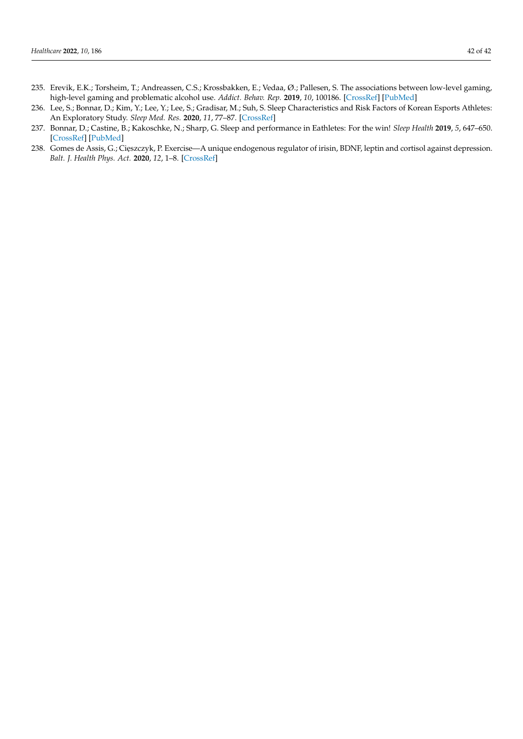235. Erevik, E.K.; Torsheim, T.; Andreassen, C.S.; Krossbakken, E.; Vedaa, Ø.; Pallesen, S. The associations between low-level gaming, high-level gaming and problematic alcohol use. *Addict. Behav. Rep.* **2019**, *10*, 100186. [CrossRef] [PubMed]
236. Lee, S.; Bonnar, D.; Kim, Y.; Lee, Y.; Lee, S.; Gradisar, M.; Suh, S. Sleep Characteristics and Risk Factors of Korean Esports Athletes: An Exploratory Study. *Sleep Med. Res.* **2020**, *11*, 77–87. [CrossRef]
237. Bonnar, D.; Castine, B.; Kakoschke, N.; Sharp, G. Sleep and performance in Eathletes: For the win! *Sleep Health* **2019**, *5*, 647–650. [CrossRef] [PubMed]
238. Gomes de Assis, G.; Cięszczyk, P. Exercise—A unique endogenous regulator of irisin, BDNF, leptin and cortisol against depression. *Balt. J. Health Phys. Act.* **2020**, *12*, 1–8. [CrossRef]